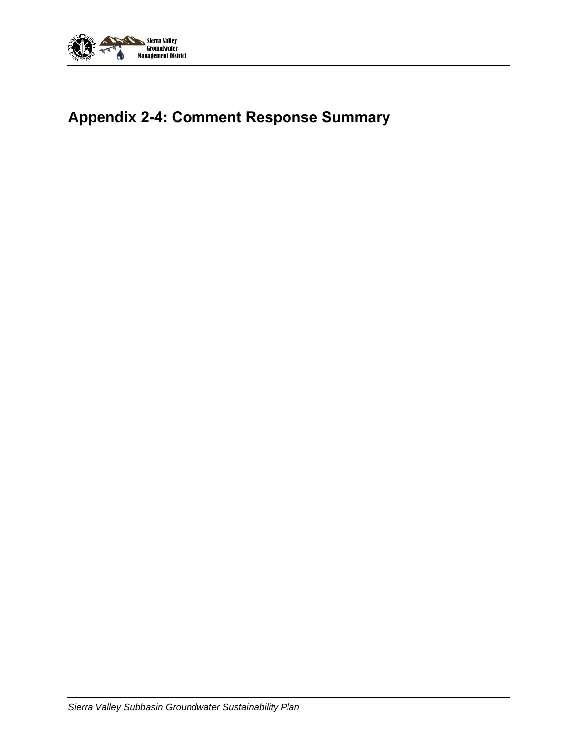# Appendix 2-4: Comment Response Summary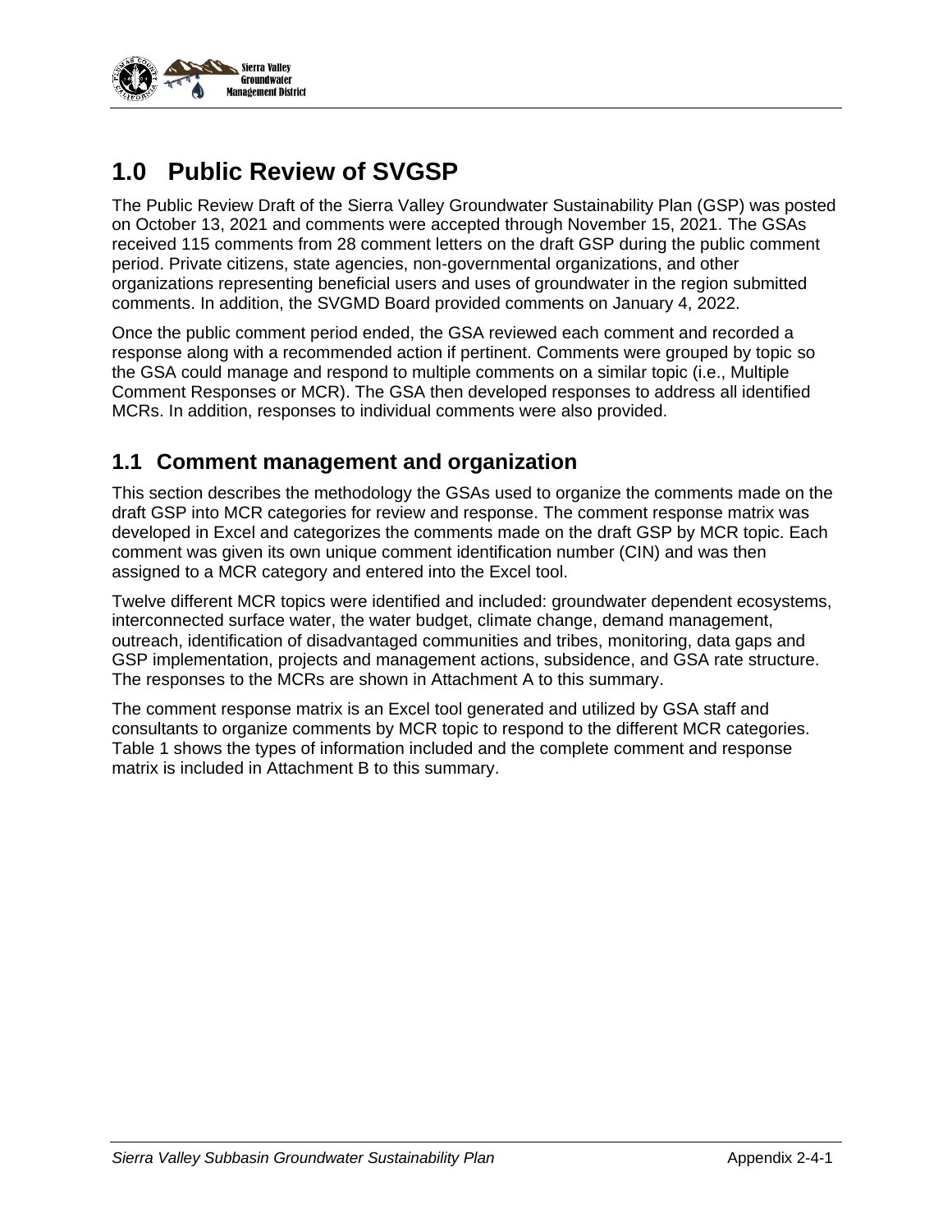# 1.0 Public Review of SVGSP

The Public Review Draft of the Sierra Valley Groundwater Sustainability Plan (GSP) was posted on October 13, 2021 and comments were accepted through November 15, 2021. The GSAs received 115 comments from 28 comment letters on the draft GSP during the public comment period. Private citizens, state agencies, non-governmental organizations, and other organizations representing beneficial users and uses of groundwater in the region submitted comments. In addition, the SVGMD Board provided comments on January 4, 2022.

Once the public comment period ended, the GSA reviewed each comment and recorded a response along with a recommended action if pertinent. Comments were grouped by topic so the GSA could manage and respond to multiple comments on a similar topic (i.e., Multiple Comment Responses or MCR). The GSA then developed responses to address all identified MCRs. In addition, responses to individual comments were also provided.

## 1.1 Comment management and organization

This section describes the methodology the GSAs used to organize the comments made on the draft GSP into MCR categories for review and response. The comment response matrix was developed in Excel and categorizes the comments made on the draft GSP by MCR topic. Each comment was given its own unique comment identification number (CIN) and was then assigned to a MCR category and entered into the Excel tool.

Twelve different MCR topics were identified and included: groundwater dependent ecosystems, interconnected surface water, the water budget, climate change, demand management, outreach, identification of disadvantaged communities and tribes, monitoring, data gaps and GSP implementation, projects and management actions, subsidence, and GSA rate structure. The responses to the MCRs are shown in Attachment A to this summary.

The comment response matrix is an Excel tool generated and utilized by GSA staff and consultants to organize comments by MCR topic to respond to the different MCR categories. Table 1 shows the types of information included and the complete comment and response matrix is included in Attachment B to this summary.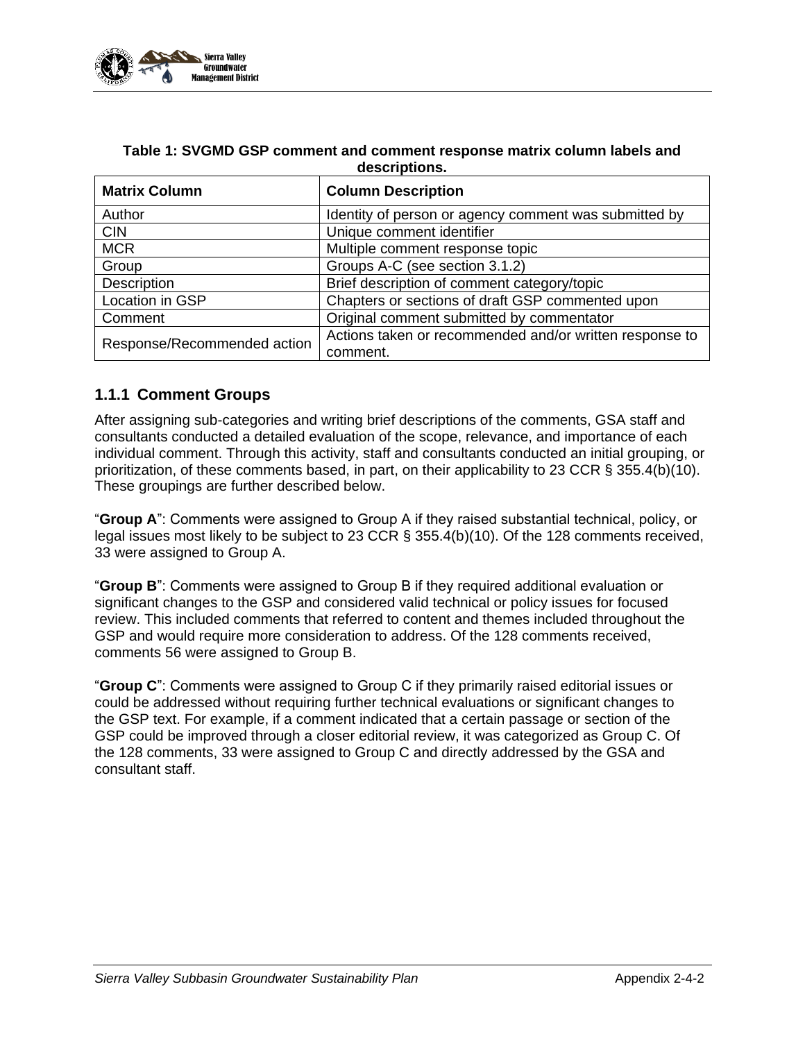**Table 1: SVGMD GSP comment and comment response matrix column labels and descriptions.**

| Matrix Column | Column Description |
|---|---|
| Author | Identity of person or agency comment was submitted by |
| CIN | Unique comment identifier |
| MCR | Multiple comment response topic |
| Group | Groups A-C (see section 3.1.2) |
| Description | Brief description of comment category/topic |
| Location in GSP | Chapters or sections of draft GSP commented upon |
| Comment | Original comment submitted by commentator |
| Response/Recommended action | Actions taken or recommended and/or written response to comment. |

### 1.1.1 Comment Groups

After assigning sub-categories and writing brief descriptions of the comments, GSA staff and consultants conducted a detailed evaluation of the scope, relevance, and importance of each individual comment. Through this activity, staff and consultants conducted an initial grouping, or prioritization, of these comments based, in part, on their applicability to 23 CCR § 355.4(b)(10). These groupings are further described below.

"**Group A**": Comments were assigned to Group A if they raised substantial technical, policy, or legal issues most likely to be subject to 23 CCR § 355.4(b)(10). Of the 128 comments received, 33 were assigned to Group A.

"**Group B**": Comments were assigned to Group B if they required additional evaluation or significant changes to the GSP and considered valid technical or policy issues for focused review. This included comments that referred to content and themes included throughout the GSP and would require more consideration to address. Of the 128 comments received, comments 56 were assigned to Group B.

"**Group C**": Comments were assigned to Group C if they primarily raised editorial issues or could be addressed without requiring further technical evaluations or significant changes to the GSP text. For example, if a comment indicated that a certain passage or section of the GSP could be improved through a closer editorial review, it was categorized as Group C. Of the 128 comments, 33 were assigned to Group C and directly addressed by the GSA and consultant staff.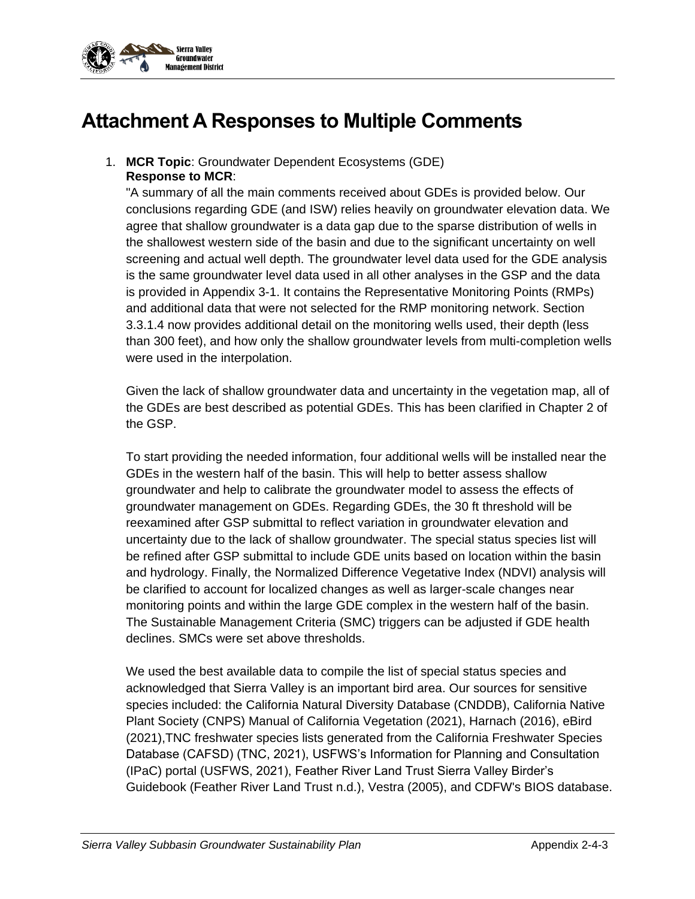# Attachment A Responses to Multiple Comments

1. **MCR Topic**: Groundwater Dependent Ecosystems (GDE)
   **Response to MCR**:
   "A summary of all the main comments received about GDEs is provided below. Our conclusions regarding GDE (and ISW) relies heavily on groundwater elevation data. We agree that shallow groundwater is a data gap due to the sparse distribution of wells in the shallowest western side of the basin and due to the significant uncertainty on well screening and actual well depth. The groundwater level data used for the GDE analysis is the same groundwater level data used in all other analyses in the GSP and the data is provided in Appendix 3-1. It contains the Representative Monitoring Points (RMPs) and additional data that were not selected for the RMP monitoring network. Section 3.3.1.4 now provides additional detail on the monitoring wells used, their depth (less than 300 feet), and how only the shallow groundwater levels from multi-completion wells were used in the interpolation.

   Given the lack of shallow groundwater data and uncertainty in the vegetation map, all of the GDEs are best described as potential GDEs. This has been clarified in Chapter 2 of the GSP.

   To start providing the needed information, four additional wells will be installed near the GDEs in the western half of the basin. This will help to better assess shallow groundwater and help to calibrate the groundwater model to assess the effects of groundwater management on GDEs. Regarding GDEs, the 30 ft threshold will be reexamined after GSP submittal to reflect variation in groundwater elevation and uncertainty due to the lack of shallow groundwater. The special status species list will be refined after GSP submittal to include GDE units based on location within the basin and hydrology. Finally, the Normalized Difference Vegetative Index (NDVI) analysis will be clarified to account for localized changes as well as larger-scale changes near monitoring points and within the large GDE complex in the western half of the basin. The Sustainable Management Criteria (SMC) triggers can be adjusted if GDE health declines. SMCs were set above thresholds.

   We used the best available data to compile the list of special status species and acknowledged that Sierra Valley is an important bird area. Our sources for sensitive species included: the California Natural Diversity Database (CNDDB), California Native Plant Society (CNPS) Manual of California Vegetation (2021), Harnach (2016), eBird (2021),TNC freshwater species lists generated from the California Freshwater Species Database (CAFSD) (TNC, 2021), USFWS's Information for Planning and Consultation (IPaC) portal (USFWS, 2021), Feather River Land Trust Sierra Valley Birder's Guidebook (Feather River Land Trust n.d.), Vestra (2005), and CDFW's BIOS database.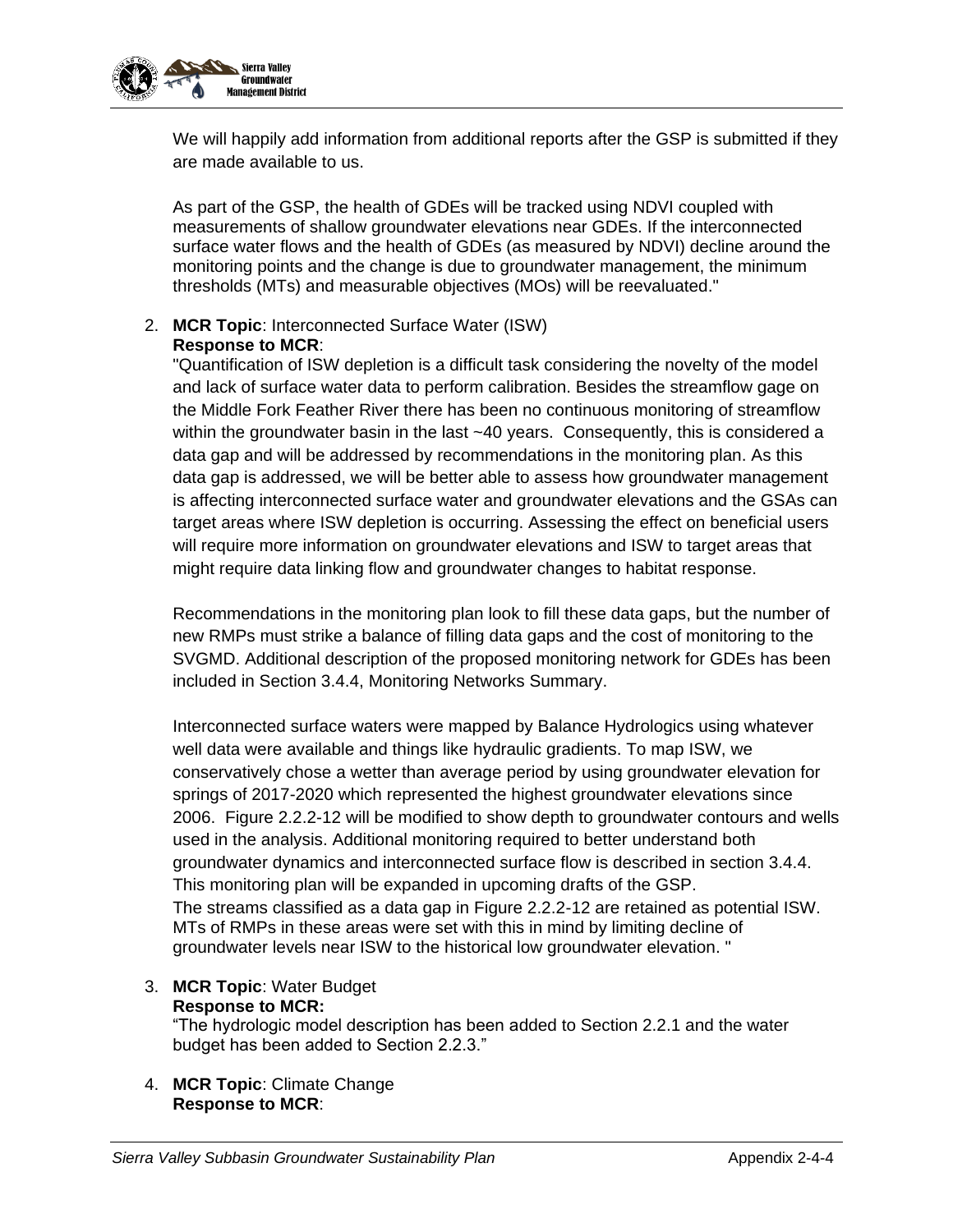We will happily add information from additional reports after the GSP is submitted if they are made available to us.

As part of the GSP, the health of GDEs will be tracked using NDVI coupled with measurements of shallow groundwater elevations near GDEs. If the interconnected surface water flows and the health of GDEs (as measured by NDVI) decline around the monitoring points and the change is due to groundwater management, the minimum thresholds (MTs) and measurable objectives (MOs) will be reevaluated."

2. **MCR Topic**: Interconnected Surface Water (ISW)
   **Response to MCR**:
   "Quantification of ISW depletion is a difficult task considering the novelty of the model and lack of surface water data to perform calibration. Besides the streamflow gage on the Middle Fork Feather River there has been no continuous monitoring of streamflow within the groundwater basin in the last ~40 years. Consequently, this is considered a data gap and will be addressed by recommendations in the monitoring plan. As this data gap is addressed, we will be better able to assess how groundwater management is affecting interconnected surface water and groundwater elevations and the GSAs can target areas where ISW depletion is occurring. Assessing the effect on beneficial users will require more information on groundwater elevations and ISW to target areas that might require data linking flow and groundwater changes to habitat response.

   Recommendations in the monitoring plan look to fill these data gaps, but the number of new RMPs must strike a balance of filling data gaps and the cost of monitoring to the SVGMD. Additional description of the proposed monitoring network for GDEs has been included in Section 3.4.4, Monitoring Networks Summary.

   Interconnected surface waters were mapped by Balance Hydrologics using whatever well data were available and things like hydraulic gradients. To map ISW, we conservatively chose a wetter than average period by using groundwater elevation for springs of 2017-2020 which represented the highest groundwater elevations since 2006. Figure 2.2.2-12 will be modified to show depth to groundwater contours and wells used in the analysis. Additional monitoring required to better understand both groundwater dynamics and interconnected surface flow is described in section 3.4.4. This monitoring plan will be expanded in upcoming drafts of the GSP.
   The streams classified as a data gap in Figure 2.2.2-12 are retained as potential ISW. MTs of RMPs in these areas were set with this in mind by limiting decline of groundwater levels near ISW to the historical low groundwater elevation. "

3. **MCR Topic**: Water Budget
   **Response to MCR:**
   "The hydrologic model description has been added to Section 2.2.1 and the water budget has been added to Section 2.2.3."

4. **MCR Topic**: Climate Change
   **Response to MCR**: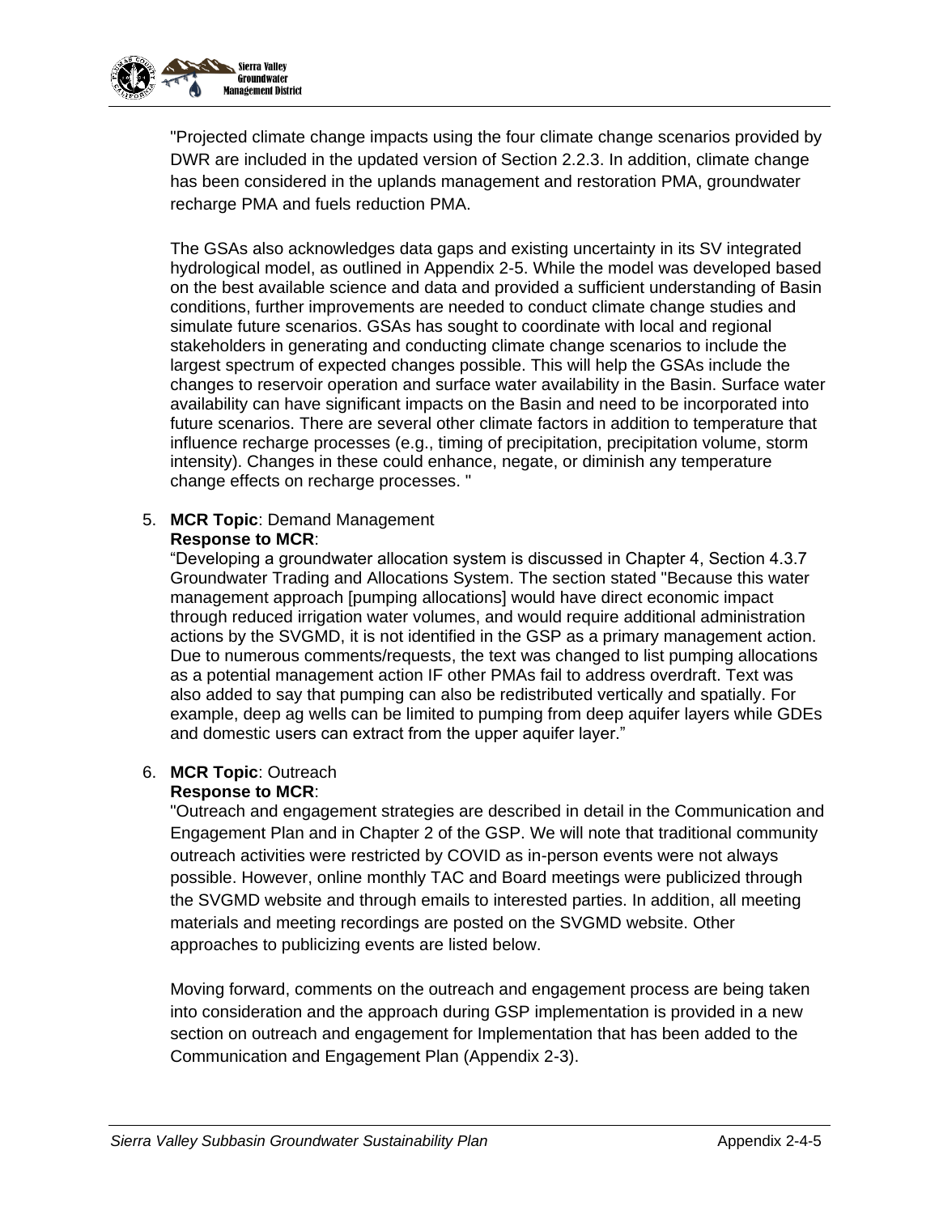"Projected climate change impacts using the four climate change scenarios provided by DWR are included in the updated version of Section 2.2.3. In addition, climate change has been considered in the uplands management and restoration PMA, groundwater recharge PMA and fuels reduction PMA.

The GSAs also acknowledges data gaps and existing uncertainty in its SV integrated hydrological model, as outlined in Appendix 2-5. While the model was developed based on the best available science and data and provided a sufficient understanding of Basin conditions, further improvements are needed to conduct climate change studies and simulate future scenarios. GSAs has sought to coordinate with local and regional stakeholders in generating and conducting climate change scenarios to include the largest spectrum of expected changes possible. This will help the GSAs include the changes to reservoir operation and surface water availability in the Basin. Surface water availability can have significant impacts on the Basin and need to be incorporated into future scenarios. There are several other climate factors in addition to temperature that influence recharge processes (e.g., timing of precipitation, precipitation volume, storm intensity). Changes in these could enhance, negate, or diminish any temperature change effects on recharge processes. "

5. **MCR Topic**: Demand Management
   **Response to MCR**:
   "Developing a groundwater allocation system is discussed in Chapter 4, Section 4.3.7 Groundwater Trading and Allocations System. The section stated "Because this water management approach [pumping allocations] would have direct economic impact through reduced irrigation water volumes, and would require additional administration actions by the SVGMD, it is not identified in the GSP as a primary management action. Due to numerous comments/requests, the text was changed to list pumping allocations as a potential management action IF other PMAs fail to address overdraft. Text was also added to say that pumping can also be redistributed vertically and spatially. For example, deep ag wells can be limited to pumping from deep aquifer layers while GDEs and domestic users can extract from the upper aquifer layer."

6. **MCR Topic**: Outreach
   **Response to MCR**:
   "Outreach and engagement strategies are described in detail in the Communication and Engagement Plan and in Chapter 2 of the GSP. We will note that traditional community outreach activities were restricted by COVID as in-person events were not always possible. However, online monthly TAC and Board meetings were publicized through the SVGMD website and through emails to interested parties. In addition, all meeting materials and meeting recordings are posted on the SVGMD website. Other approaches to publicizing events are listed below.

   Moving forward, comments on the outreach and engagement process are being taken into consideration and the approach during GSP implementation is provided in a new section on outreach and engagement for Implementation that has been added to the Communication and Engagement Plan (Appendix 2-3).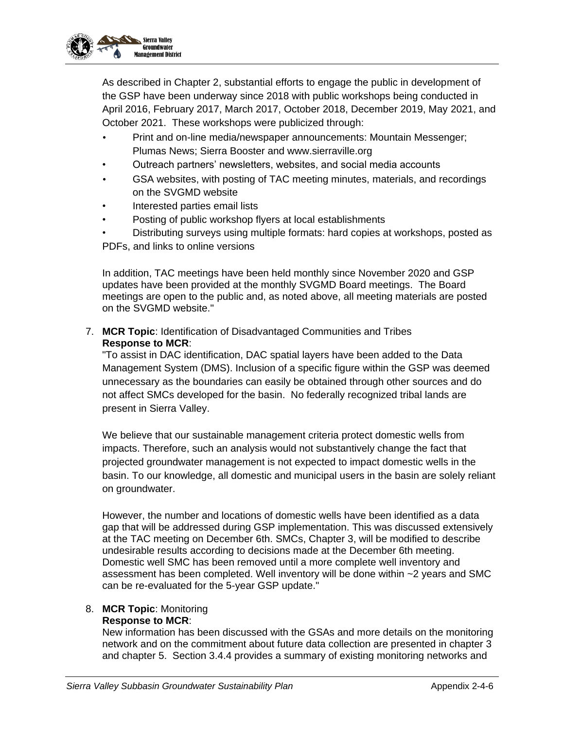As described in Chapter 2, substantial efforts to engage the public in development of the GSP have been underway since 2018 with public workshops being conducted in April 2016, February 2017, March 2017, October 2018, December 2019, May 2021, and October 2021. These workshops were publicized through:

- Print and on-line media/newspaper announcements: Mountain Messenger; Plumas News; Sierra Booster and www.sierraville.org
- Outreach partners' newsletters, websites, and social media accounts
- GSA websites, with posting of TAC meeting minutes, materials, and recordings on the SVGMD website
- Interested parties email lists
- Posting of public workshop flyers at local establishments
- Distributing surveys using multiple formats: hard copies at workshops, posted as PDFs, and links to online versions

In addition, TAC meetings have been held monthly since November 2020 and GSP updates have been provided at the monthly SVGMD Board meetings. The Board meetings are open to the public and, as noted above, all meeting materials are posted on the SVGMD website."

7. **MCR Topic**: Identification of Disadvantaged Communities and Tribes
   **Response to MCR**:
   "To assist in DAC identification, DAC spatial layers have been added to the Data Management System (DMS). Inclusion of a specific figure within the GSP was deemed unnecessary as the boundaries can easily be obtained through other sources and do not affect SMCs developed for the basin. No federally recognized tribal lands are present in Sierra Valley.

   We believe that our sustainable management criteria protect domestic wells from impacts. Therefore, such an analysis would not substantively change the fact that projected groundwater management is not expected to impact domestic wells in the basin. To our knowledge, all domestic and municipal users in the basin are solely reliant on groundwater.

   However, the number and locations of domestic wells have been identified as a data gap that will be addressed during GSP implementation. This was discussed extensively at the TAC meeting on December 6th. SMCs, Chapter 3, will be modified to describe undesirable results according to decisions made at the December 6th meeting. Domestic well SMC has been removed until a more complete well inventory and assessment has been completed. Well inventory will be done within ~2 years and SMC can be re-evaluated for the 5-year GSP update."

8. **MCR Topic**: Monitoring
   **Response to MCR**:
   New information has been discussed with the GSAs and more details on the monitoring network and on the commitment about future data collection are presented in chapter 3 and chapter 5. Section 3.4.4 provides a summary of existing monitoring networks and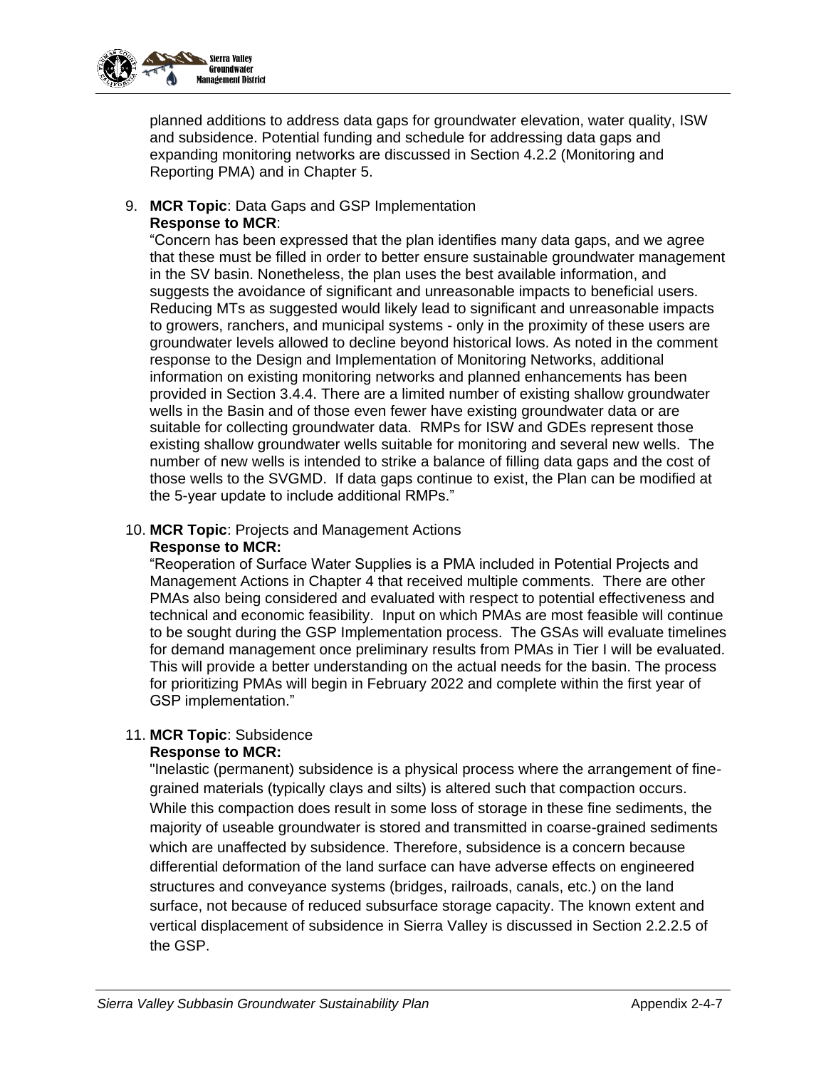planned additions to address data gaps for groundwater elevation, water quality, ISW and subsidence. Potential funding and schedule for addressing data gaps and expanding monitoring networks are discussed in Section 4.2.2 (Monitoring and Reporting PMA) and in Chapter 5.

9. **MCR Topic**: Data Gaps and GSP Implementation
   **Response to MCR**:
   "Concern has been expressed that the plan identifies many data gaps, and we agree that these must be filled in order to better ensure sustainable groundwater management in the SV basin. Nonetheless, the plan uses the best available information, and suggests the avoidance of significant and unreasonable impacts to beneficial users. Reducing MTs as suggested would likely lead to significant and unreasonable impacts to growers, ranchers, and municipal systems - only in the proximity of these users are groundwater levels allowed to decline beyond historical lows. As noted in the comment response to the Design and Implementation of Monitoring Networks, additional information on existing monitoring networks and planned enhancements has been provided in Section 3.4.4. There are a limited number of existing shallow groundwater wells in the Basin and of those even fewer have existing groundwater data or are suitable for collecting groundwater data. RMPs for ISW and GDEs represent those existing shallow groundwater wells suitable for monitoring and several new wells. The number of new wells is intended to strike a balance of filling data gaps and the cost of those wells to the SVGMD. If data gaps continue to exist, the Plan can be modified at the 5-year update to include additional RMPs."

10. **MCR Topic**: Projects and Management Actions
    **Response to MCR:**
    "Reoperation of Surface Water Supplies is a PMA included in Potential Projects and Management Actions in Chapter 4 that received multiple comments. There are other PMAs also being considered and evaluated with respect to potential effectiveness and technical and economic feasibility. Input on which PMAs are most feasible will continue to be sought during the GSP Implementation process. The GSAs will evaluate timelines for demand management once preliminary results from PMAs in Tier I will be evaluated. This will provide a better understanding on the actual needs for the basin. The process for prioritizing PMAs will begin in February 2022 and complete within the first year of GSP implementation."

11. **MCR Topic**: Subsidence
    **Response to MCR:**
    "Inelastic (permanent) subsidence is a physical process where the arrangement of fine-grained materials (typically clays and silts) is altered such that compaction occurs. While this compaction does result in some loss of storage in these fine sediments, the majority of useable groundwater is stored and transmitted in coarse-grained sediments which are unaffected by subsidence. Therefore, subsidence is a concern because differential deformation of the land surface can have adverse effects on engineered structures and conveyance systems (bridges, railroads, canals, etc.) on the land surface, not because of reduced subsurface storage capacity. The known extent and vertical displacement of subsidence in Sierra Valley is discussed in Section 2.2.2.5 of the GSP.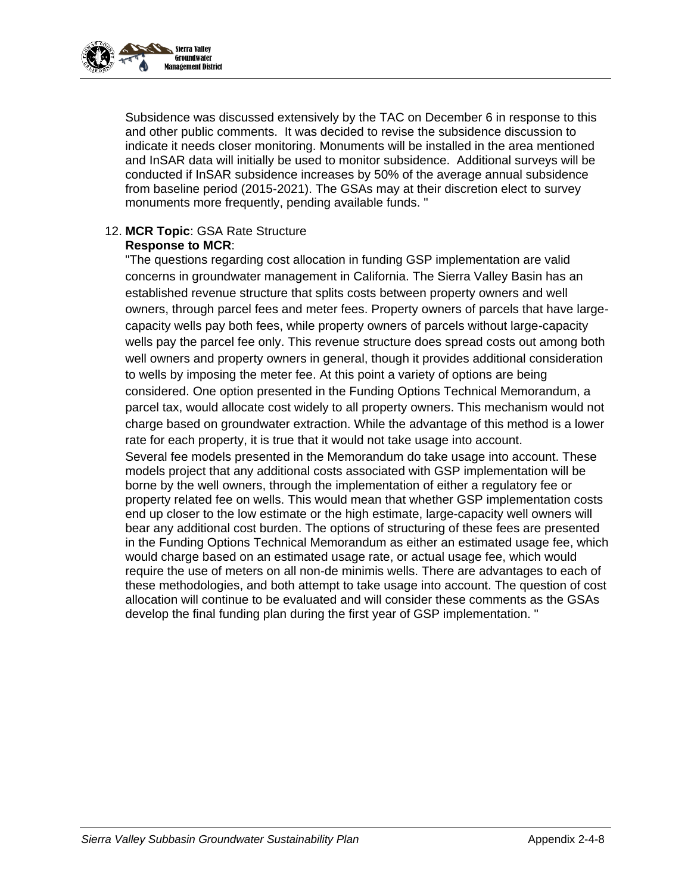Subsidence was discussed extensively by the TAC on December 6 in response to this and other public comments. It was decided to revise the subsidence discussion to indicate it needs closer monitoring. Monuments will be installed in the area mentioned and InSAR data will initially be used to monitor subsidence. Additional surveys will be conducted if InSAR subsidence increases by 50% of the average annual subsidence from baseline period (2015-2021). The GSAs may at their discretion elect to survey monuments more frequently, pending available funds. "

12. **MCR Topic**: GSA Rate Structure
    **Response to MCR**:
    "The questions regarding cost allocation in funding GSP implementation are valid concerns in groundwater management in California. The Sierra Valley Basin has an established revenue structure that splits costs between property owners and well owners, through parcel fees and meter fees. Property owners of parcels that have large-capacity wells pay both fees, while property owners of parcels without large-capacity wells pay the parcel fee only. This revenue structure does spread costs out among both well owners and property owners in general, though it provides additional consideration to wells by imposing the meter fee. At this point a variety of options are being considered. One option presented in the Funding Options Technical Memorandum, a parcel tax, would allocate cost widely to all property owners. This mechanism would not charge based on groundwater extraction. While the advantage of this method is a lower rate for each property, it is true that it would not take usage into account.
    Several fee models presented in the Memorandum do take usage into account. These models project that any additional costs associated with GSP implementation will be borne by the well owners, through the implementation of either a regulatory fee or property related fee on wells. This would mean that whether GSP implementation costs end up closer to the low estimate or the high estimate, large-capacity well owners will bear any additional cost burden. The options of structuring of these fees are presented in the Funding Options Technical Memorandum as either an estimated usage fee, which would charge based on an estimated usage rate, or actual usage fee, which would require the use of meters on all non-de minimis wells. There are advantages to each of these methodologies, and both attempt to take usage into account. The question of cost allocation will continue to be evaluated and will consider these comments as the GSAs develop the final funding plan during the first year of GSP implementation. "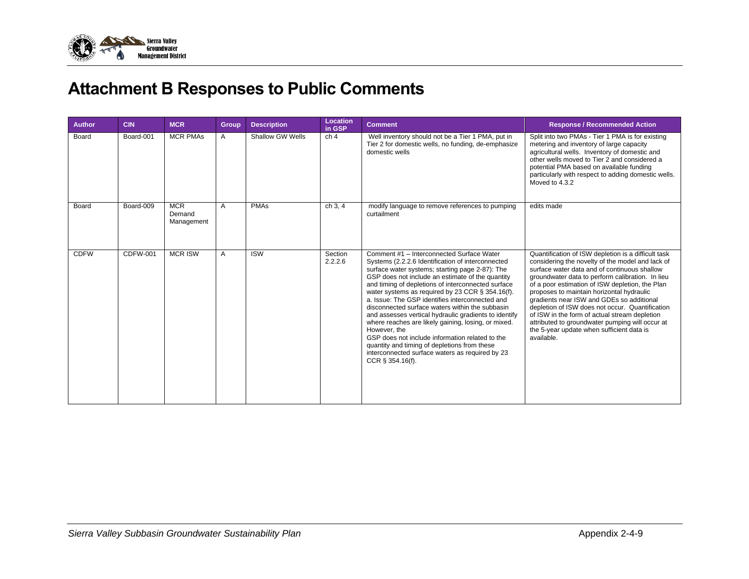# Attachment B Responses to Public Comments

| Author | CIN | MCR | Group | Description | Location in GSP | Comment | Response / Recommended Action |
|---|---|---|---|---|---|---|---|
| Board | Board-001 | MCR PMAs | A | Shallow GW Wells | ch 4 | Well inventory should not be a Tier 1 PMA, put in Tier 2 for domestic wells, no funding, de-emphasize domestic wells | Split into two PMAs - Tier 1 PMA is for existing metering and inventory of large capacity agricultural wells. Inventory of domestic and other wells moved to Tier 2 and considered a potential PMA based on available funding particularly with respect to adding domestic wells. Moved to 4.3.2 |
| Board | Board-009 | MCR Demand Management | A | PMAs | ch 3, 4 | modify language to remove references to pumping curtailment | edits made |
| CDFW | CDFW-001 | MCR ISW | A | ISW | Section 2.2.2.6 | Comment #1 – Interconnected Surface Water Systems (2.2.2.6 Identification of interconnected surface water systems; starting page 2-87): The GSP does not include an estimate of the quantity and timing of depletions of interconnected surface water systems as required by 23 CCR § 354.16(f). a. Issue: The GSP identifies interconnected and disconnected surface waters within the subbasin and assesses vertical hydraulic gradients to identify where reaches are likely gaining, losing, or mixed. However, the GSP does not include information related to the quantity and timing of depletions from these interconnected surface waters as required by 23 CCR § 354.16(f). | Quantification of ISW depletion is a difficult task considering the novelty of the model and lack of surface water data and of continuous shallow groundwater data to perform calibration. In lieu of a poor estimation of ISW depletion, the Plan proposes to maintain horizontal hydraulic gradients near ISW and GDEs so additional depletion of ISW does not occur. Quantification of ISW in the form of actual stream depletion attributed to groundwater pumping will occur at the 5-year update when sufficient data is available. |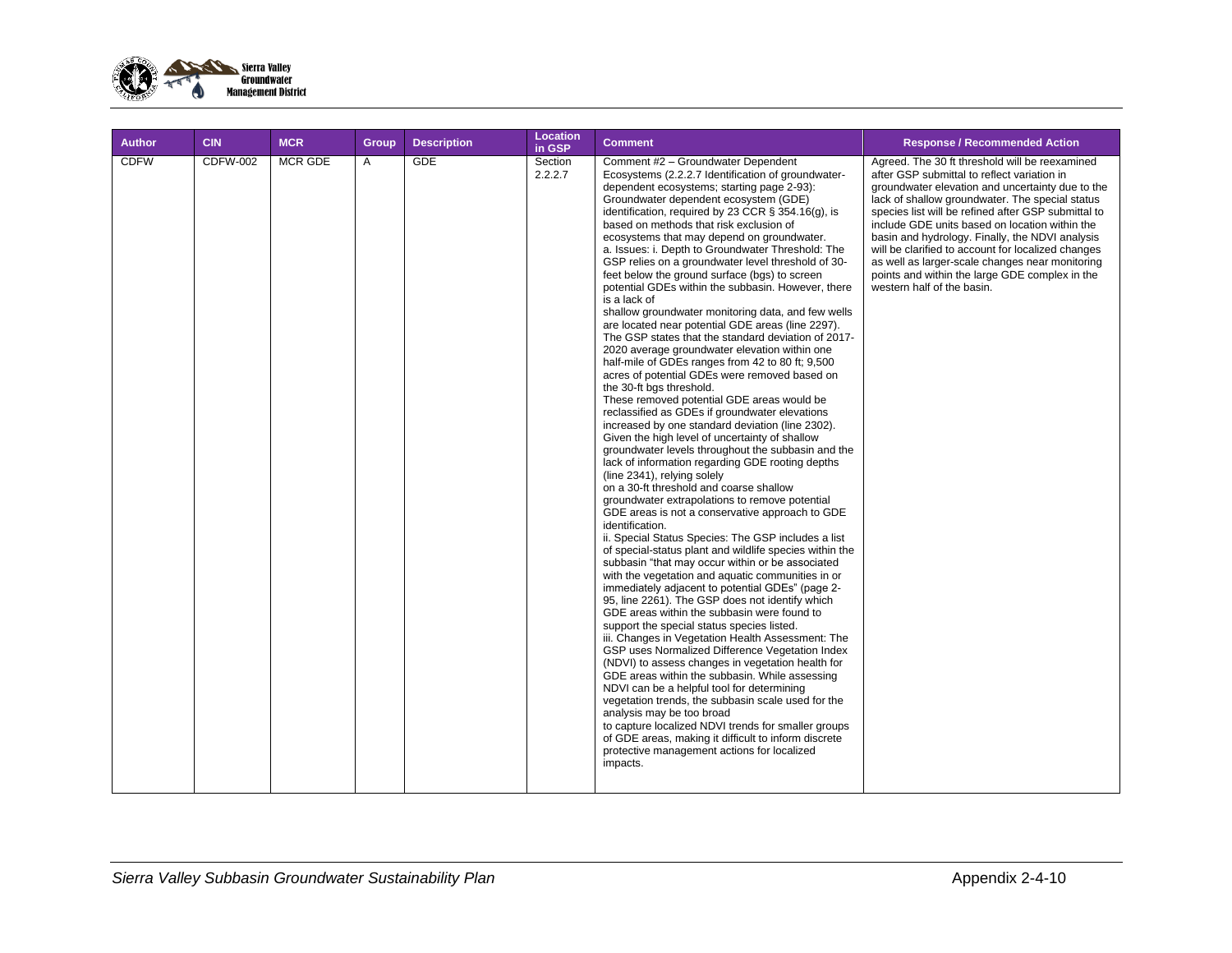| Author | CIN | MCR | Group | Description | Location in GSP | Comment | Response / Recommended Action |
|---|---|---|---|---|---|---|---|
| CDFW | CDFW-002 | MCR GDE | A | GDE | Section 2.2.2.7 | Comment #2 – Groundwater Dependent Ecosystems (2.2.2.7 Identification of groundwater-dependent ecosystems; starting page 2-93): Groundwater dependent ecosystem (GDE) identification, required by 23 CCR § 354.16(g), is based on methods that risk exclusion of ecosystems that may depend on groundwater. a. Issues: i. Depth to Groundwater Threshold: The GSP relies on a groundwater level threshold of 30-feet below the ground surface (bgs) to screen potential GDEs within the subbasin. However, there is a lack of shallow groundwater monitoring data, and few wells are located near potential GDE areas (line 2297). The GSP states that the standard deviation of 2017-2020 average groundwater elevation within one half-mile of GDEs ranges from 42 to 80 ft; 9,500 acres of potential GDEs were removed based on the 30-ft bgs threshold. These removed potential GDE areas would be reclassified as GDEs if groundwater elevations increased by one standard deviation (line 2302). Given the high level of uncertainty of shallow groundwater levels throughout the subbasin and the lack of information regarding GDE rooting depths (line 2341), relying solely on a 30-ft threshold and coarse shallow groundwater extrapolations to remove potential GDE areas is not a conservative approach to GDE identification. ii. Special Status Species: The GSP includes a list of special-status plant and wildlife species within the subbasin "that may occur within or be associated with the vegetation and aquatic communities in or immediately adjacent to potential GDEs" (page 2-95, line 2261). The GSP does not identify which GDE areas within the subbasin were found to support the special status species listed. iii. Changes in Vegetation Health Assessment: The GSP uses Normalized Difference Vegetation Index (NDVI) to assess changes in vegetation health for GDE areas within the subbasin. While assessing NDVI can be a helpful tool for determining vegetation trends, the subbasin scale used for the analysis may be too broad to capture localized NDVI trends for smaller groups of GDE areas, making it difficult to inform discrete protective management actions for localized impacts. | Agreed. The 30 ft threshold will be reexamined after GSP submittal to reflect variation in groundwater elevation and uncertainty due to the lack of shallow groundwater. The special status species list will be refined after GSP submittal to include GDE units based on location within the basin and hydrology. Finally, the NDVI analysis will be clarified to account for localized changes as well as larger-scale changes near monitoring points and within the large GDE complex in the western half of the basin. |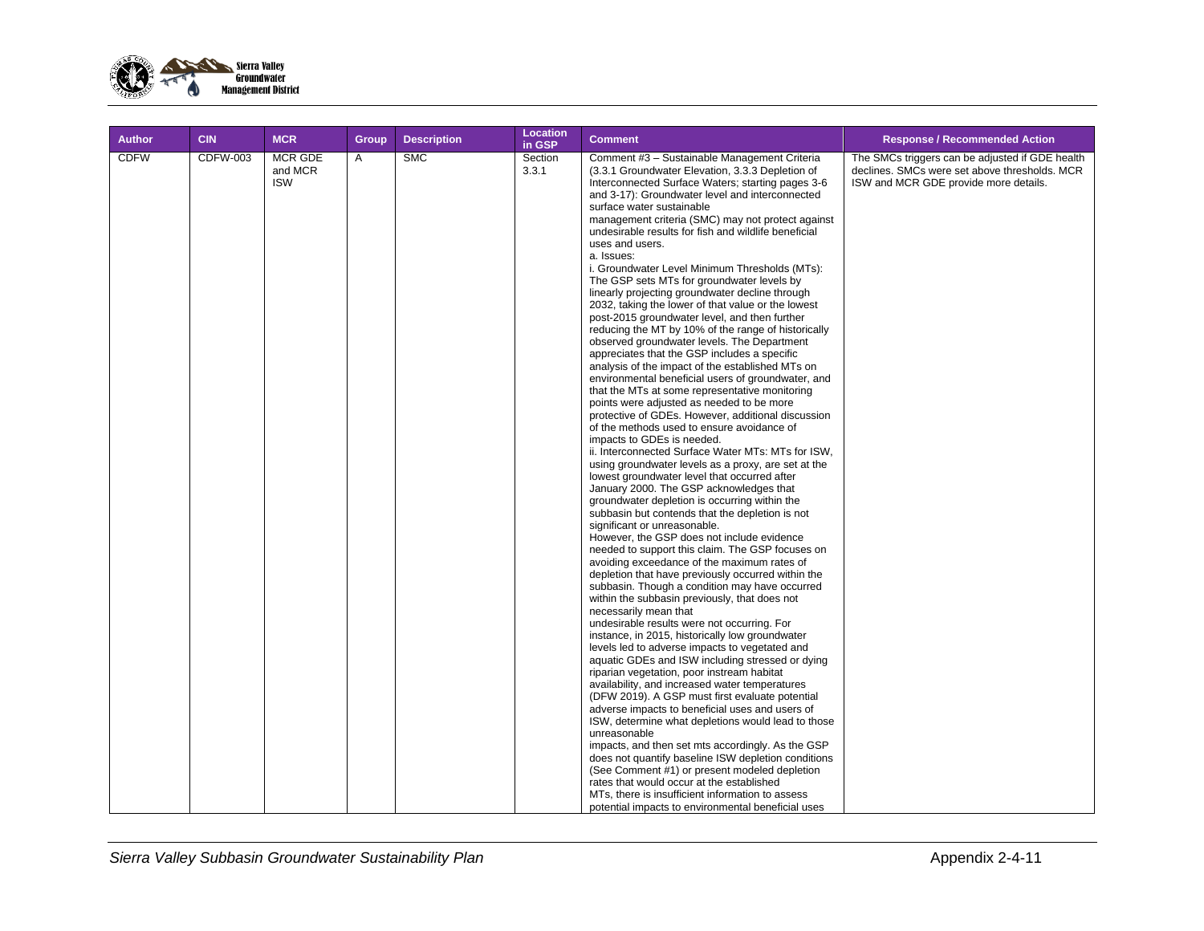| Author | CIN | MCR | Group | Description | Location in GSP | Comment | Response / Recommended Action |
|---|---|---|---|---|---|---|---|
| CDFW | CDFW-003 | MCR GDE and MCR ISW | A | SMC | Section 3.3.1 | Comment #3 – Sustainable Management Criteria (3.3.1 Groundwater Elevation, 3.3.3 Depletion of Interconnected Surface Waters; starting pages 3-6 and 3-17): Groundwater level and interconnected surface water sustainable management criteria (SMC) may not protect against undesirable results for fish and wildlife beneficial uses and users.<br>a. Issues:<br>i. Groundwater Level Minimum Thresholds (MTs): The GSP sets MTs for groundwater levels by linearly projecting groundwater decline through 2032, taking the lower of that value or the lowest post-2015 groundwater level, and then further reducing the MT by 10% of the range of historically observed groundwater levels. The Department appreciates that the GSP includes a specific analysis of the impact of the established MTs on environmental beneficial users of groundwater, and that the MTs at some representative monitoring points were adjusted as needed to be more protective of GDEs. However, additional discussion of the methods used to ensure avoidance of impacts to GDEs is needed.<br>ii. Interconnected Surface Water MTs: MTs for ISW, using groundwater levels as a proxy, are set at the lowest groundwater level that occurred after January 2000. The GSP acknowledges that groundwater depletion is occurring within the subbasin but contends that the depletion is not significant or unreasonable.<br>However, the GSP does not include evidence needed to support this claim. The GSP focuses on avoiding exceedance of the maximum rates of depletion that have previously occurred within the subbasin. Though a condition may have occurred within the subbasin previously, that does not necessarily mean that undesirable results were not occurring. For instance, in 2015, historically low groundwater levels led to adverse impacts to vegetated and aquatic GDEs and ISW including stressed or dying riparian vegetation, poor instream habitat availability, and increased water temperatures (DFW 2019). A GSP must first evaluate potential adverse impacts to beneficial uses and users of ISW, determine what depletions would lead to those unreasonable impacts, and then set mts accordingly. As the GSP does not quantify baseline ISW depletion conditions (See Comment #1) or present modeled depletion rates that would occur at the established MTs, there is insufficient information to assess potential impacts to environmental beneficial uses | The SMCs triggers can be adjusted if GDE health declines. SMCs were set above thresholds. MCR ISW and MCR GDE provide more details. |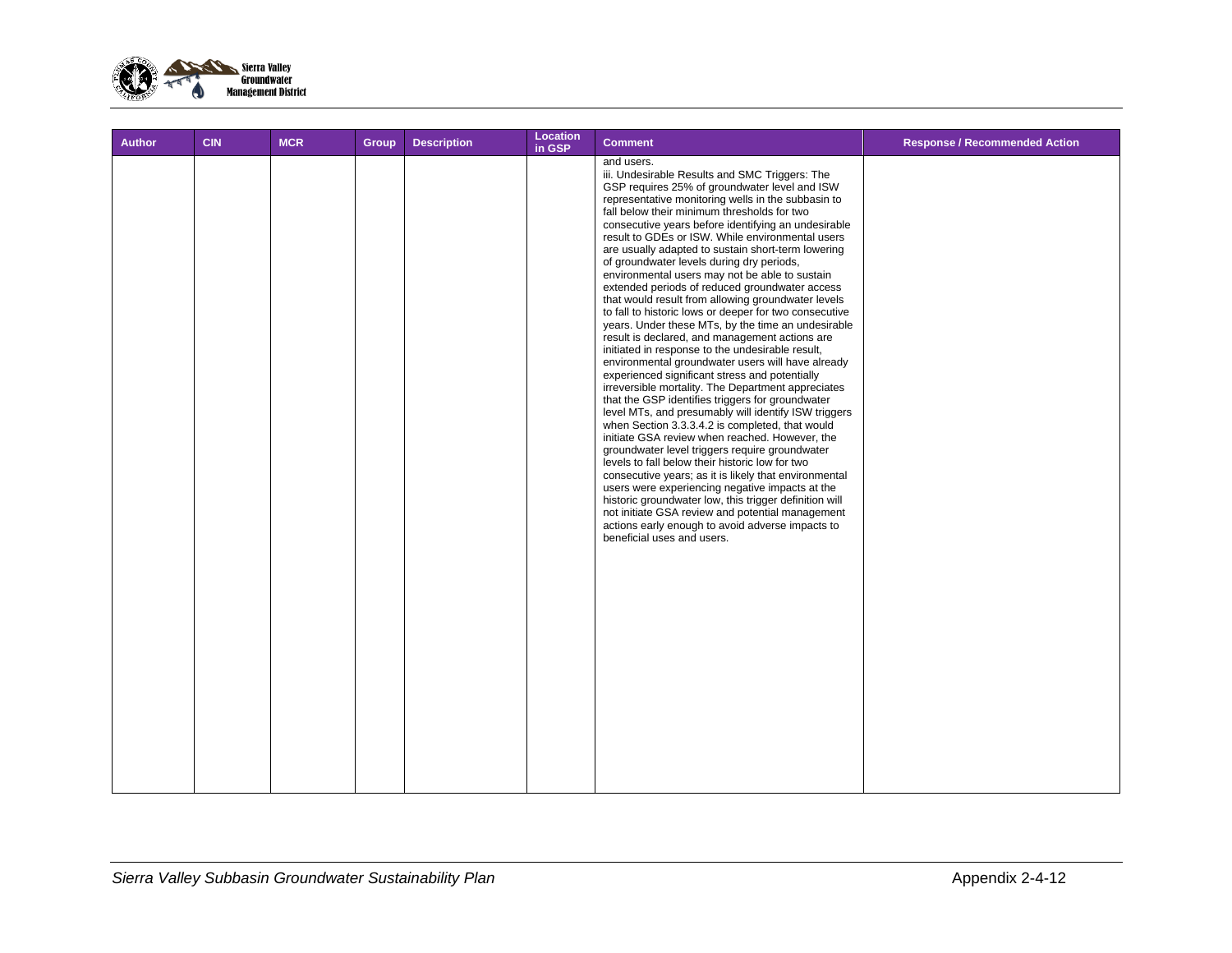| Author | CIN | MCR | Group | Description | Location in GSP | Comment | Response / Recommended Action |
|---|---|---|---|---|---|---|---|
| | | | | | | and users.<br>iii. Undesirable Results and SMC Triggers: The GSP requires 25% of groundwater level and ISW representative monitoring wells in the subbasin to fall below their minimum thresholds for two consecutive years before identifying an undesirable result to GDEs or ISW. While environmental users are usually adapted to sustain short-term lowering of groundwater levels during dry periods, environmental users may not be able to sustain extended periods of reduced groundwater access that would result from allowing groundwater levels to fall to historic lows or deeper for two consecutive years. Under these MTs, by the time an undesirable result is declared, and management actions are initiated in response to the undesirable result, environmental groundwater users will have already experienced significant stress and potentially irreversible mortality. The Department appreciates that the GSP identifies triggers for groundwater level MTs, and presumably will identify ISW triggers when Section 3.3.3.4.2 is completed, that would initiate GSA review when reached. However, the groundwater level triggers require groundwater levels to fall below their historic low for two consecutive years; as it is likely that environmental users were experiencing negative impacts at the historic groundwater low, this trigger definition will not initiate GSA review and potential management actions early enough to avoid adverse impacts to beneficial uses and users. | |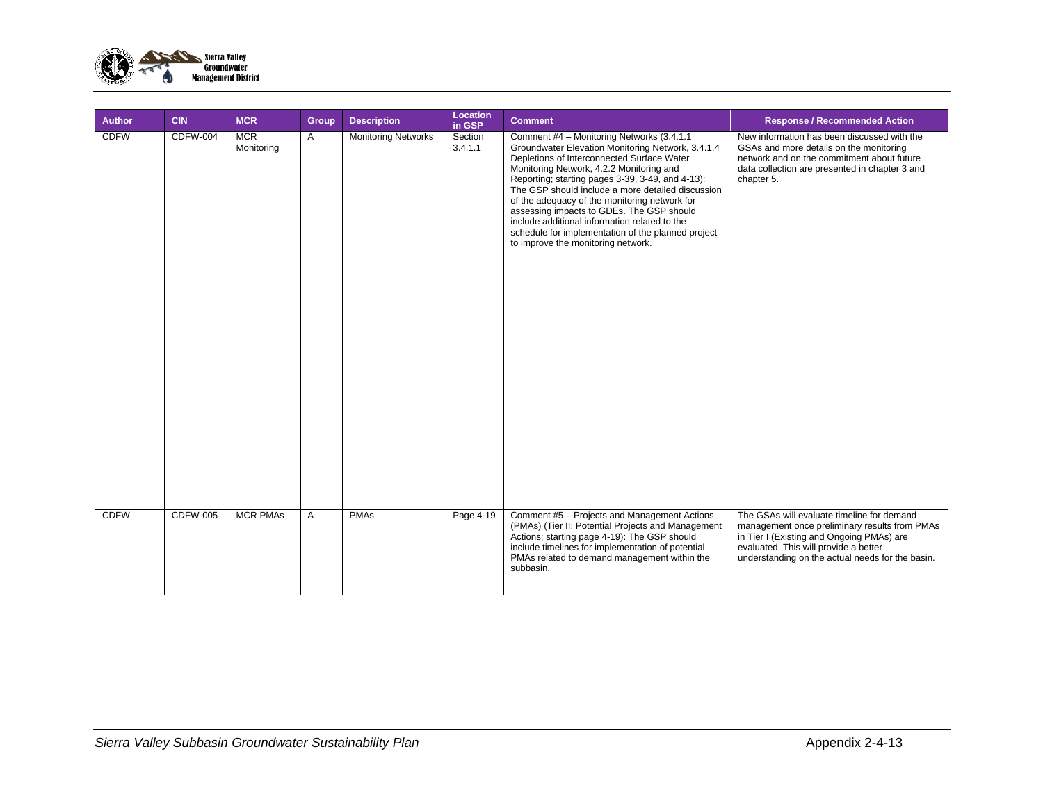| Author | CIN | MCR | Group | Description | Location in GSP | Comment | Response / Recommended Action |
|---|---|---|---|---|---|---|---|
| CDFW | CDFW-004 | MCR Monitoring | A | Monitoring Networks | Section 3.4.1.1 | Comment #4 – Monitoring Networks (3.4.1.1 Groundwater Elevation Monitoring Network, 3.4.1.4 Depletions of Interconnected Surface Water Monitoring Network, 4.2.2 Monitoring and Reporting; starting pages 3-39, 3-49, and 4-13): The GSP should include a more detailed discussion of the adequacy of the monitoring network for assessing impacts to GDEs. The GSP should include additional information related to the schedule for implementation of the planned project to improve the monitoring network. | New information has been discussed with the GSAs and more details on the monitoring network and on the commitment about future data collection are presented in chapter 3 and chapter 5. |
| CDFW | CDFW-005 | MCR PMAs | A | PMAs | Page 4-19 | Comment #5 – Projects and Management Actions (PMAs) (Tier II: Potential Projects and Management Actions; starting page 4-19): The GSP should include timelines for implementation of potential PMAs related to demand management within the subbasin. | The GSAs will evaluate timeline for demand management once preliminary results from PMAs in Tier I (Existing and Ongoing PMAs) are evaluated. This will provide a better understanding on the actual needs for the basin. |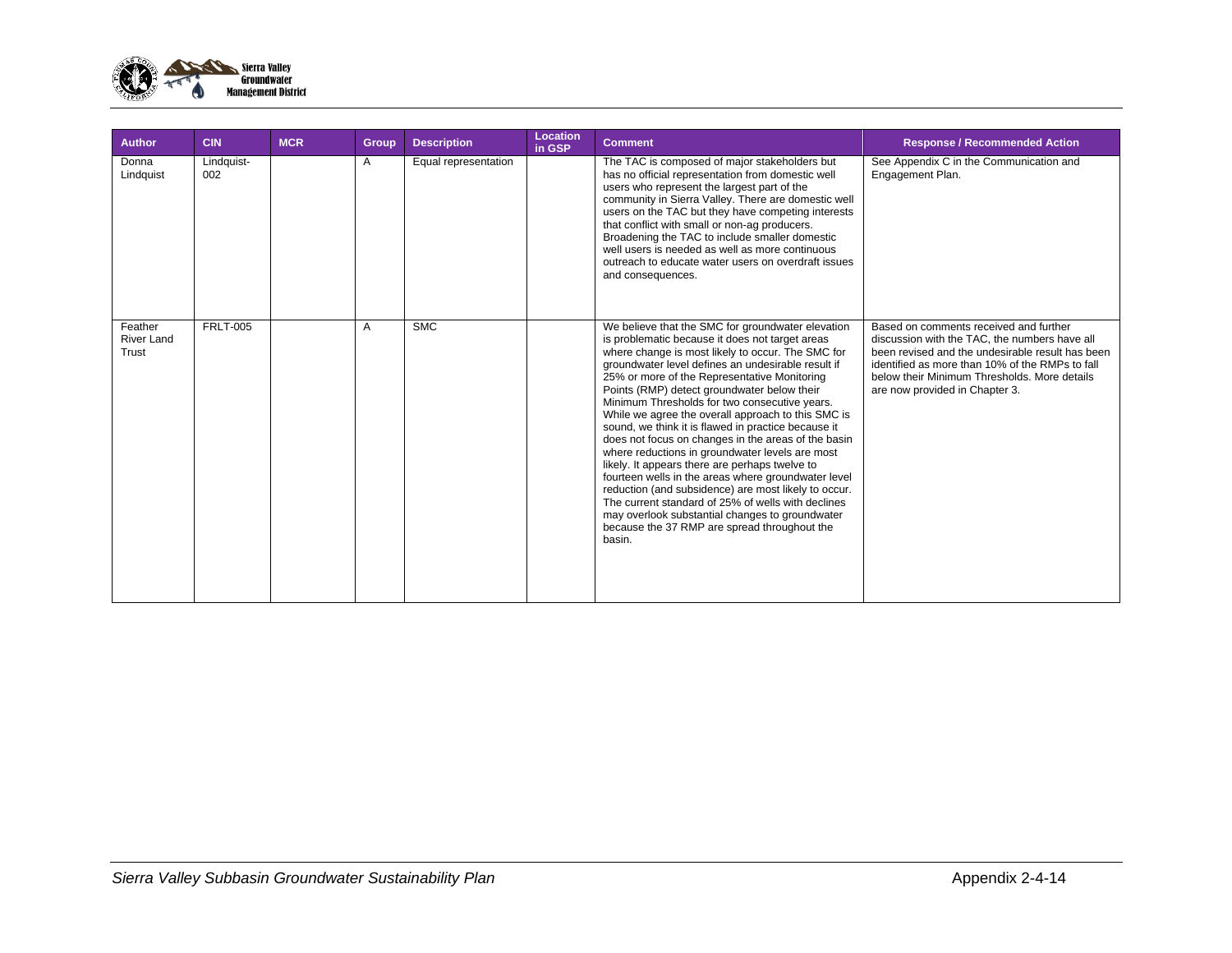| Author | CIN | MCR | Group | Description | Location in GSP | Comment | Response / Recommended Action |
|---|---|---|---|---|---|---|---|
| Donna Lindquist | Lindquist-002 | | A | Equal representation | | The TAC is composed of major stakeholders but has no official representation from domestic well users who represent the largest part of the community in Sierra Valley. There are domestic well users on the TAC but they have competing interests that conflict with small or non-ag producers. Broadening the TAC to include smaller domestic well users is needed as well as more continuous outreach to educate water users on overdraft issues and consequences. | See Appendix C in the Communication and Engagement Plan. |
| Feather River Land Trust | FRLT-005 | | A | SMC | | We believe that the SMC for groundwater elevation is problematic because it does not target areas where change is most likely to occur. The SMC for groundwater level defines an undesirable result if 25% or more of the Representative Monitoring Points (RMP) detect groundwater below their Minimum Thresholds for two consecutive years. While we agree the overall approach to this SMC is sound, we think it is flawed in practice because it does not focus on changes in the areas of the basin where reductions in groundwater levels are most likely. It appears there are perhaps twelve to fourteen wells in the areas where groundwater level reduction (and subsidence) are most likely to occur. The current standard of 25% of wells with declines may overlook substantial changes to groundwater because the 37 RMP are spread throughout the basin. | Based on comments received and further discussion with the TAC, the numbers have all been revised and the undesirable result has been identified as more than 10% of the RMPs to fall below their Minimum Thresholds. More details are now provided in Chapter 3. |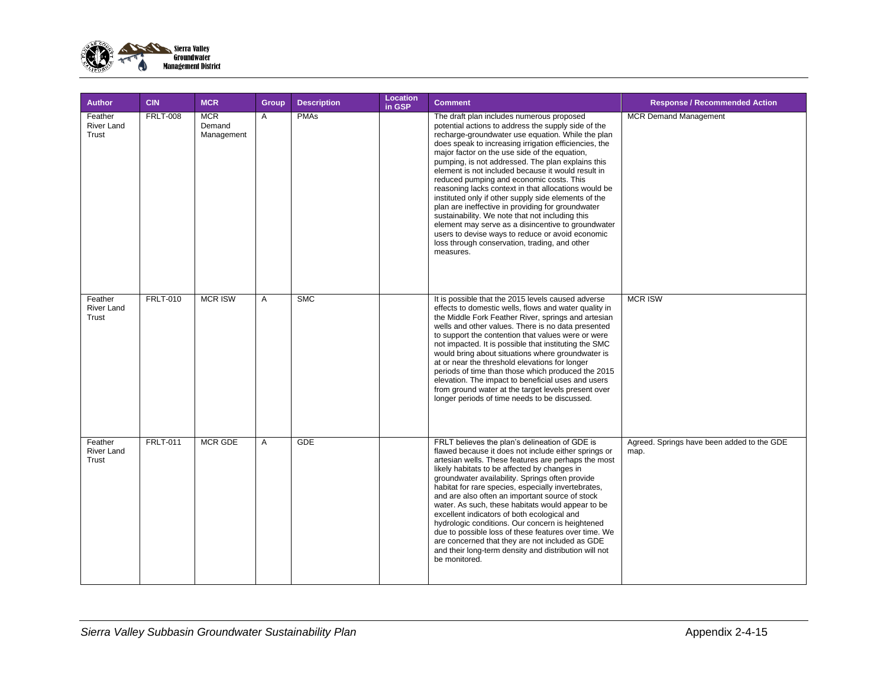| Author | CIN | MCR | Group | Description | Location in GSP | Comment | Response / Recommended Action |
|---|---|---|---|---|---|---|---|
| Feather River Land Trust | FRLT-008 | MCR Demand Management | A | PMAs | | The draft plan includes numerous proposed potential actions to address the supply side of the recharge-groundwater use equation. While the plan does speak to increasing irrigation efficiencies, the major factor on the use side of the equation, pumping, is not addressed. The plan explains this element is not included because it would result in reduced pumping and economic costs. This reasoning lacks context in that allocations would be instituted only if other supply side elements of the plan are ineffective in providing for groundwater sustainability. We note that not including this element may serve as a disincentive to groundwater users to devise ways to reduce or avoid economic loss through conservation, trading, and other measures. | MCR Demand Management |
| Feather River Land Trust | FRLT-010 | MCR ISW | A | SMC | | It is possible that the 2015 levels caused adverse effects to domestic wells, flows and water quality in the Middle Fork Feather River, springs and artesian wells and other values. There is no data presented to support the contention that values were or were not impacted. It is possible that instituting the SMC would bring about situations where groundwater is at or near the threshold elevations for longer periods of time than those which produced the 2015 elevation. The impact to beneficial uses and users from ground water at the target levels present over longer periods of time needs to be discussed. | MCR ISW |
| Feather River Land Trust | FRLT-011 | MCR GDE | A | GDE | | FRLT believes the plan's delineation of GDE is flawed because it does not include either springs or artesian wells. These features are perhaps the most likely habitats to be affected by changes in groundwater availability. Springs often provide habitat for rare species, especially invertebrates, and are also often an important source of stock water. As such, these habitats would appear to be excellent indicators of both ecological and hydrologic conditions. Our concern is heightened due to possible loss of these features over time. We are concerned that they are not included as GDE and their long-term density and distribution will not be monitored. | Agreed. Springs have been added to the GDE map. |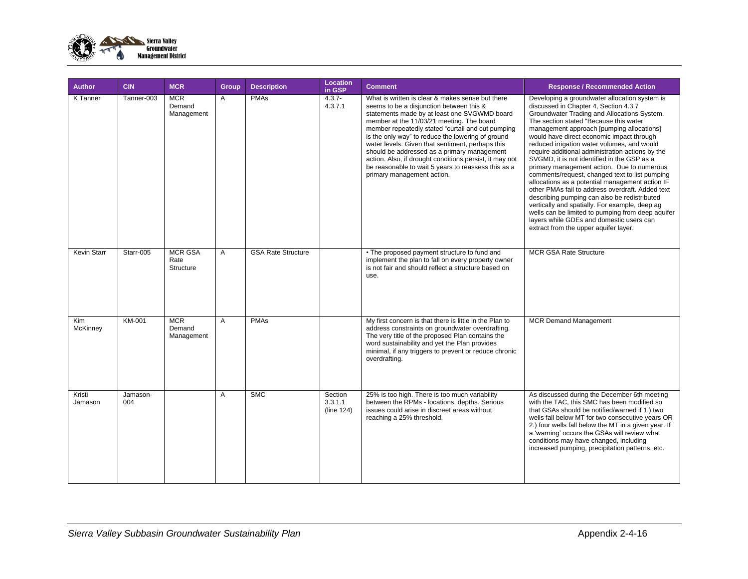| Author | CIN | MCR | Group | Description | Location in GSP | Comment | Response / Recommended Action |
|---|---|---|---|---|---|---|---|
| K Tanner | Tanner-003 | MCR Demand Management | A | PMAs | 4.3.7-4.3.7.1 | What is written is clear & makes sense but there seems to be a disjunction between this & statements made by at least one SVGWMD board member at the 11/03/21 meeting. The board member repeatedly stated "curtail and cut pumping is the only way" to reduce the lowering of ground water levels. Given that sentiment, perhaps this should be addressed as a primary management action. Also, if drought conditions persist, it may not be reasonable to wait 5 years to reassess this as a primary management action. | Developing a groundwater allocation system is discussed in Chapter 4, Section 4.3.7 Groundwater Trading and Allocations System. The section stated "Because this water management approach [pumping allocations] would have direct economic impact through reduced irrigation water volumes, and would require additional administration actions by the SVGMD, it is not identified in the GSP as a primary management action. Due to numerous comments/request, changed text to list pumping allocations as a potential management action IF other PMAs fail to address overdraft. Added text describing pumping can also be redistributed vertically and spatially. For example, deep ag wells can be limited to pumping from deep aquifer layers while GDEs and domestic users can extract from the upper aquifer layer. |
| Kevin Starr | Starr-005 | MCR GSA Rate Structure | A | GSA Rate Structure | | • The proposed payment structure to fund and implement the plan to fall on every property owner is not fair and should reflect a structure based on use. | MCR GSA Rate Structure |
| Kim McKinney | KM-001 | MCR Demand Management | A | PMAs | | My first concern is that there is little in the Plan to address constraints on groundwater overdrafting. The very title of the proposed Plan contains the word sustainability and yet the Plan provides minimal, if any triggers to prevent or reduce chronic overdrafting. | MCR Demand Management |
| Kristi Jamason | Jamason-004 | | A | SMC | Section 3.3.1.1 (line 124) | 25% is too high. There is too much variability between the RPMs - locations, depths. Serious issues could arise in discreet areas without reaching a 25% threshold. | As discussed during the December 6th meeting with the TAC, this SMC has been modified so that GSAs should be notified/warned if 1.) two wells fall below MT for two consecutive years OR 2.) four wells fall below the MT in a given year. If a 'warning' occurs the GSAs will review what conditions may have changed, including increased pumping, precipitation patterns, etc. |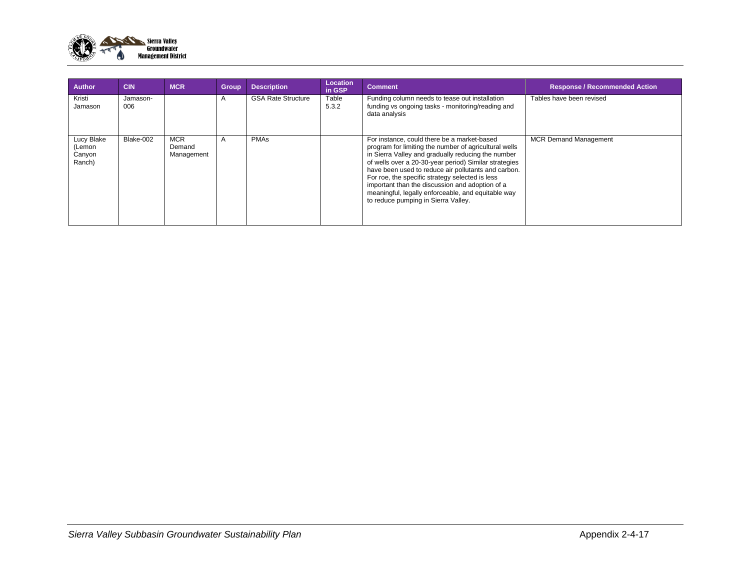| Author | CIN | MCR | Group | Description | Location in GSP | Comment | Response / Recommended Action |
|---|---|---|---|---|---|---|---|
| Kristi Jamason | Jamason-006 | | A | GSA Rate Structure | Table 5.3.2 | Funding column needs to tease out installation funding vs ongoing tasks - monitoring/reading and data analysis | Tables have been revised |
| Lucy Blake (Lemon Canyon Ranch) | Blake-002 | MCR Demand Management | A | PMAs | | For instance, could there be a market-based program for limiting the number of agricultural wells in Sierra Valley and gradually reducing the number of wells over a 20-30-year period) Similar strategies have been used to reduce air pollutants and carbon. For roe, the specific strategy selected is less important than the discussion and adoption of a meaningful, legally enforceable, and equitable way to reduce pumping in Sierra Valley. | MCR Demand Management |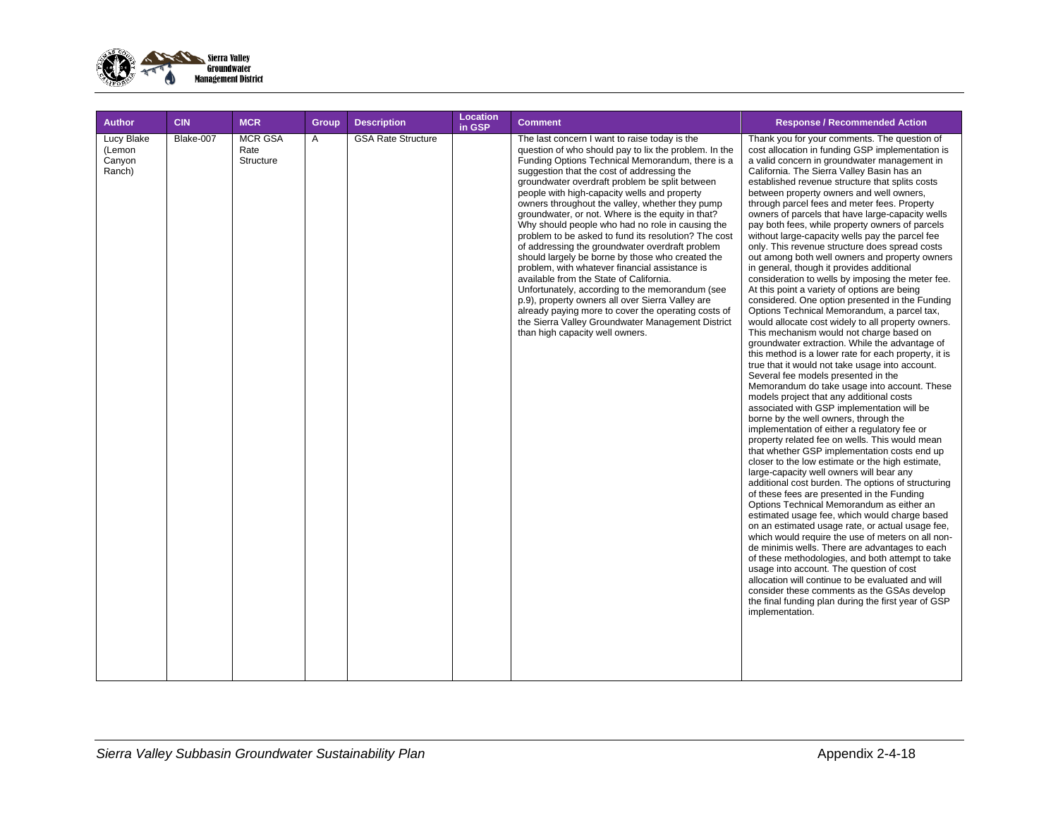| Author | CIN | MCR | Group | Description | Location in GSP | Comment | Response / Recommended Action |
|---|---|---|---|---|---|---|---|
| Lucy Blake (Lemon Canyon Ranch) | Blake-007 | MCR GSA Rate Structure | A | GSA Rate Structure | | The last concern I want to raise today is the question of who should pay to lix the problem. In the Funding Options Technical Memorandum, there is a suggestion that the cost of addressing the groundwater overdraft problem be split between people with high-capacity wells and property owners throughout the valley, whether they pump groundwater, or not. Where is the equity in that? Why should people who had no role in causing the problem to be asked to fund its resolution? The cost of addressing the groundwater overdraft problem should largely be borne by those who created the problem, with whatever financial assistance is available from the State of California. Unfortunately, according to the memorandum (see p.9), property owners all over Sierra Valley are already paying more to cover the operating costs of the Sierra Valley Groundwater Management District than high capacity well owners. | Thank you for your comments. The question of cost allocation in funding GSP implementation is a valid concern in groundwater management in California. The Sierra Valley Basin has an established revenue structure that splits costs between property owners and well owners, through parcel fees and meter fees. Property owners of parcels that have large-capacity wells pay both fees, while property owners of parcels without large-capacity wells pay the parcel fee only. This revenue structure does spread costs out among both well owners and property owners in general, though it provides additional consideration to wells by imposing the meter fee. At this point a variety of options are being considered. One option presented in the Funding Options Technical Memorandum, a parcel tax, would allocate cost widely to all property owners. This mechanism would not charge based on groundwater extraction. While the advantage of this method is a lower rate for each property, it is true that it would not take usage into account. Several fee models presented in the Memorandum do take usage into account. These models project that any additional costs associated with GSP implementation will be borne by the well owners, through the implementation of either a regulatory fee or property related fee on wells. This would mean that whether GSP implementation costs end up closer to the low estimate or the high estimate, large-capacity well owners will bear any additional cost burden. The options of structuring of these fees are presented in the Funding Options Technical Memorandum as either an estimated usage fee, which would charge based on an estimated usage rate, or actual usage fee, which would require the use of meters on all non-de minimis wells. There are advantages to each of these methodologies, and both attempt to take usage into account. The question of cost allocation will continue to be evaluated and will consider these comments as the GSAs develop the final funding plan during the first year of GSP implementation. |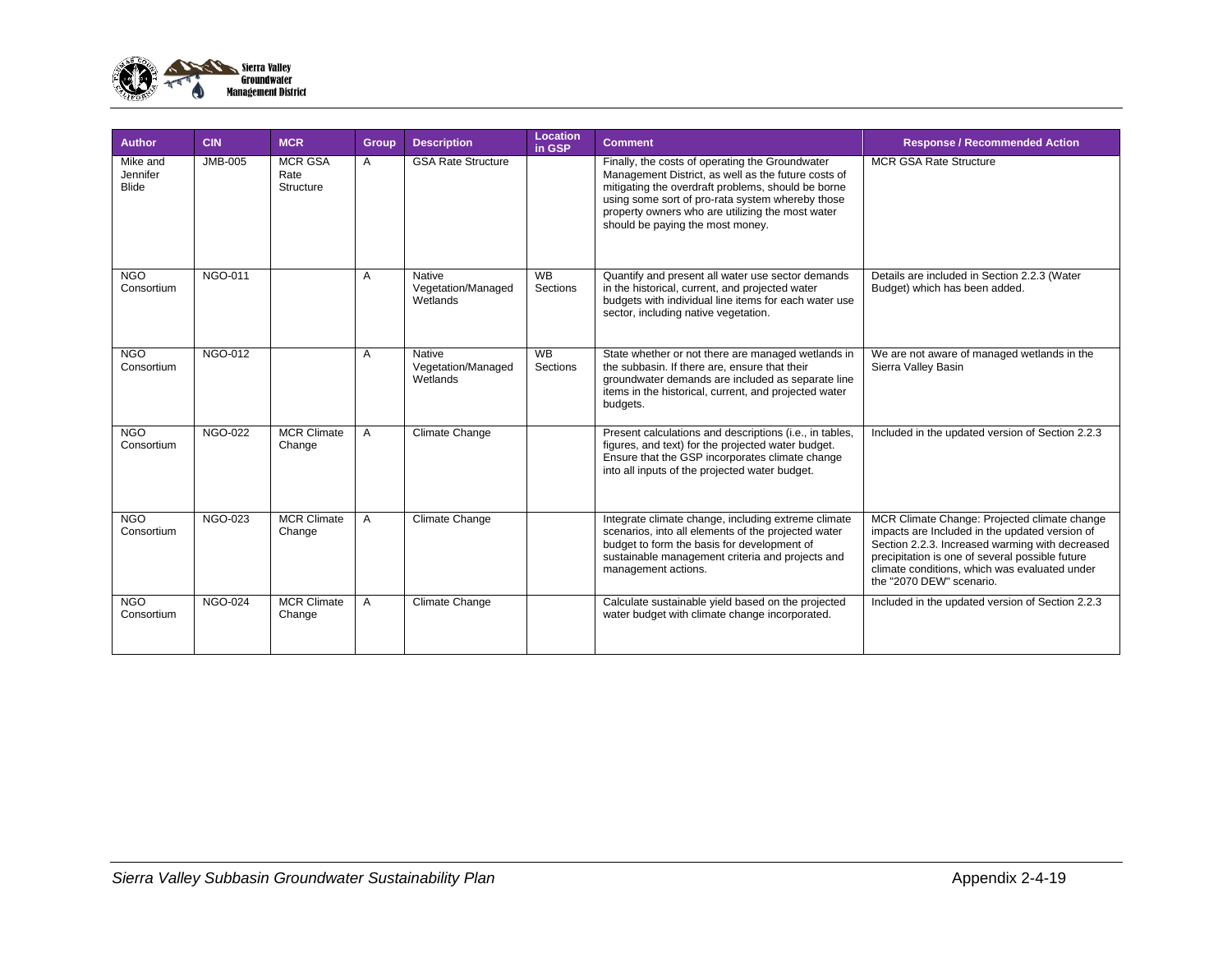| Author | CIN | MCR | Group | Description | Location in GSP | Comment | Response / Recommended Action |
|---|---|---|---|---|---|---|---|
| Mike and Jennifer Blide | JMB-005 | MCR GSA Rate Structure | A | GSA Rate Structure | | Finally, the costs of operating the Groundwater Management District, as well as the future costs of mitigating the overdraft problems, should be borne using some sort of pro-rata system whereby those property owners who are utilizing the most water should be paying the most money. | MCR GSA Rate Structure |
| NGO Consortium | NGO-011 | | A | Native Vegetation/Managed Wetlands | WB Sections | Quantify and present all water use sector demands in the historical, current, and projected water budgets with individual line items for each water use sector, including native vegetation. | Details are included in Section 2.2.3 (Water Budget) which has been added. |
| NGO Consortium | NGO-012 | | A | Native Vegetation/Managed Wetlands | WB Sections | State whether or not there are managed wetlands in the subbasin. If there are, ensure that their groundwater demands are included as separate line items in the historical, current, and projected water budgets. | We are not aware of managed wetlands in the Sierra Valley Basin |
| NGO Consortium | NGO-022 | MCR Climate Change | A | Climate Change | | Present calculations and descriptions (i.e., in tables, figures, and text) for the projected water budget. Ensure that the GSP incorporates climate change into all inputs of the projected water budget. | Included in the updated version of Section 2.2.3 |
| NGO Consortium | NGO-023 | MCR Climate Change | A | Climate Change | | Integrate climate change, including extreme climate scenarios, into all elements of the projected water budget to form the basis for development of sustainable management criteria and projects and management actions. | MCR Climate Change: Projected climate change impacts are Included in the updated version of Section 2.2.3. Increased warming with decreased precipitation is one of several possible future climate conditions, which was evaluated under the "2070 DEW" scenario. |
| NGO Consortium | NGO-024 | MCR Climate Change | A | Climate Change | | Calculate sustainable yield based on the projected water budget with climate change incorporated. | Included in the updated version of Section 2.2.3 |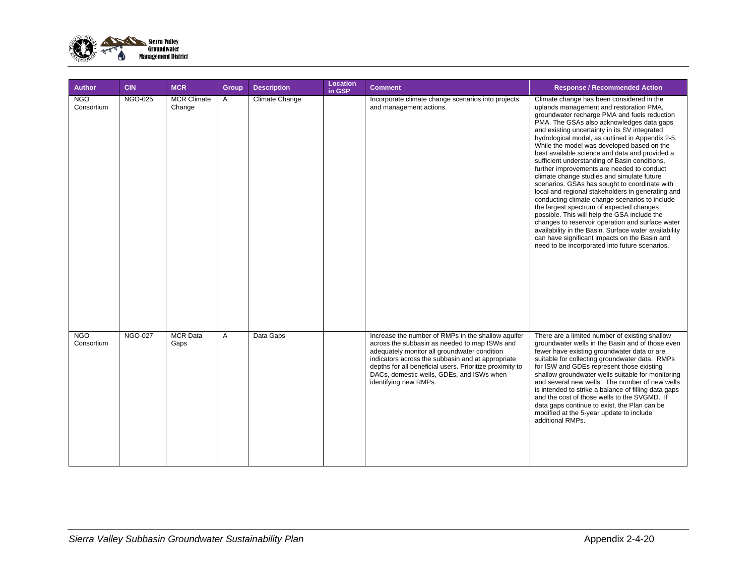| Author | CIN | MCR | Group | Description | Location in GSP | Comment | Response / Recommended Action |
|---|---|---|---|---|---|---|---|
| NGO Consortium | NGO-025 | MCR Climate Change | A | Climate Change | | Incorporate climate change scenarios into projects and management actions. | Climate change has been considered in the uplands management and restoration PMA, groundwater recharge PMA and fuels reduction PMA. The GSAs also acknowledges data gaps and existing uncertainty in its SV integrated hydrological model, as outlined in Appendix 2-5. While the model was developed based on the best available science and data and provided a sufficient understanding of Basin conditions, further improvements are needed to conduct climate change studies and simulate future scenarios. GSAs has sought to coordinate with local and regional stakeholders in generating and conducting climate change scenarios to include the largest spectrum of expected changes possible. This will help the GSA include the changes to reservoir operation and surface water availability in the Basin. Surface water availability can have significant impacts on the Basin and need to be incorporated into future scenarios. |
| NGO Consortium | NGO-027 | MCR Data Gaps | A | Data Gaps | | Increase the number of RMPs in the shallow aquifer across the subbasin as needed to map ISWs and adequately monitor all groundwater condition indicators across the subbasin and at appropriate depths for all beneficial users. Prioritize proximity to DACs, domestic wells, GDEs, and ISWs when identifying new RMPs. | There are a limited number of existing shallow groundwater wells in the Basin and of those even fewer have existing groundwater data or are suitable for collecting groundwater data. RMPs for ISW and GDEs represent those existing shallow groundwater wells suitable for monitoring and several new wells. The number of new wells is intended to strike a balance of filling data gaps and the cost of those wells to the SVGMD. If data gaps continue to exist, the Plan can be modified at the 5-year update to include additional RMPs. |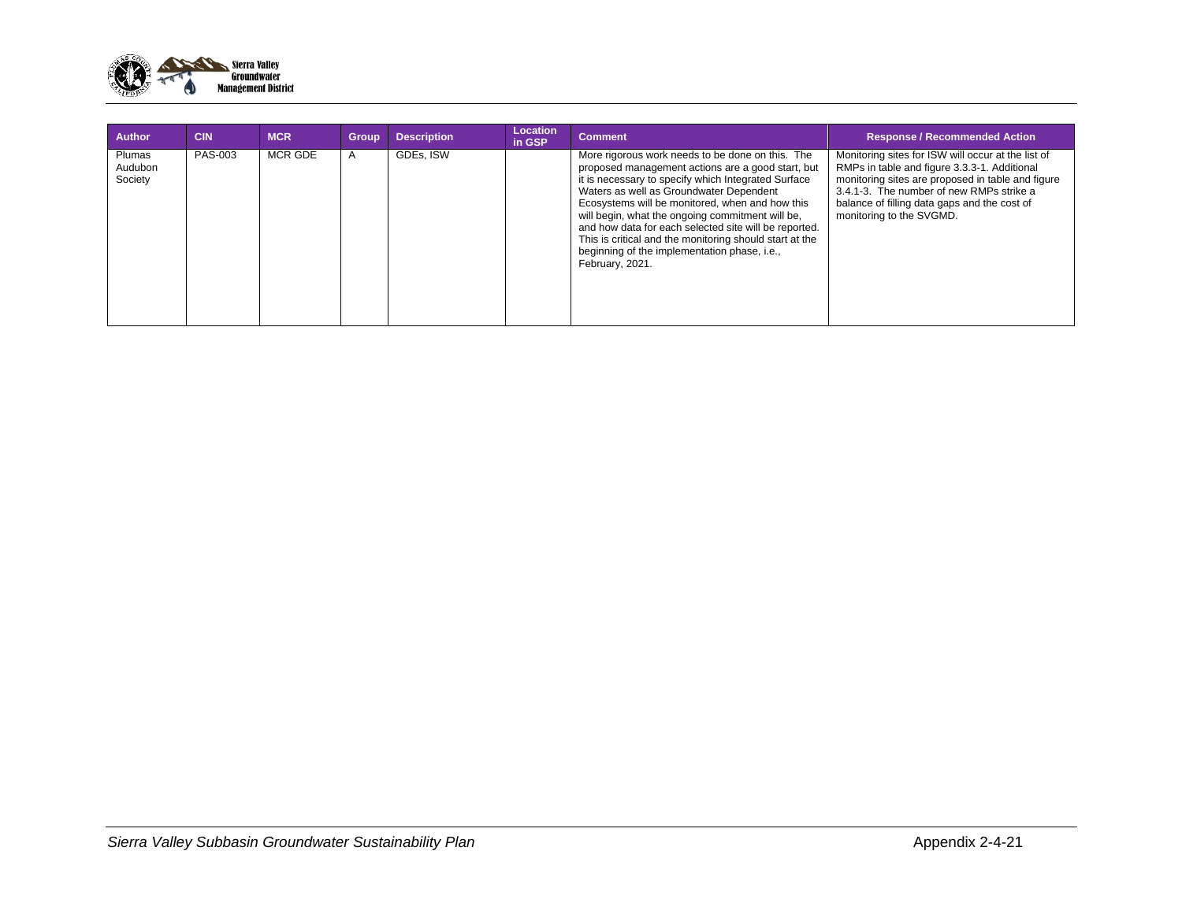| Author | CIN | MCR | Group | Description | Location in GSP | Comment | Response / Recommended Action |
|---|---|---|---|---|---|---|---|
| Plumas Audubon Society | PAS-003 | MCR GDE | A | GDEs, ISW | | More rigorous work needs to be done on this. The proposed management actions are a good start, but it is necessary to specify which Integrated Surface Waters as well as Groundwater Dependent Ecosystems will be monitored, when and how this will begin, what the ongoing commitment will be, and how data for each selected site will be reported. This is critical and the monitoring should start at the beginning of the implementation phase, i.e., February, 2021. | Monitoring sites for ISW will occur at the list of RMPs in table and figure 3.3.3-1. Additional monitoring sites are proposed in table and figure 3.4.1-3. The number of new RMPs strike a balance of filling data gaps and the cost of monitoring to the SVGMD. |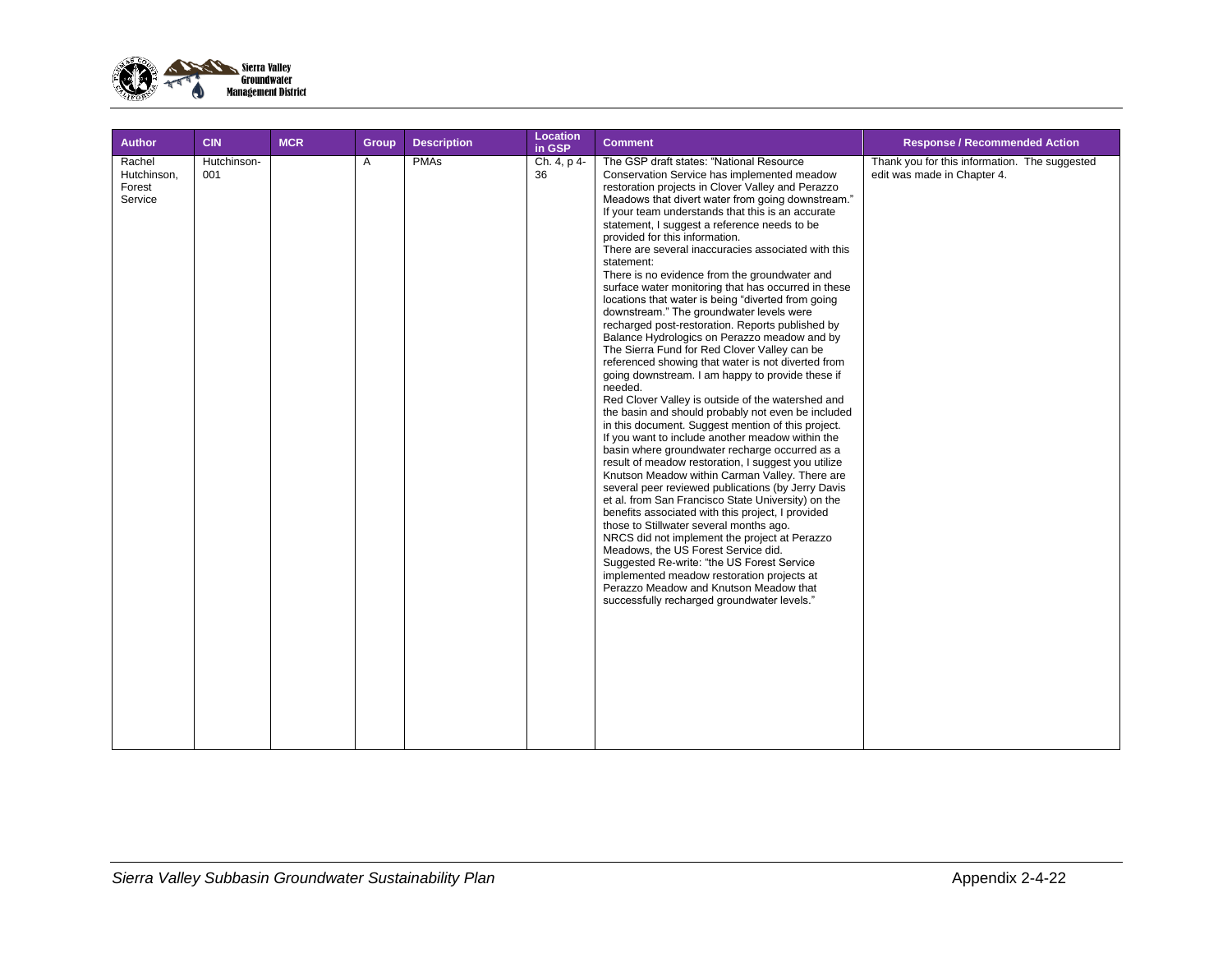| Author | CIN | MCR | Group | Description | Location in GSP | Comment | Response / Recommended Action |
|---|---|---|---|---|---|---|---|
| Rachel Hutchinson, Forest Service | Hutchinson-001 | | A | PMAs | Ch. 4, p 4-36 | The GSP draft states: "National Resource Conservation Service has implemented meadow restoration projects in Clover Valley and Perazzo Meadows that divert water from going downstream." If your team understands that this is an accurate statement, I suggest a reference needs to be provided for this information.<br>There are several inaccuracies associated with this statement:<br>There is no evidence from the groundwater and surface water monitoring that has occurred in these locations that water is being "diverted from going downstream." The groundwater levels were recharged post-restoration. Reports published by Balance Hydrologics on Perazzo meadow and by The Sierra Fund for Red Clover Valley can be referenced showing that water is not diverted from going downstream. I am happy to provide these if needed.<br>Red Clover Valley is outside of the watershed and the basin and should probably not even be included in this document. Suggest mention of this project. If you want to include another meadow within the basin where groundwater recharge occurred as a result of meadow restoration, I suggest you utilize Knutson Meadow within Carman Valley. There are several peer reviewed publications (by Jerry Davis et al. from San Francisco State University) on the benefits associated with this project, I provided those to Stillwater several months ago.<br>NRCS did not implement the project at Perazzo Meadows, the US Forest Service did.<br>Suggested Re-write: "the US Forest Service implemented meadow restoration projects at Perazzo Meadow and Knutson Meadow that successfully recharged groundwater levels." | Thank you for this information. The suggested edit was made in Chapter 4. |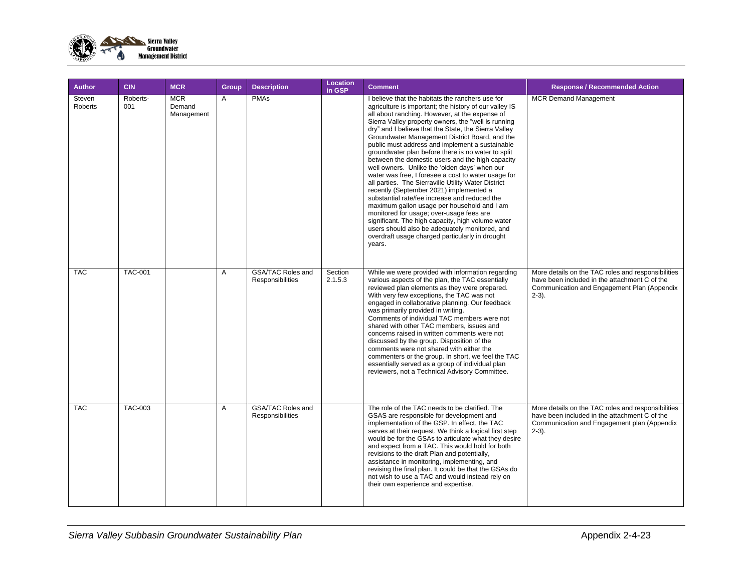| Author | CIN | MCR | Group | Description | Location in GSP | Comment | Response / Recommended Action |
|---|---|---|---|---|---|---|---|
| Steven Roberts | Roberts-001 | MCR Demand Management | A | PMAs | | I believe that the habitats the ranchers use for agriculture is important; the history of our valley IS all about ranching. However, at the expense of Sierra Valley property owners, the "well is running dry" and I believe that the State, the Sierra Valley Groundwater Management District Board, and the public must address and implement a sustainable groundwater plan before there is no water to split between the domestic users and the high capacity well owners. Unlike the 'olden days' when our water was free, I foresee a cost to water usage for all parties. The Sierraville Utility Water District recently (September 2021) implemented a substantial rate/fee increase and reduced the maximum gallon usage per household and I am monitored for usage; over-usage fees are significant. The high capacity, high volume water users should also be adequately monitored, and overdraft usage charged particularly in drought years. | MCR Demand Management |
| TAC | TAC-001 | | A | GSA/TAC Roles and Responsibilities | Section 2.1.5.3 | While we were provided with information regarding various aspects of the plan, the TAC essentially reviewed plan elements as they were prepared. With very few exceptions, the TAC was not engaged in collaborative planning. Our feedback was primarily provided in writing.<br>Comments of individual TAC members were not shared with other TAC members, issues and concerns raised in written comments were not discussed by the group. Disposition of the comments were not shared with either the commenters or the group. In short, we feel the TAC essentially served as a group of individual plan reviewers, not a Technical Advisory Committee. | More details on the TAC roles and responsibilities have been included in the attachment C of the Communication and Engagement Plan (Appendix 2-3). |
| TAC | TAC-003 | | A | GSA/TAC Roles and Responsibilities | | The role of the TAC needs to be clarified. The GSAS are responsible for development and implementation of the GSP. In effect, the TAC serves at their request. We think a logical first step would be for the GSAs to articulate what they desire and expect from a TAC. This would hold for both revisions to the draft Plan and potentially, assistance in monitoring, implementing, and revising the final plan. It could be that the GSAs do not wish to use a TAC and would instead rely on their own experience and expertise. | More details on the TAC roles and responsibilities have been included in the attachment C of the Communication and Engagement plan (Appendix 2-3). |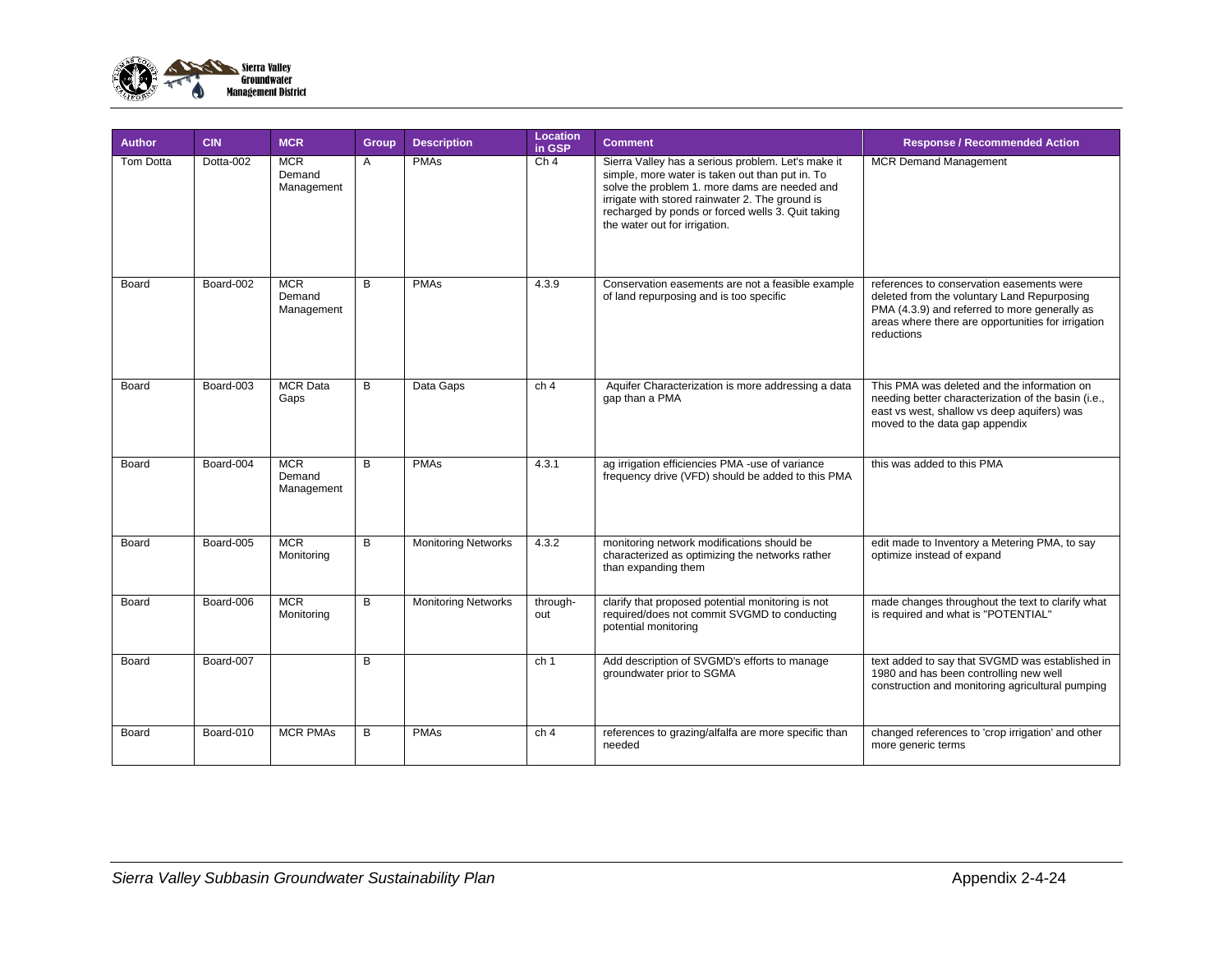| Author | CIN | MCR | Group | Description | Location in GSP | Comment | Response / Recommended Action |
|---|---|---|---|---|---|---|---|
| Tom Dotta | Dotta-002 | MCR Demand Management | A | PMAs | Ch 4 | Sierra Valley has a serious problem. Let's make it simple, more water is taken out than put in. To solve the problem 1. more dams are needed and irrigate with stored rainwater 2. The ground is recharged by ponds or forced wells 3. Quit taking the water out for irrigation. | MCR Demand Management |
| Board | Board-002 | MCR Demand Management | B | PMAs | 4.3.9 | Conservation easements are not a feasible example of land repurposing and is too specific | references to conservation easements were deleted from the voluntary Land Repurposing PMA (4.3.9) and referred to more generally as areas where there are opportunities for irrigation reductions |
| Board | Board-003 | MCR Data Gaps | B | Data Gaps | ch 4 | Aquifer Characterization is more addressing a data gap than a PMA | This PMA was deleted and the information on needing better characterization of the basin (i.e., east vs west, shallow vs deep aquifers) was moved to the data gap appendix |
| Board | Board-004 | MCR Demand Management | B | PMAs | 4.3.1 | ag irrigation efficiencies PMA -use of variance frequency drive (VFD) should be added to this PMA | this was added to this PMA |
| Board | Board-005 | MCR Monitoring | B | Monitoring Networks | 4.3.2 | monitoring network modifications should be characterized as optimizing the networks rather than expanding them | edit made to Inventory a Metering PMA, to say optimize instead of expand |
| Board | Board-006 | MCR Monitoring | B | Monitoring Networks | through-out | clarify that proposed potential monitoring is not required/does not commit SVGMD to conducting potential monitoring | made changes throughout the text to clarify what is required and what is "POTENTIAL" |
| Board | Board-007 | | B | | ch 1 | Add description of SVGMD's efforts to manage groundwater prior to SGMA | text added to say that SVGMD was established in 1980 and has been controlling new well construction and monitoring agricultural pumping |
| Board | Board-010 | MCR PMAs | B | PMAs | ch 4 | references to grazing/alfalfa are more specific than needed | changed references to 'crop irrigation' and other more generic terms |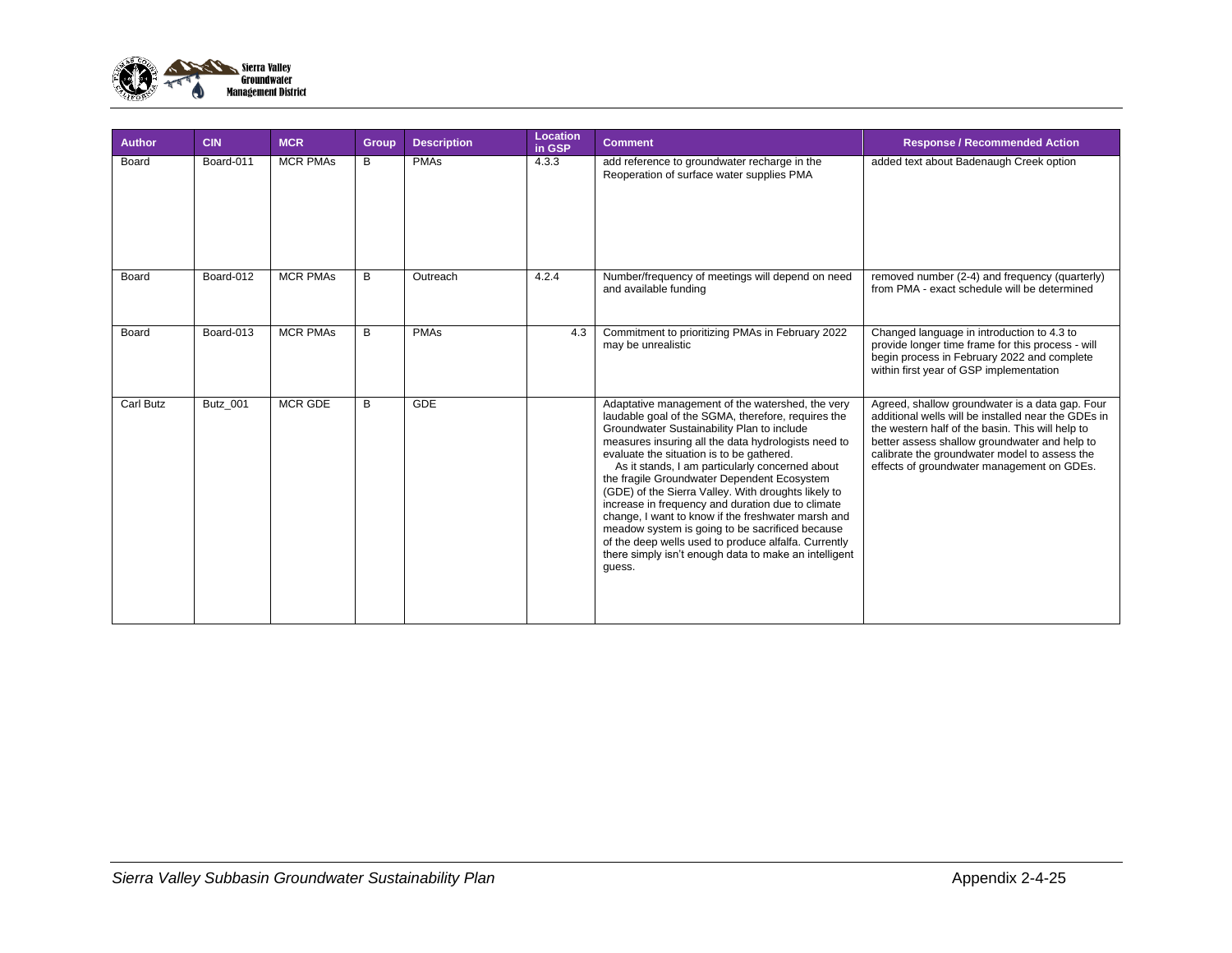| Author | CIN | MCR | Group | Description | Location in GSP | Comment | Response / Recommended Action |
|---|---|---|---|---|---|---|---|
| Board | Board-011 | MCR PMAs | B | PMAs | 4.3.3 | add reference to groundwater recharge in the Reoperation of surface water supplies PMA | added text about Badenaugh Creek option |
| Board | Board-012 | MCR PMAs | B | Outreach | 4.2.4 | Number/frequency of meetings will depend on need and available funding | removed number (2-4) and frequency (quarterly) from PMA - exact schedule will be determined |
| Board | Board-013 | MCR PMAs | B | PMAs | 4.3 | Commitment to prioritizing PMAs in February 2022 may be unrealistic | Changed language in introduction to 4.3 to provide longer time frame for this process - will begin process in February 2022 and complete within first year of GSP implementation |
| Carl Butz | Butz_001 | MCR GDE | B | GDE | | Adaptative management of the watershed, the very laudable goal of the SGMA, therefore, requires the Groundwater Sustainability Plan to include measures insuring all the data hydrologists need to evaluate the situation is to be gathered. As it stands, I am particularly concerned about the fragile Groundwater Dependent Ecosystem (GDE) of the Sierra Valley. With droughts likely to increase in frequency and duration due to climate change, I want to know if the freshwater marsh and meadow system is going to be sacrificed because of the deep wells used to produce alfalfa. Currently there simply isn't enough data to make an intelligent guess. | Agreed, shallow groundwater is a data gap. Four additional wells will be installed near the GDEs in the western half of the basin. This will help to better assess shallow groundwater and help to calibrate the groundwater model to assess the effects of groundwater management on GDEs. |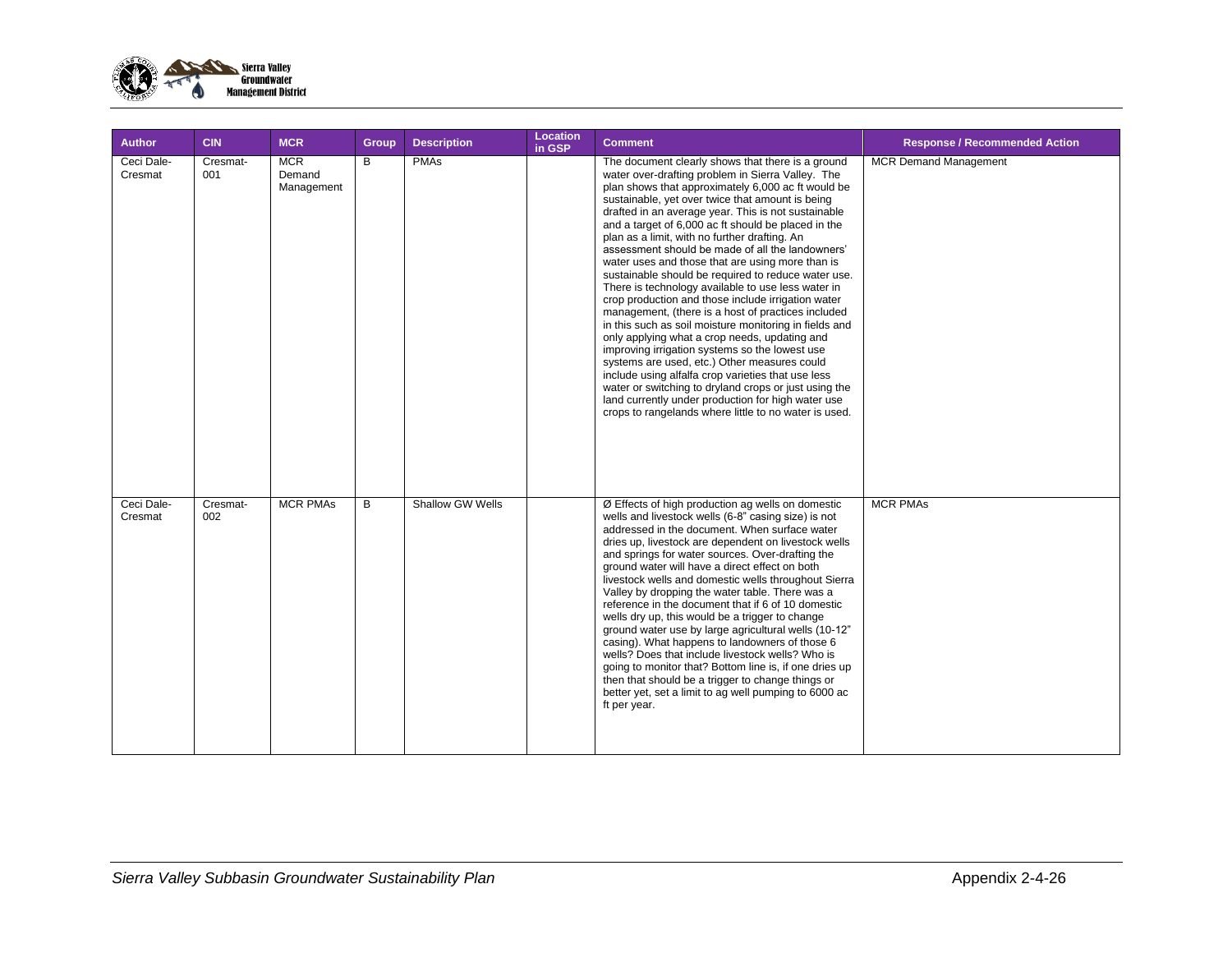| Author | CIN | MCR | Group | Description | Location in GSP | Comment | Response / Recommended Action |
|---|---|---|---|---|---|---|---|
| Ceci Dale-Cresmat | Cresmat-001 | MCR Demand Management | B | PMAs | | The document clearly shows that there is a ground water over-drafting problem in Sierra Valley. The plan shows that approximately 6,000 ac ft would be sustainable, yet over twice that amount is being drafted in an average year. This is not sustainable and a target of 6,000 ac ft should be placed in the plan as a limit, with no further drafting. An assessment should be made of all the landowners' water uses and those that are using more than is sustainable should be required to reduce water use. There is technology available to use less water in crop production and those include irrigation water management, (there is a host of practices included in this such as soil moisture monitoring in fields and only applying what a crop needs, updating and improving irrigation systems so the lowest use systems are used, etc.) Other measures could include using alfalfa crop varieties that use less water or switching to dryland crops or just using the land currently under production for high water use crops to rangelands where little to no water is used. | MCR Demand Management |
| Ceci Dale-Cresmat | Cresmat-002 | MCR PMAs | B | Shallow GW Wells | | Ø Effects of high production ag wells on domestic wells and livestock wells (6-8" casing size) is not addressed in the document. When surface water dries up, livestock are dependent on livestock wells and springs for water sources. Over-drafting the ground water will have a direct effect on both livestock wells and domestic wells throughout Sierra Valley by dropping the water table. There was a reference in the document that if 6 of 10 domestic wells dry up, this would be a trigger to change ground water use by large agricultural wells (10-12" casing). What happens to landowners of those 6 wells? Does that include livestock wells? Who is going to monitor that? Bottom line is, if one dries up then that should be a trigger to change things or better yet, set a limit to ag well pumping to 6000 ac ft per year. | MCR PMAs |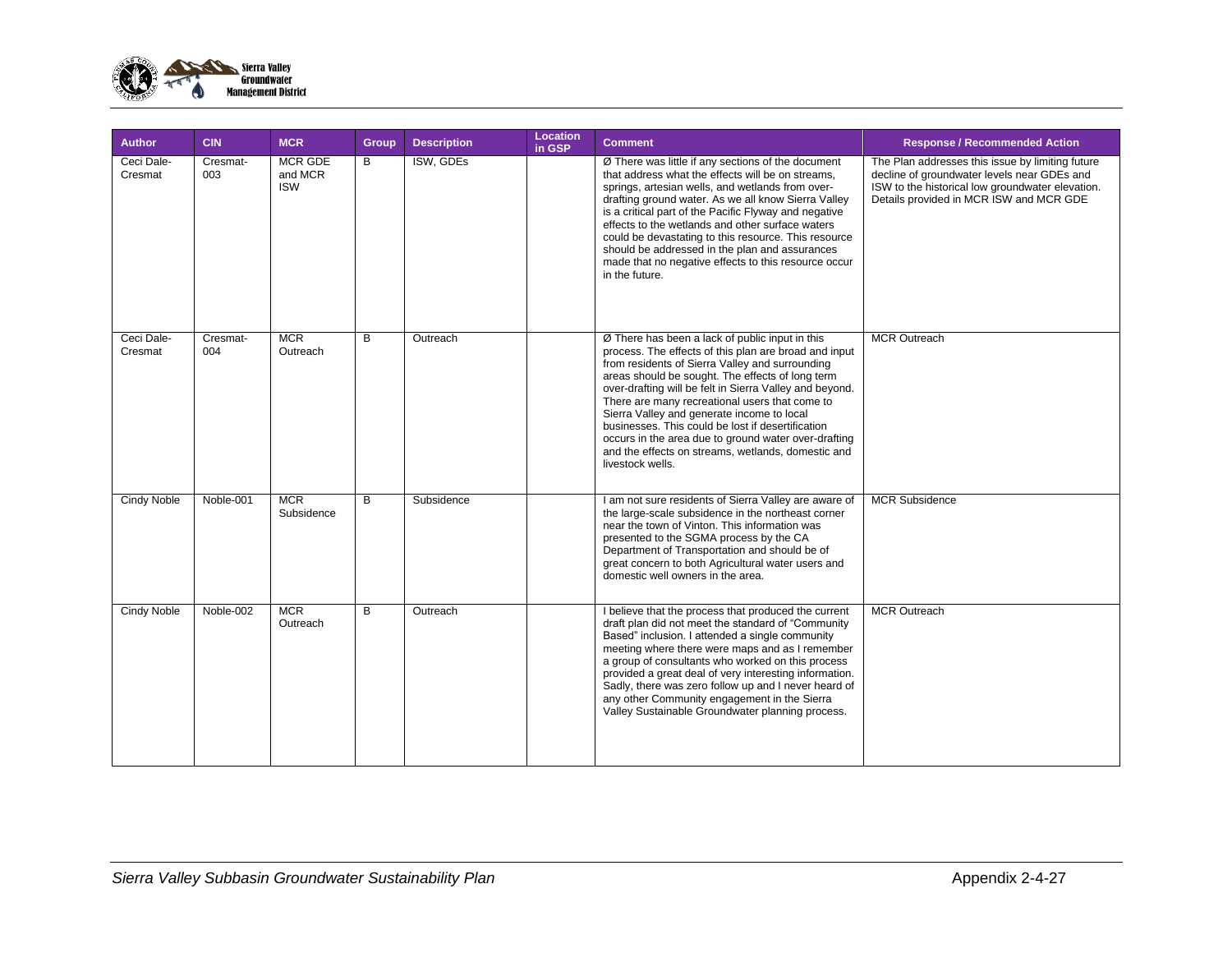| Author | CIN | MCR | Group | Description | Location in GSP | Comment | Response / Recommended Action |
|---|---|---|---|---|---|---|---|
| Ceci Dale-Cresmat | Cresmat-003 | MCR GDE and MCR ISW | B | ISW, GDEs | | Ø There was little if any sections of the document that address what the effects will be on streams, springs, artesian wells, and wetlands from over-drafting ground water. As we all know Sierra Valley is a critical part of the Pacific Flyway and negative effects to the wetlands and other surface waters could be devastating to this resource. This resource should be addressed in the plan and assurances made that no negative effects to this resource occur in the future. | The Plan addresses this issue by limiting future decline of groundwater levels near GDEs and ISW to the historical low groundwater elevation. Details provided in MCR ISW and MCR GDE |
| Ceci Dale-Cresmat | Cresmat-004 | MCR Outreach | B | Outreach | | Ø There has been a lack of public input in this process. The effects of this plan are broad and input from residents of Sierra Valley and surrounding areas should be sought. The effects of long term over-drafting will be felt in Sierra Valley and beyond. There are many recreational users that come to Sierra Valley and generate income to local businesses. This could be lost if desertification occurs in the area due to ground water over-drafting and the effects on streams, wetlands, domestic and livestock wells. | MCR Outreach |
| Cindy Noble | Noble-001 | MCR Subsidence | B | Subsidence | | I am not sure residents of Sierra Valley are aware of the large-scale subsidence in the northeast corner near the town of Vinton. This information was presented to the SGMA process by the CA Department of Transportation and should be of great concern to both Agricultural water users and domestic well owners in the area. | MCR Subsidence |
| Cindy Noble | Noble-002 | MCR Outreach | B | Outreach | | I believe that the process that produced the current draft plan did not meet the standard of "Community Based" inclusion. I attended a single community meeting where there were maps and as I remember a group of consultants who worked on this process provided a great deal of very interesting information. Sadly, there was zero follow up and I never heard of any other Community engagement in the Sierra Valley Sustainable Groundwater planning process. | MCR Outreach |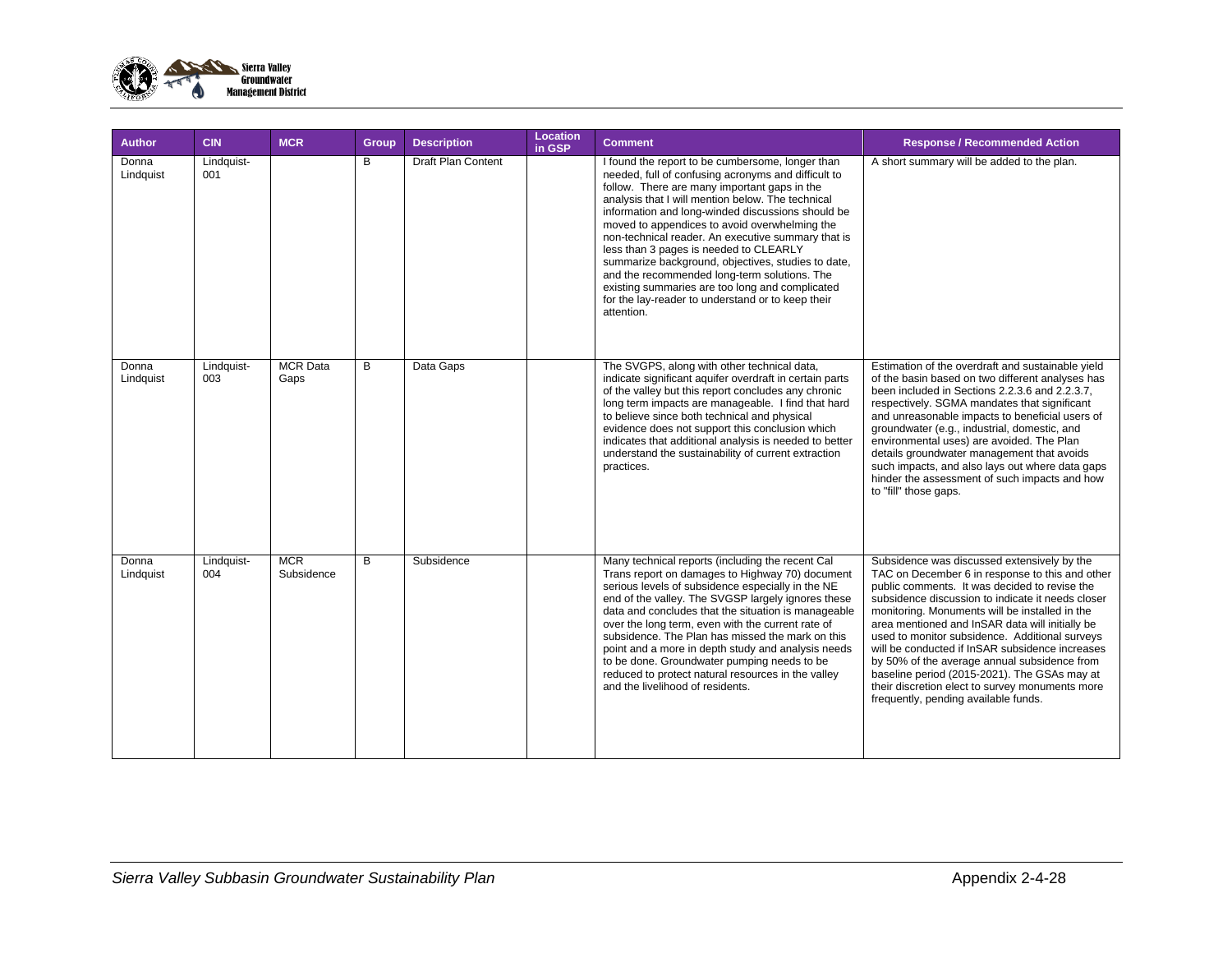| Author | CIN | MCR | Group | Description | Location in GSP | Comment | Response / Recommended Action |
|---|---|---|---|---|---|---|---|
| Donna Lindquist | Lindquist-001 | | B | Draft Plan Content | | I found the report to be cumbersome, longer than needed, full of confusing acronyms and difficult to follow. There are many important gaps in the analysis that I will mention below. The technical information and long-winded discussions should be moved to appendices to avoid overwhelming the non-technical reader. An executive summary that is less than 3 pages is needed to CLEARLY summarize background, objectives, studies to date, and the recommended long-term solutions. The existing summaries are too long and complicated for the lay-reader to understand or to keep their attention. | A short summary will be added to the plan. |
| Donna Lindquist | Lindquist-003 | MCR Data Gaps | B | Data Gaps | | The SVGPS, along with other technical data, indicate significant aquifer overdraft in certain parts of the valley but this report concludes any chronic long term impacts are manageable. I find that hard to believe since both technical and physical evidence does not support this conclusion which indicates that additional analysis is needed to better understand the sustainability of current extraction practices. | Estimation of the overdraft and sustainable yield of the basin based on two different analyses has been included in Sections 2.2.3.6 and 2.2.3.7, respectively. SGMA mandates that significant and unreasonable impacts to beneficial users of groundwater (e.g., industrial, domestic, and environmental uses) are avoided. The Plan details groundwater management that avoids such impacts, and also lays out where data gaps hinder the assessment of such impacts and how to "fill" those gaps. |
| Donna Lindquist | Lindquist-004 | MCR Subsidence | B | Subsidence | | Many technical reports (including the recent Cal Trans report on damages to Highway 70) document serious levels of subsidence especially in the NE end of the valley. The SVGSP largely ignores these data and concludes that the situation is manageable over the long term, even with the current rate of subsidence. The Plan has missed the mark on this point and a more in depth study and analysis needs to be done. Groundwater pumping needs to be reduced to protect natural resources in the valley and the livelihood of residents. | Subsidence was discussed extensively by the TAC on December 6 in response to this and other public comments. It was decided to revise the subsidence discussion to indicate it needs closer monitoring. Monuments will be installed in the area mentioned and InSAR data will initially be used to monitor subsidence. Additional surveys will be conducted if InSAR subsidence increases by 50% of the average annual subsidence from baseline period (2015-2021). The GSAs may at their discretion elect to survey monuments more frequently, pending available funds. |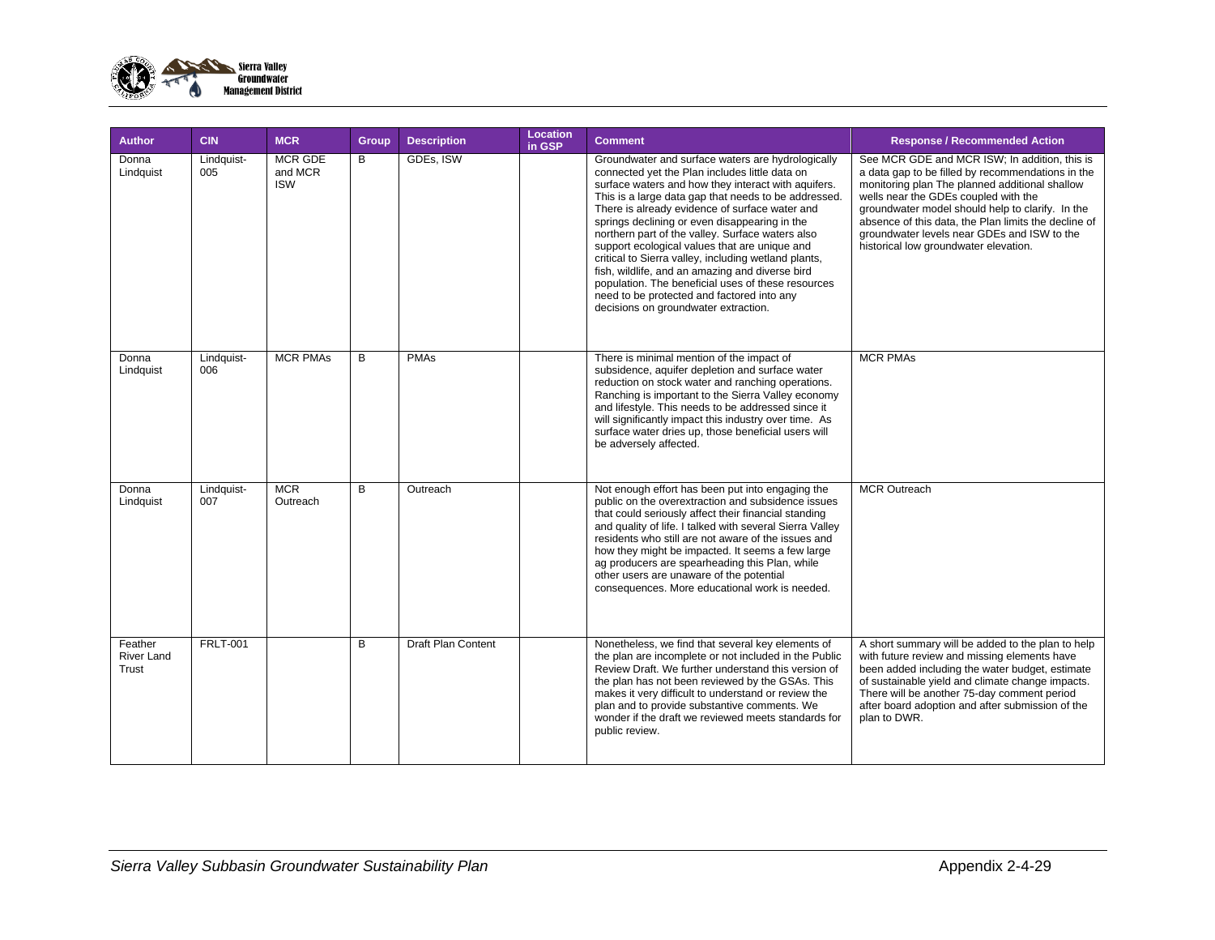| Author | CIN | MCR | Group | Description | Location in GSP | Comment | Response / Recommended Action |
|---|---|---|---|---|---|---|---|
| Donna Lindquist | Lindquist-005 | MCR GDE and MCR ISW | B | GDEs, ISW | | Groundwater and surface waters are hydrologically connected yet the Plan includes little data on surface waters and how they interact with aquifers. This is a large data gap that needs to be addressed. There is already evidence of surface water and springs declining or even disappearing in the northern part of the valley. Surface waters also support ecological values that are unique and critical to Sierra valley, including wetland plants, fish, wildlife, and an amazing and diverse bird population. The beneficial uses of these resources need to be protected and factored into any decisions on groundwater extraction. | See MCR GDE and MCR ISW; In addition, this is a data gap to be filled by recommendations in the monitoring plan The planned additional shallow wells near the GDEs coupled with the groundwater model should help to clarify. In the absence of this data, the Plan limits the decline of groundwater levels near GDEs and ISW to the historical low groundwater elevation. |
| Donna Lindquist | Lindquist-006 | MCR PMAs | B | PMAs | | There is minimal mention of the impact of subsidence, aquifer depletion and surface water reduction on stock water and ranching operations. Ranching is important to the Sierra Valley economy and lifestyle. This needs to be addressed since it will significantly impact this industry over time. As surface water dries up, those beneficial users will be adversely affected. | MCR PMAs |
| Donna Lindquist | Lindquist-007 | MCR Outreach | B | Outreach | | Not enough effort has been put into engaging the public on the overextraction and subsidence issues that could seriously affect their financial standing and quality of life. I talked with several Sierra Valley residents who still are not aware of the issues and how they might be impacted. It seems a few large ag producers are spearheading this Plan, while other users are unaware of the potential consequences. More educational work is needed. | MCR Outreach |
| Feather River Land Trust | FRLT-001 | | B | Draft Plan Content | | Nonetheless, we find that several key elements of the plan are incomplete or not included in the Public Review Draft. We further understand this version of the plan has not been reviewed by the GSAs. This makes it very difficult to understand or review the plan and to provide substantive comments. We wonder if the draft we reviewed meets standards for public review. | A short summary will be added to the plan to help with future review and missing elements have been added including the water budget, estimate of sustainable yield and climate change impacts. There will be another 75-day comment period after board adoption and after submission of the plan to DWR. |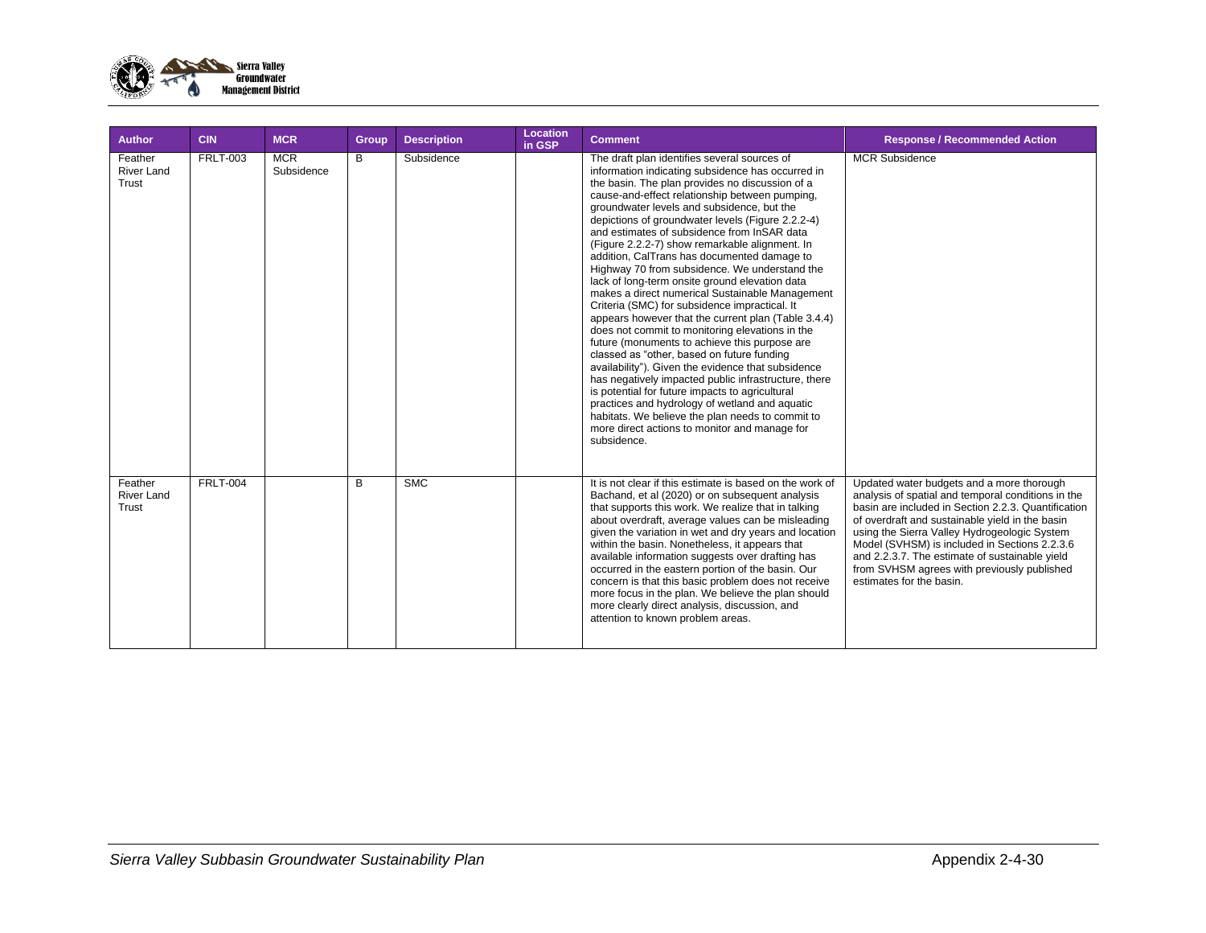| Author | CIN | MCR | Group | Description | Location in GSP | Comment | Response / Recommended Action |
|---|---|---|---|---|---|---|---|
| Feather River Land Trust | FRLT-003 | MCR Subsidence | B | Subsidence | | The draft plan identifies several sources of information indicating subsidence has occurred in the basin. The plan provides no discussion of a cause-and-effect relationship between pumping, groundwater levels and subsidence, but the depictions of groundwater levels (Figure 2.2.2-4) and estimates of subsidence from InSAR data (Figure 2.2.2-7) show remarkable alignment. In addition, CalTrans has documented damage to Highway 70 from subsidence. We understand the lack of long-term onsite ground elevation data makes a direct numerical Sustainable Management Criteria (SMC) for subsidence impractical. It appears however that the current plan (Table 3.4.4) does not commit to monitoring elevations in the future (monuments to achieve this purpose are classed as "other, based on future funding availability"). Given the evidence that subsidence has negatively impacted public infrastructure, there is potential for future impacts to agricultural practices and hydrology of wetland and aquatic habitats. We believe the plan needs to commit to more direct actions to monitor and manage for subsidence. | MCR Subsidence |
| Feather River Land Trust | FRLT-004 | | B | SMC | | It is not clear if this estimate is based on the work of Bachand, et al (2020) or on subsequent analysis that supports this work. We realize that in talking about overdraft, average values can be misleading given the variation in wet and dry years and location within the basin. Nonetheless, it appears that available information suggests over drafting has occurred in the eastern portion of the basin. Our concern is that this basic problem does not receive more focus in the plan. We believe the plan should more clearly direct analysis, discussion, and attention to known problem areas. | Updated water budgets and a more thorough analysis of spatial and temporal conditions in the basin are included in Section 2.2.3. Quantification of overdraft and sustainable yield in the basin using the Sierra Valley Hydrogeologic System Model (SVHSM) is included in Sections 2.2.3.6 and 2.2.3.7. The estimate of sustainable yield from SVHSM agrees with previously published estimates for the basin. |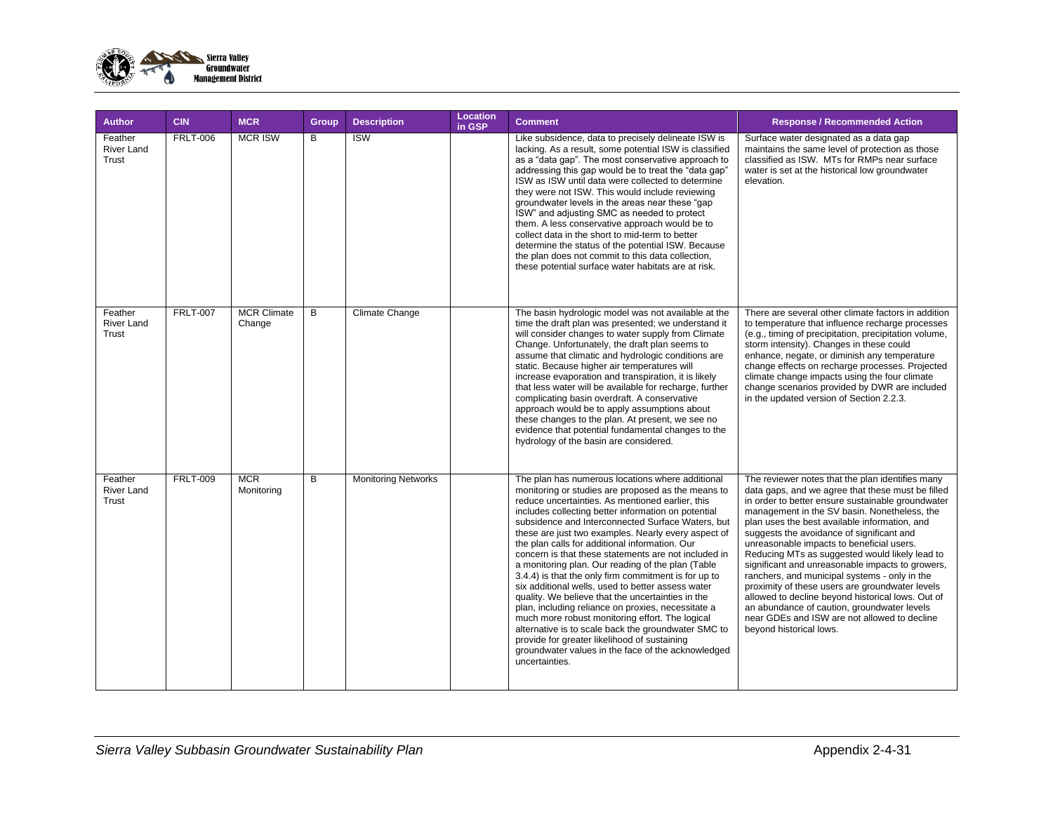| Author | CIN | MCR | Group | Description | Location in GSP | Comment | Response / Recommended Action |
|---|---|---|---|---|---|---|---|
| Feather River Land Trust | FRLT-006 | MCR ISW | B | ISW | | Like subsidence, data to precisely delineate ISW is lacking. As a result, some potential ISW is classified as a "data gap". The most conservative approach to addressing this gap would be to treat the "data gap" ISW as ISW until data were collected to determine they were not ISW. This would include reviewing groundwater levels in the areas near these "gap ISW" and adjusting SMC as needed to protect them. A less conservative approach would be to collect data in the short to mid-term to better determine the status of the potential ISW. Because the plan does not commit to this data collection, these potential surface water habitats are at risk. | Surface water designated as a data gap maintains the same level of protection as those classified as ISW. MTs for RMPs near surface water is set at the historical low groundwater elevation. |
| Feather River Land Trust | FRLT-007 | MCR Climate Change | B | Climate Change | | The basin hydrologic model was not available at the time the draft plan was presented; we understand it will consider changes to water supply from Climate Change. Unfortunately, the draft plan seems to assume that climatic and hydrologic conditions are static. Because higher air temperatures will increase evaporation and transpiration, it is likely that less water will be available for recharge, further complicating basin overdraft. A conservative approach would be to apply assumptions about these changes to the plan. At present, we see no evidence that potential fundamental changes to the hydrology of the basin are considered. | There are several other climate factors in addition to temperature that influence recharge processes (e.g., timing of precipitation, precipitation volume, storm intensity). Changes in these could enhance, negate, or diminish any temperature change effects on recharge processes. Projected climate change impacts using the four climate change scenarios provided by DWR are included in the updated version of Section 2.2.3. |
| Feather River Land Trust | FRLT-009 | MCR Monitoring | B | Monitoring Networks | | The plan has numerous locations where additional monitoring or studies are proposed as the means to reduce uncertainties. As mentioned earlier, this includes collecting better information on potential subsidence and Interconnected Surface Waters, but these are just two examples. Nearly every aspect of the plan calls for additional information. Our concern is that these statements are not included in a monitoring plan. Our reading of the plan (Table 3.4.4) is that the only firm commitment is for up to six additional wells, used to better assess water quality. We believe that the uncertainties in the plan, including reliance on proxies, necessitate a much more robust monitoring effort. The logical alternative is to scale back the groundwater SMC to provide for greater likelihood of sustaining groundwater values in the face of the acknowledged uncertainties. | The reviewer notes that the plan identifies many data gaps, and we agree that these must be filled in order to better ensure sustainable groundwater management in the SV basin. Nonetheless, the plan uses the best available information, and suggests the avoidance of significant and unreasonable impacts to beneficial users. Reducing MTs as suggested would likely lead to significant and unreasonable impacts to growers, ranchers, and municipal systems - only in the proximity of these users are groundwater levels allowed to decline beyond historical lows. Out of an abundance of caution, groundwater levels near GDEs and ISW are not allowed to decline beyond historical lows. |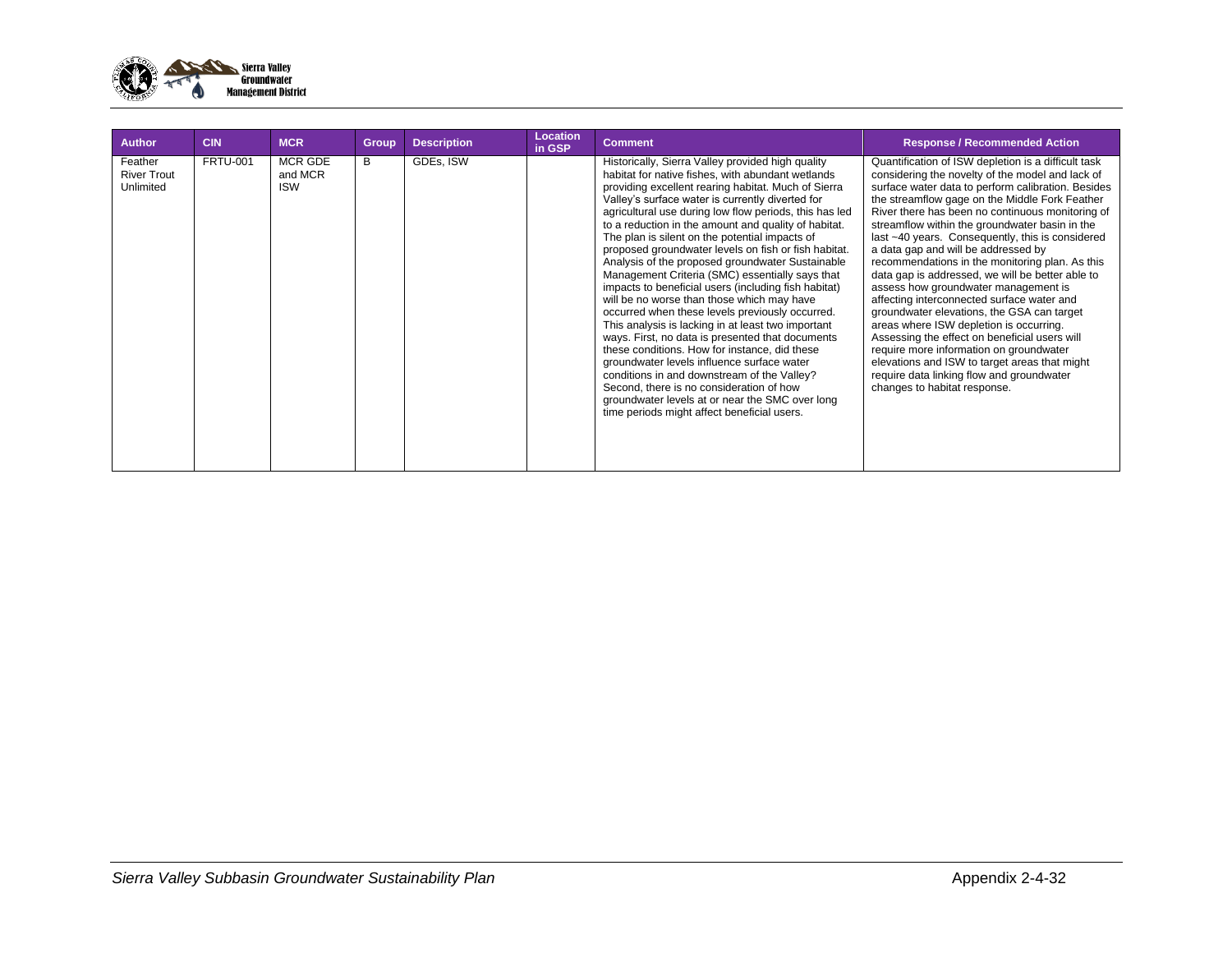| Author | CIN | MCR | Group | Description | Location in GSP | Comment | Response / Recommended Action |
|---|---|---|---|---|---|---|---|
| Feather River Trout Unlimited | FRTU-001 | MCR GDE and MCR ISW | B | GDEs, ISW | | Historically, Sierra Valley provided high quality habitat for native fishes, with abundant wetlands providing excellent rearing habitat. Much of Sierra Valley's surface water is currently diverted for agricultural use during low flow periods, this has led to a reduction in the amount and quality of habitat. The plan is silent on the potential impacts of proposed groundwater levels on fish or fish habitat. Analysis of the proposed groundwater Sustainable Management Criteria (SMC) essentially says that impacts to beneficial users (including fish habitat) will be no worse than those which may have occurred when these levels previously occurred. This analysis is lacking in at least two important ways. First, no data is presented that documents these conditions. How for instance, did these groundwater levels influence surface water conditions in and downstream of the Valley? Second, there is no consideration of how groundwater levels at or near the SMC over long time periods might affect beneficial users. | Quantification of ISW depletion is a difficult task considering the novelty of the model and lack of surface water data to perform calibration. Besides the streamflow gage on the Middle Fork Feather River there has been no continuous monitoring of streamflow within the groundwater basin in the last ~40 years. Consequently, this is considered a data gap and will be addressed by recommendations in the monitoring plan. As this data gap is addressed, we will be better able to assess how groundwater management is affecting interconnected surface water and groundwater elevations, the GSA can target areas where ISW depletion is occurring. Assessing the effect on beneficial users will require more information on groundwater elevations and ISW to target areas that might require data linking flow and groundwater changes to habitat response. |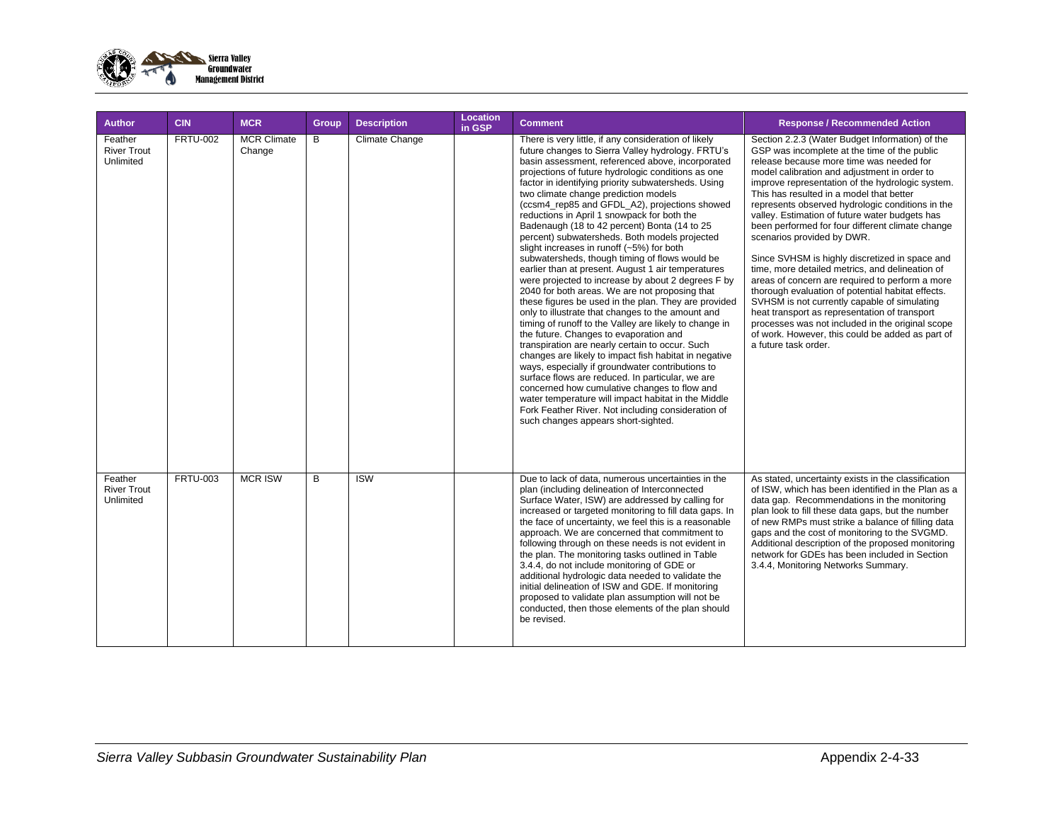| Author | CIN | MCR | Group | Description | Location in GSP | Comment | Response / Recommended Action |
|---|---|---|---|---|---|---|---|
| Feather River Trout Unlimited | FRTU-002 | MCR Climate Change | B | Climate Change | | There is very little, if any consideration of likely future changes to Sierra Valley hydrology. FRTU's basin assessment, referenced above, incorporated projections of future hydrologic conditions as one factor in identifying priority subwatersheds. Using two climate change prediction models (ccsm4_rep85 and GFDL_A2), projections showed reductions in April 1 snowpack for both the Badenaugh (18 to 42 percent) Bonta (14 to 25 percent) subwatersheds. Both models projected slight increases in runoff (~5%) for both subwatersheds, though timing of flows would be earlier than at present. August 1 air temperatures were projected to increase by about 2 degrees F by 2040 for both areas. We are not proposing that these figures be used in the plan. They are provided only to illustrate that changes to the amount and timing of runoff to the Valley are likely to change in the future. Changes to evaporation and transpiration are nearly certain to occur. Such changes are likely to impact fish habitat in negative ways, especially if groundwater contributions to surface flows are reduced. In particular, we are concerned how cumulative changes to flow and water temperature will impact habitat in the Middle Fork Feather River. Not including consideration of such changes appears short-sighted. | Section 2.2.3 (Water Budget Information) of the GSP was incomplete at the time of the public release because more time was needed for model calibration and adjustment in order to improve representation of the hydrologic system. This has resulted in a model that better represents observed hydrologic conditions in the valley. Estimation of future water budgets has been performed for four different climate change scenarios provided by DWR.<br><br>Since SVHSM is highly discretized in space and time, more detailed metrics, and delineation of areas of concern are required to perform a more thorough evaluation of potential habitat effects. SVHSM is not currently capable of simulating heat transport as representation of transport processes was not included in the original scope of work. However, this could be added as part of a future task order. |
| Feather River Trout Unlimited | FRTU-003 | MCR ISW | B | ISW | | Due to lack of data, numerous uncertainties in the plan (including delineation of Interconnected Surface Water, ISW) are addressed by calling for increased or targeted monitoring to fill data gaps. In the face of uncertainty, we feel this is a reasonable approach. We are concerned that commitment to following through on these needs is not evident in the plan. The monitoring tasks outlined in Table 3.4.4, do not include monitoring of GDE or additional hydrologic data needed to validate the initial delineation of ISW and GDE. If monitoring proposed to validate plan assumption will not be conducted, then those elements of the plan should be revised. | As stated, uncertainty exists in the classification of ISW, which has been identified in the Plan as a data gap. Recommendations in the monitoring plan look to fill these data gaps, but the number of new RMPs must strike a balance of filling data gaps and the cost of monitoring to the SVGMD. Additional description of the proposed monitoring network for GDEs has been included in Section 3.4.4, Monitoring Networks Summary. |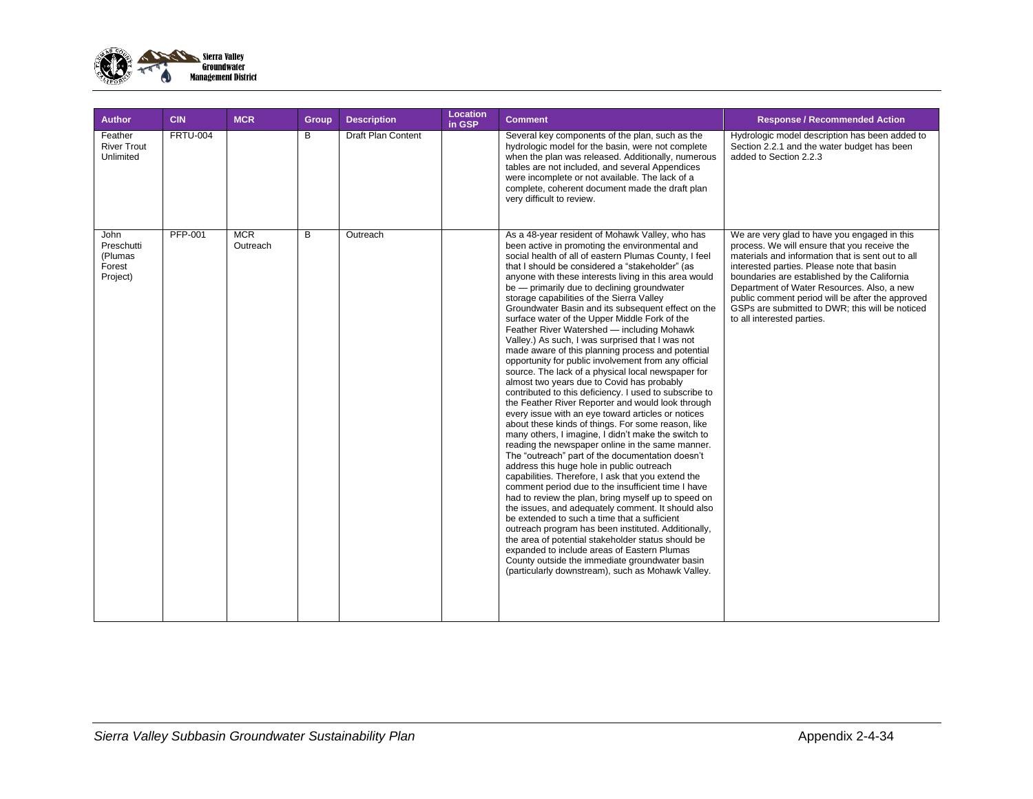| Author | CIN | MCR | Group | Description | Location in GSP | Comment | Response / Recommended Action |
|---|---|---|---|---|---|---|---|
| Feather River Trout Unlimited | FRTU-004 | | B | Draft Plan Content | | Several key components of the plan, such as the hydrologic model for the basin, were not complete when the plan was released. Additionally, numerous tables are not included, and several Appendices were incomplete or not available. The lack of a complete, coherent document made the draft plan very difficult to review. | Hydrologic model description has been added to Section 2.2.1 and the water budget has been added to Section 2.2.3 |
| John Preschutti (Plumas Forest Project) | PFP-001 | MCR Outreach | B | Outreach | | As a 48-year resident of Mohawk Valley, who has been active in promoting the environmental and social health of all of eastern Plumas County, I feel that I should be considered a "stakeholder" (as anyone with these interests living in this area would be — primarily due to declining groundwater storage capabilities of the Sierra Valley Groundwater Basin and its subsequent effect on the surface water of the Upper Middle Fork of the Feather River Watershed — including Mohawk Valley.) As such, I was surprised that I was not made aware of this planning process and potential opportunity for public involvement from any official source. The lack of a physical local newspaper for almost two years due to Covid has probably contributed to this deficiency. I used to subscribe to the Feather River Reporter and would look through every issue with an eye toward articles or notices about these kinds of things. For some reason, like many others, I imagine, I didn't make the switch to reading the newspaper online in the same manner. The "outreach" part of the documentation doesn't address this huge hole in public outreach capabilities. Therefore, I ask that you extend the comment period due to the insufficient time I have had to review the plan, bring myself up to speed on the issues, and adequately comment. It should also be extended to such a time that a sufficient outreach program has been instituted. Additionally, the area of potential stakeholder status should be expanded to include areas of Eastern Plumas County outside the immediate groundwater basin (particularly downstream), such as Mohawk Valley. | We are very glad to have you engaged in this process. We will ensure that you receive the materials and information that is sent out to all interested parties. Please note that basin boundaries are established by the California Department of Water Resources. Also, a new public comment period will be after the approved GSPs are submitted to DWR; this will be noticed to all interested parties. |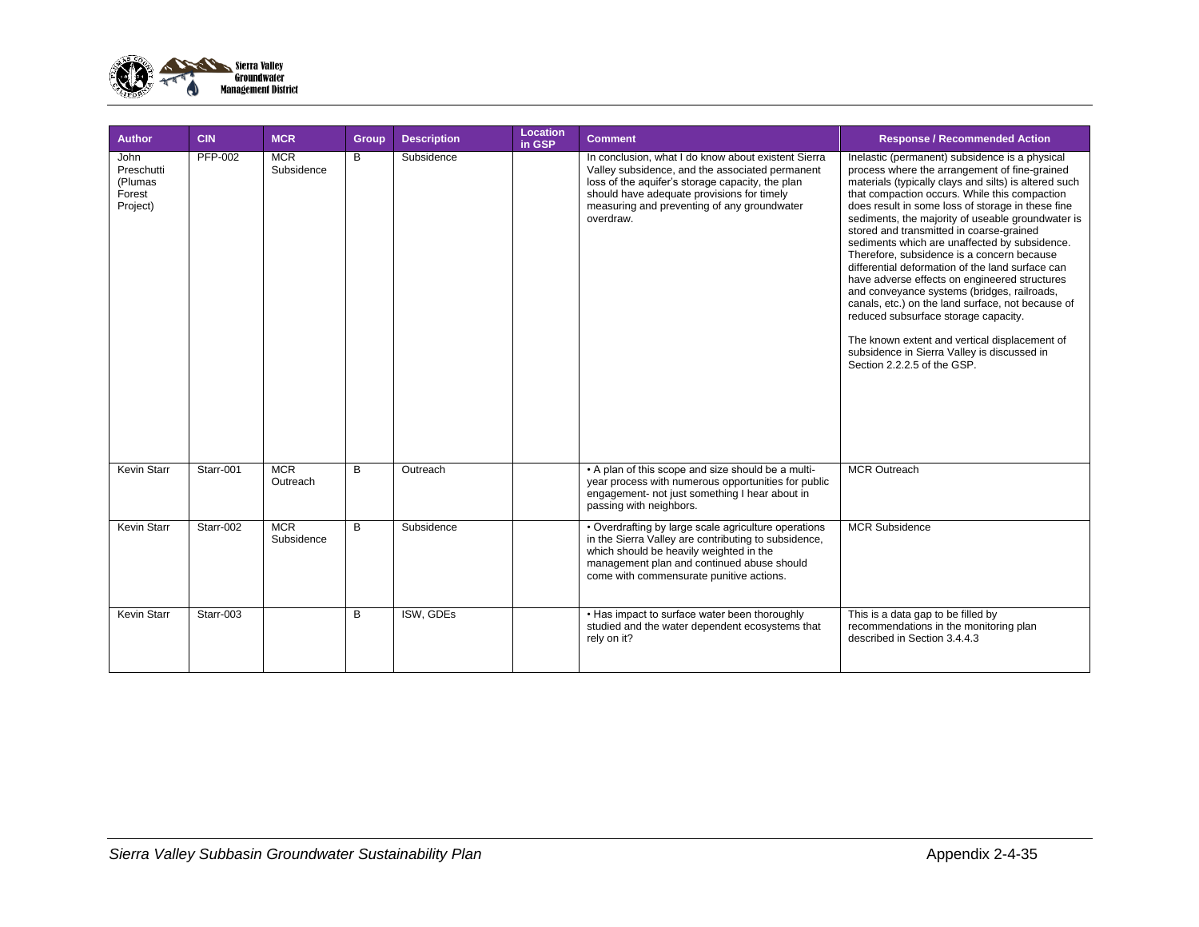| Author | CIN | MCR | Group | Description | Location in GSP | Comment | Response / Recommended Action |
|---|---|---|---|---|---|---|---|
| John Preschutti (Plumas Forest Project) | PFP-002 | MCR Subsidence | B | Subsidence | | In conclusion, what I do know about existent Sierra Valley subsidence, and the associated permanent loss of the aquifer's storage capacity, the plan should have adequate provisions for timely measuring and preventing of any groundwater overdraw. | Inelastic (permanent) subsidence is a physical process where the arrangement of fine-grained materials (typically clays and silts) is altered such that compaction occurs. While this compaction does result in some loss of storage in these fine sediments, the majority of useable groundwater is stored and transmitted in coarse-grained sediments which are unaffected by subsidence. Therefore, subsidence is a concern because differential deformation of the land surface can have adverse effects on engineered structures and conveyance systems (bridges, railroads, canals, etc.) on the land surface, not because of reduced subsurface storage capacity.<br><br>The known extent and vertical displacement of subsidence in Sierra Valley is discussed in Section 2.2.2.5 of the GSP. |
| Kevin Starr | Starr-001 | MCR Outreach | B | Outreach | | • A plan of this scope and size should be a multi-year process with numerous opportunities for public engagement- not just something I hear about in passing with neighbors. | MCR Outreach |
| Kevin Starr | Starr-002 | MCR Subsidence | B | Subsidence | | • Overdrafting by large scale agriculture operations in the Sierra Valley are contributing to subsidence, which should be heavily weighted in the management plan and continued abuse should come with commensurate punitive actions. | MCR Subsidence |
| Kevin Starr | Starr-003 | | B | ISW, GDEs | | • Has impact to surface water been thoroughly studied and the water dependent ecosystems that rely on it? | This is a data gap to be filled by recommendations in the monitoring plan described in Section 3.4.4.3 |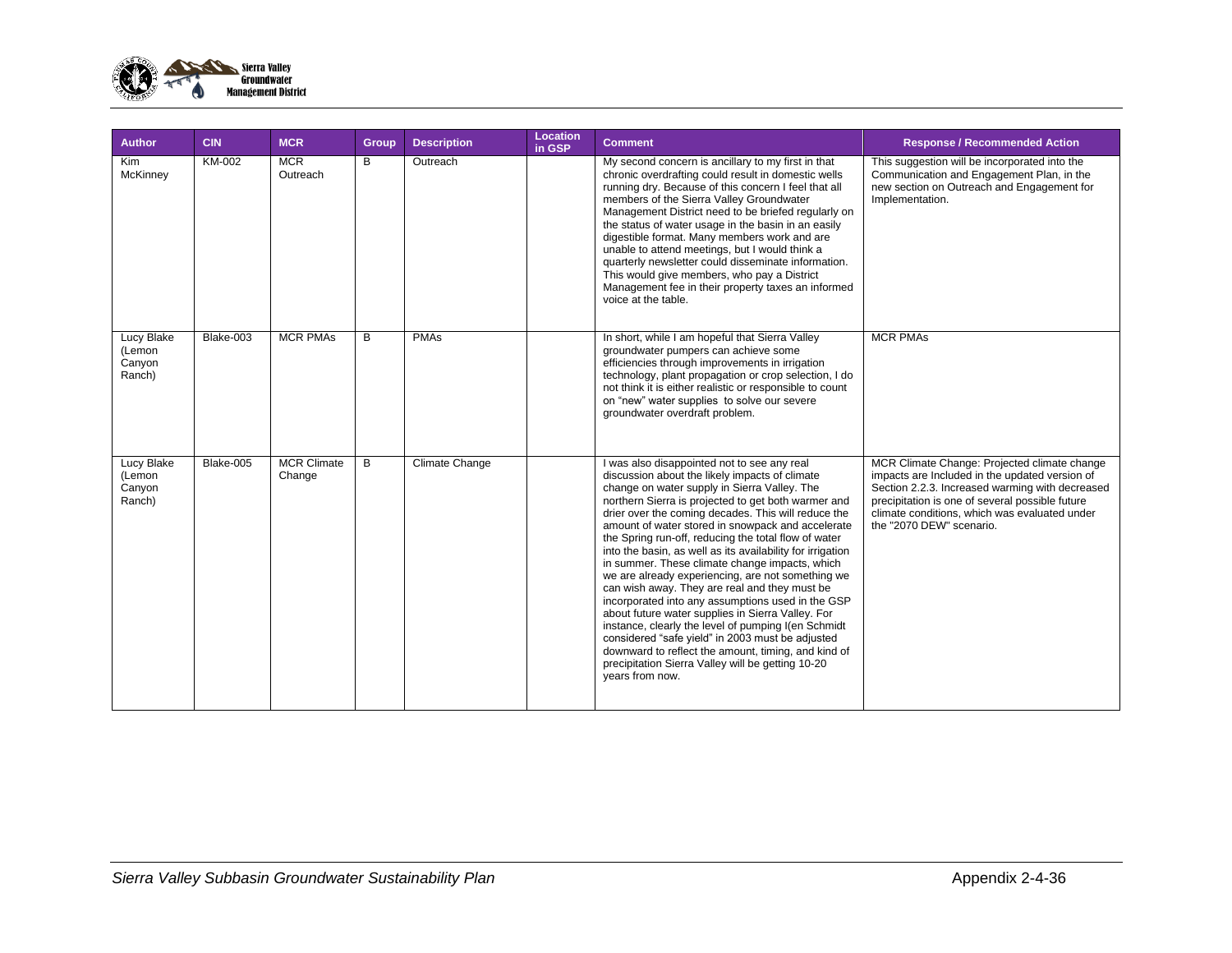| Author | CIN | MCR | Group | Description | Location in GSP | Comment | Response / Recommended Action |
|---|---|---|---|---|---|---|---|
| Kim McKinney | KM-002 | MCR Outreach | B | Outreach | | My second concern is ancillary to my first in that chronic overdrafting could result in domestic wells running dry. Because of this concern I feel that all members of the Sierra Valley Groundwater Management District need to be briefed regularly on the status of water usage in the basin in an easily digestible format. Many members work and are unable to attend meetings, but I would think a quarterly newsletter could disseminate information. This would give members, who pay a District Management fee in their property taxes an informed voice at the table. | This suggestion will be incorporated into the Communication and Engagement Plan, in the new section on Outreach and Engagement for Implementation. |
| Lucy Blake (Lemon Canyon Ranch) | Blake-003 | MCR PMAs | B | PMAs | | In short, while I am hopeful that Sierra Valley groundwater pumpers can achieve some efficiencies through improvements in irrigation technology, plant propagation or crop selection, I do not think it is either realistic or responsible to count on "new" water supplies to solve our severe groundwater overdraft problem. | MCR PMAs |
| Lucy Blake (Lemon Canyon Ranch) | Blake-005 | MCR Climate Change | B | Climate Change | | I was also disappointed not to see any real discussion about the likely impacts of climate change on water supply in Sierra Valley. The northern Sierra is projected to get both warmer and drier over the coming decades. This will reduce the amount of water stored in snowpack and accelerate the Spring run-off, reducing the total flow of water into the basin, as well as its availability for irrigation in summer. These climate change impacts, which we are already experiencing, are not something we can wish away. They are real and they must be incorporated into any assumptions used in the GSP about future water supplies in Sierra Valley. For instance, clearly the level of pumping I(en Schmidt considered "safe yield" in 2003 must be adjusted downward to reflect the amount, timing, and kind of precipitation Sierra Valley will be getting 10-20 years from now. | MCR Climate Change: Projected climate change impacts are Included in the updated version of Section 2.2.3. Increased warming with decreased precipitation is one of several possible future climate conditions, which was evaluated under the "2070 DEW" scenario. |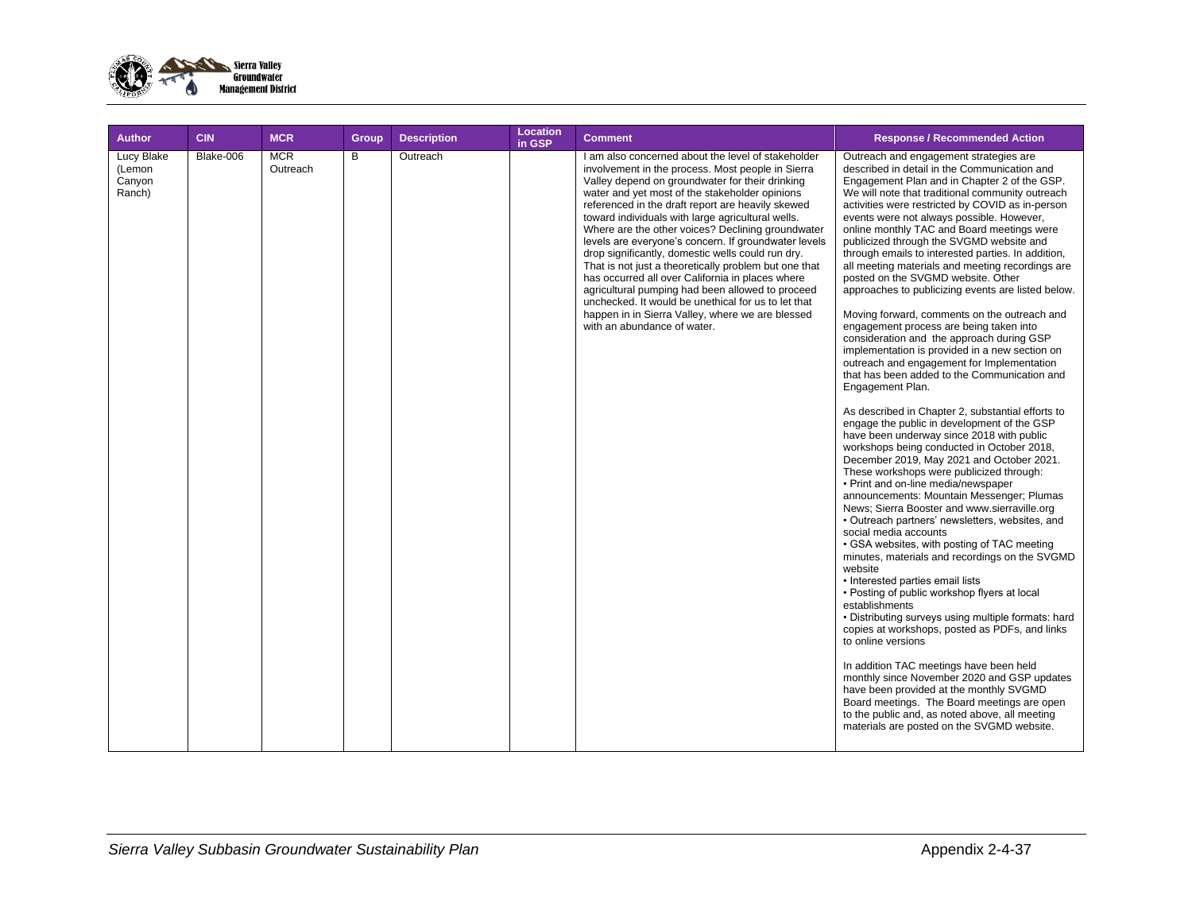| Author | CIN | MCR | Group | Description | Location in GSP | Comment | Response / Recommended Action |
|---|---|---|---|---|---|---|---|
| Lucy Blake (Lemon Canyon Ranch) | Blake-006 | MCR Outreach | B | Outreach | | I am also concerned about the level of stakeholder involvement in the process. Most people in Sierra Valley depend on groundwater for their drinking water and yet most of the stakeholder opinions referenced in the draft report are heavily skewed toward individuals with large agricultural wells. Where are the other voices? Declining groundwater levels are everyone's concern. If groundwater levels drop significantly, domestic wells could run dry. That is not just a theoretically problem but one that has occurred all over California in places where agricultural pumping had been allowed to proceed unchecked. It would be unethical for us to let that happen in in Sierra Valley, where we are blessed with an abundance of water. | Outreach and engagement strategies are described in detail in the Communication and Engagement Plan and in Chapter 2 of the GSP. We will note that traditional community outreach activities were restricted by COVID as in-person events were not always possible. However, online monthly TAC and Board meetings were publicized through the SVGMD website and through emails to interested parties. In addition, all meeting materials and meeting recordings are posted on the SVGMD website. Other approaches to publicizing events are listed below.<br><br>Moving forward, comments on the outreach and engagement process are being taken into consideration and the approach during GSP implementation is provided in a new section on outreach and engagement for Implementation that has been added to the Communication and Engagement Plan.<br><br>As described in Chapter 2, substantial efforts to engage the public in development of the GSP have been underway since 2018 with public workshops being conducted in October 2018, December 2019, May 2021 and October 2021. These workshops were publicized through:<br>• Print and on-line media/newspaper announcements: Mountain Messenger; Plumas News; Sierra Booster and www.sierraville.org<br>• Outreach partners' newsletters, websites, and social media accounts<br>• GSA websites, with posting of TAC meeting minutes, materials and recordings on the SVGMD website<br>• Interested parties email lists<br>• Posting of public workshop flyers at local establishments<br>• Distributing surveys using multiple formats: hard copies at workshops, posted as PDFs, and links to online versions<br><br>In addition TAC meetings have been held monthly since November 2020 and GSP updates have been provided at the monthly SVGMD Board meetings. The Board meetings are open to the public and, as noted above, all meeting materials are posted on the SVGMD website. |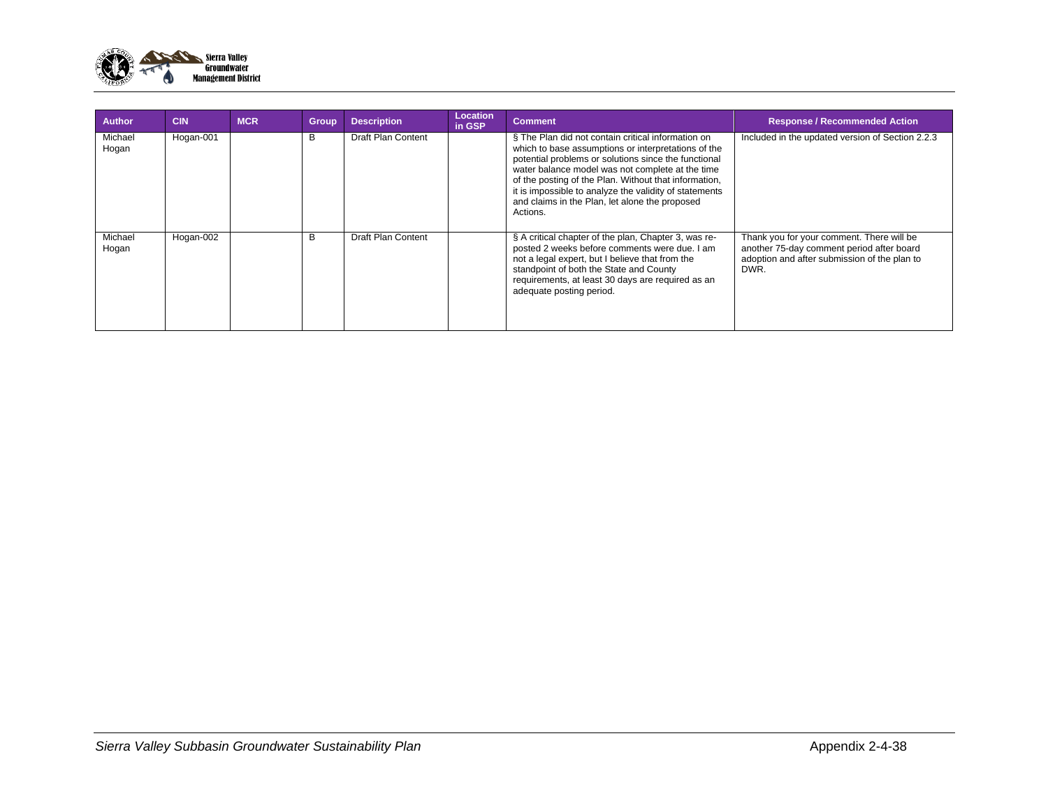| Author | CIN | MCR | Group | Description | Location in GSP | Comment | Response / Recommended Action |
|---|---|---|---|---|---|---|---|
| Michael Hogan | Hogan-001 | | B | Draft Plan Content | | § The Plan did not contain critical information on which to base assumptions or interpretations of the potential problems or solutions since the functional water balance model was not complete at the time of the posting of the Plan. Without that information, it is impossible to analyze the validity of statements and claims in the Plan, let alone the proposed Actions. | Included in the updated version of Section 2.2.3 |
| Michael Hogan | Hogan-002 | | B | Draft Plan Content | | § A critical chapter of the plan, Chapter 3, was re-posted 2 weeks before comments were due. I am not a legal expert, but I believe that from the standpoint of both the State and County requirements, at least 30 days are required as an adequate posting period. | Thank you for your comment. There will be another 75-day comment period after board adoption and after submission of the plan to DWR. |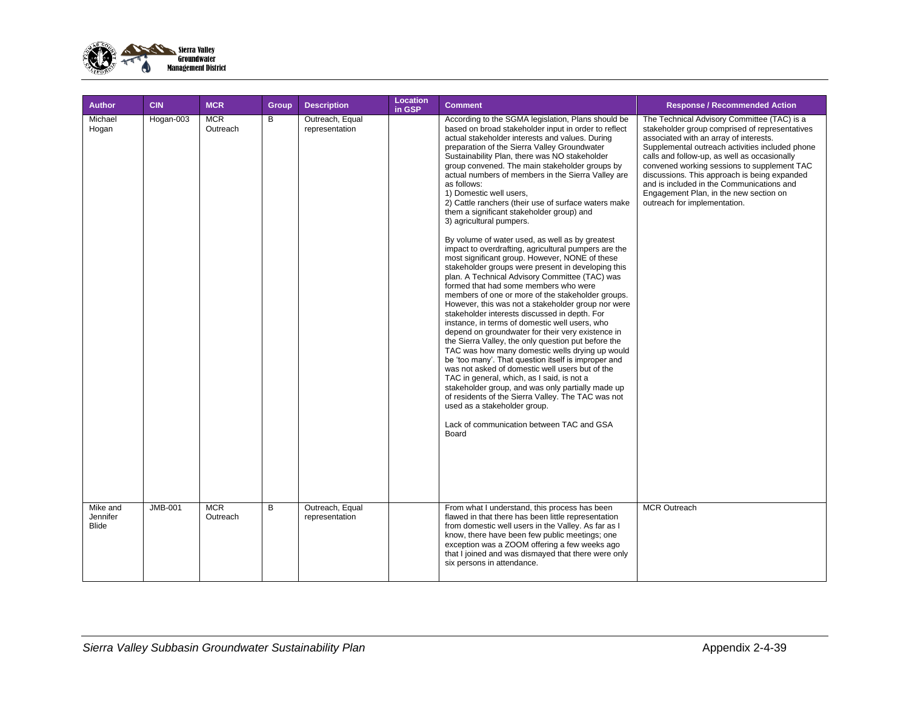| Author | CIN | MCR | Group | Description | Location in GSP | Comment | Response / Recommended Action |
|---|---|---|---|---|---|---|---|
| Michael Hogan | Hogan-003 | MCR Outreach | B | Outreach, Equal representation | | According to the SGMA legislation, Plans should be based on broad stakeholder input in order to reflect actual stakeholder interests and values. During preparation of the Sierra Valley Groundwater Sustainability Plan, there was NO stakeholder group convened. The main stakeholder groups by actual numbers of members in the Sierra Valley are as follows:<br>1) Domestic well users,<br>2) Cattle ranchers (their use of surface waters make them a significant stakeholder group) and<br>3) agricultural pumpers.<br><br>By volume of water used, as well as by greatest impact to overdrafting, agricultural pumpers are the most significant group. However, NONE of these stakeholder groups were present in developing this plan. A Technical Advisory Committee (TAC) was formed that had some members who were members of one or more of the stakeholder groups. However, this was not a stakeholder group nor were stakeholder interests discussed in depth. For instance, in terms of domestic well users, who depend on groundwater for their very existence in the Sierra Valley, the only question put before the TAC was how many domestic wells drying up would be 'too many'. That question itself is improper and was not asked of domestic well users but of the TAC in general, which, as I said, is not a stakeholder group, and was only partially made up of residents of the Sierra Valley. The TAC was not used as a stakeholder group.<br><br>Lack of communication between TAC and GSA Board | The Technical Advisory Committee (TAC) is a stakeholder group comprised of representatives associated with an array of interests. Supplemental outreach activities included phone calls and follow-up, as well as occasionally convened working sessions to supplement TAC discussions. This approach is being expanded and is included in the Communications and Engagement Plan, in the new section on outreach for implementation. |
| Mike and Jennifer Blide | JMB-001 | MCR Outreach | B | Outreach, Equal representation | | From what I understand, this process has been flawed in that there has been little representation from domestic well users in the Valley. As far as I know, there have been few public meetings; one exception was a ZOOM offering a few weeks ago that I joined and was dismayed that there were only six persons in attendance. | MCR Outreach |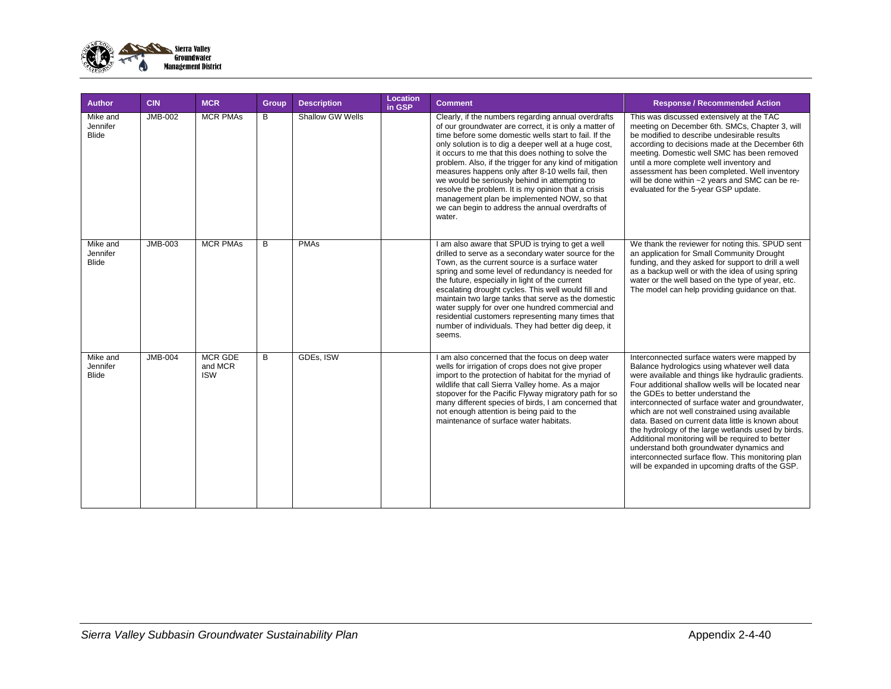| Author | CIN | MCR | Group | Description | Location in GSP | Comment | Response / Recommended Action |
|---|---|---|---|---|---|---|---|
| Mike and Jennifer Blide | JMB-002 | MCR PMAs | B | Shallow GW Wells | | Clearly, if the numbers regarding annual overdrafts of our groundwater are correct, it is only a matter of time before some domestic wells start to fail. If the only solution is to dig a deeper well at a huge cost, it occurs to me that this does nothing to solve the problem. Also, if the trigger for any kind of mitigation measures happens only after 8-10 wells fail, then we would be seriously behind in attempting to resolve the problem. It is my opinion that a crisis management plan be implemented NOW, so that we can begin to address the annual overdrafts of water. | This was discussed extensively at the TAC meeting on December 6th. SMCs, Chapter 3, will be modified to describe undesirable results according to decisions made at the December 6th meeting. Domestic well SMC has been removed until a more complete well inventory and assessment has been completed. Well inventory will be done within ~2 years and SMC can be re-evaluated for the 5-year GSP update. |
| Mike and Jennifer Blide | JMB-003 | MCR PMAs | B | PMAs | | I am also aware that SPUD is trying to get a well drilled to serve as a secondary water source for the Town, as the current source is a surface water spring and some level of redundancy is needed for the future, especially in light of the current escalating drought cycles. This well would fill and maintain two large tanks that serve as the domestic water supply for over one hundred commercial and residential customers representing many times that number of individuals. They had better dig deep, it seems. | We thank the reviewer for noting this. SPUD sent an application for Small Community Drought funding, and they asked for support to drill a well as a backup well or with the idea of using spring water or the well based on the type of year, etc. The model can help providing guidance on that. |
| Mike and Jennifer Blide | JMB-004 | MCR GDE and MCR ISW | B | GDEs, ISW | | I am also concerned that the focus on deep water wells for irrigation of crops does not give proper import to the protection of habitat for the myriad of wildlife that call Sierra Valley home. As a major stopover for the Pacific Flyway migratory path for so many different species of birds, I am concerned that not enough attention is being paid to the maintenance of surface water habitats. | Interconnected surface waters were mapped by Balance hydrologics using whatever well data were available and things like hydraulic gradients. Four additional shallow wells will be located near the GDEs to better understand the interconnected of surface water and groundwater, which are not well constrained using available data. Based on current data little is known about the hydrology of the large wetlands used by birds. Additional monitoring will be required to better understand both groundwater dynamics and interconnected surface flow. This monitoring plan will be expanded in upcoming drafts of the GSP. |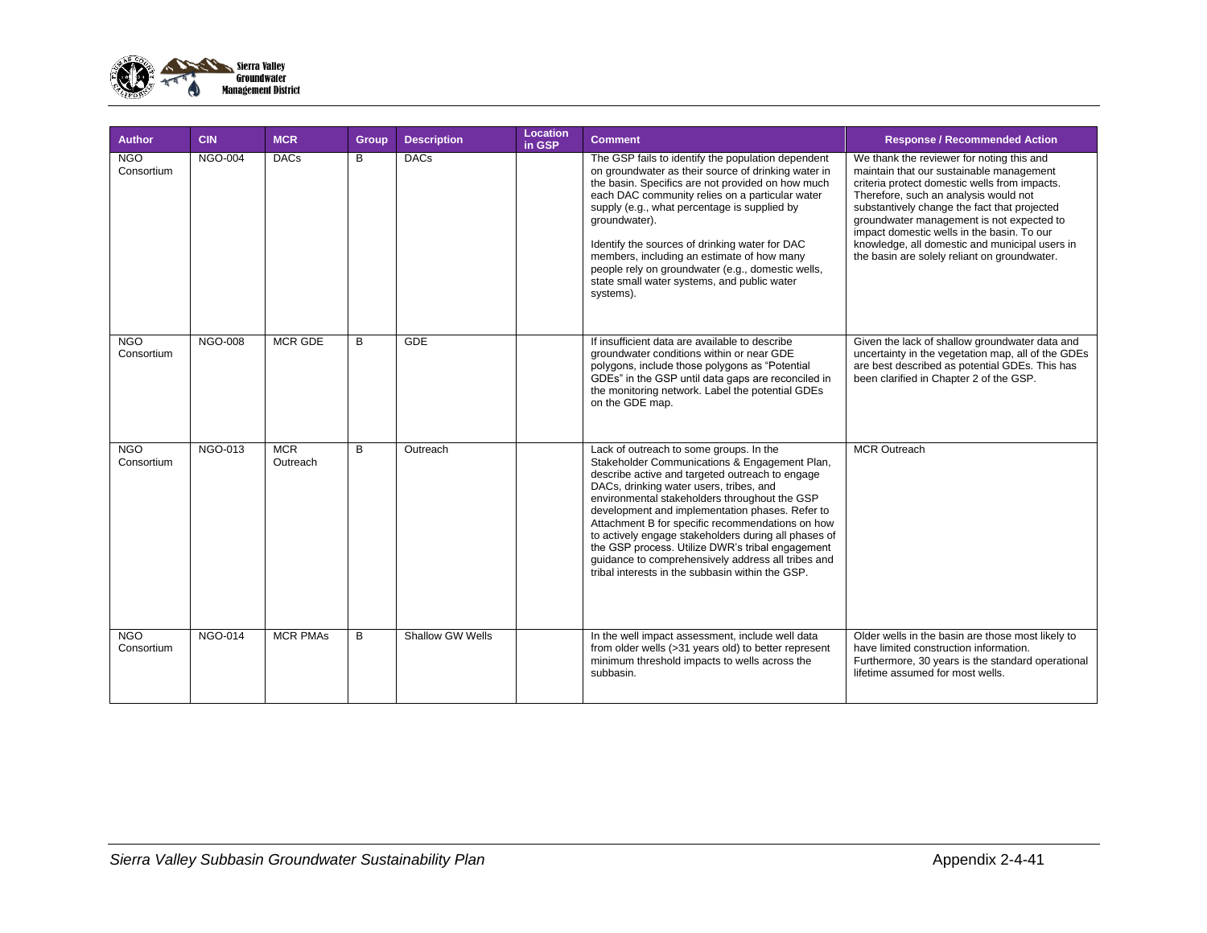| Author | CIN | MCR | Group | Description | Location in GSP | Comment | Response / Recommended Action |
|---|---|---|---|---|---|---|---|
| NGO Consortium | NGO-004 | DACs | B | DACs | | The GSP fails to identify the population dependent on groundwater as their source of drinking water in the basin. Specifics are not provided on how much each DAC community relies on a particular water supply (e.g., what percentage is supplied by groundwater).<br><br>Identify the sources of drinking water for DAC members, including an estimate of how many people rely on groundwater (e.g., domestic wells, state small water systems, and public water systems). | We thank the reviewer for noting this and maintain that our sustainable management criteria protect domestic wells from impacts. Therefore, such an analysis would not substantively change the fact that projected groundwater management is not expected to impact domestic wells in the basin. To our knowledge, all domestic and municipal users in the basin are solely reliant on groundwater. |
| NGO Consortium | NGO-008 | MCR GDE | B | GDE | | If insufficient data are available to describe groundwater conditions within or near GDE polygons, include those polygons as "Potential GDEs" in the GSP until data gaps are reconciled in the monitoring network. Label the potential GDEs on the GDE map. | Given the lack of shallow groundwater data and uncertainty in the vegetation map, all of the GDEs are best described as potential GDEs. This has been clarified in Chapter 2 of the GSP. |
| NGO Consortium | NGO-013 | MCR Outreach | B | Outreach | | Lack of outreach to some groups. In the Stakeholder Communications & Engagement Plan, describe active and targeted outreach to engage DACs, drinking water users, tribes, and environmental stakeholders throughout the GSP development and implementation phases. Refer to Attachment B for specific recommendations on how to actively engage stakeholders during all phases of the GSP process. Utilize DWR's tribal engagement guidance to comprehensively address all tribes and tribal interests in the subbasin within the GSP. | MCR Outreach |
| NGO Consortium | NGO-014 | MCR PMAs | B | Shallow GW Wells | | In the well impact assessment, include well data from older wells (>31 years old) to better represent minimum threshold impacts to wells across the subbasin. | Older wells in the basin are those most likely to have limited construction information. Furthermore, 30 years is the standard operational lifetime assumed for most wells. |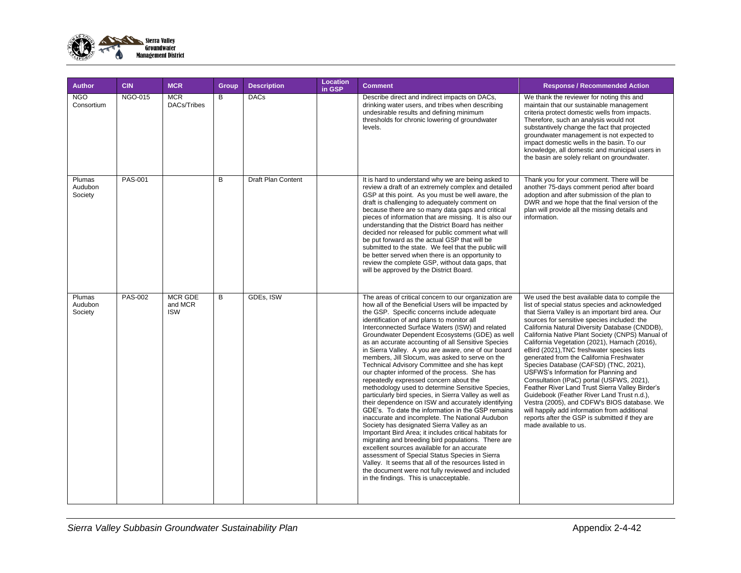| Author | CIN | MCR | Group | Description | Location in GSP | Comment | Response / Recommended Action |
|---|---|---|---|---|---|---|---|
| NGO Consortium | NGO-015 | MCR DACs/Tribes | B | DACs | | Describe direct and indirect impacts on DACs, drinking water users, and tribes when describing undesirable results and defining minimum thresholds for chronic lowering of groundwater levels. | We thank the reviewer for noting this and maintain that our sustainable management criteria protect domestic wells from impacts. Therefore, such an analysis would not substantively change the fact that projected groundwater management is not expected to impact domestic wells in the basin. To our knowledge, all domestic and municipal users in the basin are solely reliant on groundwater. |
| Plumas Audubon Society | PAS-001 | | B | Draft Plan Content | | It is hard to understand why we are being asked to review a draft of an extremely complex and detailed GSP at this point. As you must be well aware, the draft is challenging to adequately comment on because there are so many data gaps and critical pieces of information that are missing. It is also our understanding that the District Board has neither decided nor released for public comment what will be put forward as the actual GSP that will be submitted to the state. We feel that the public will be better served when there is an opportunity to review the complete GSP, without data gaps, that will be approved by the District Board. | Thank you for your comment. There will be another 75-days comment period after board adoption and after submission of the plan to DWR and we hope that the final version of the plan will provide all the missing details and information. |
| Plumas Audubon Society | PAS-002 | MCR GDE and MCR ISW | B | GDEs, ISW | | The areas of critical concern to our organization are how all of the Beneficial Users will be impacted by the GSP. Specific concerns include adequate identification of and plans to monitor all Interconnected Surface Waters (ISW) and related Groundwater Dependent Ecosystems (GDE) as well as an accurate accounting of all Sensitive Species in Sierra Valley. A you are aware, one of our board members, Jill Slocum, was asked to serve on the Technical Advisory Committee and she has kept our chapter informed of the process. She has repeatedly expressed concern about the methodology used to determine Sensitive Species, particularly bird species, in Sierra Valley as well as their dependence on ISW and accurately identifying GDE's. To date the information in the GSP remains inaccurate and incomplete. The National Audubon Society has designated Sierra Valley as an Important Bird Area; it includes critical habitats for migrating and breeding bird populations. There are excellent sources available for an accurate assessment of Special Status Species in Sierra Valley. It seems that all of the resources listed in the document were not fully reviewed and included in the findings. This is unacceptable. | We used the best available data to compile the list of special status species and acknowledged that Sierra Valley is an important bird area. Our sources for sensitive species included: the California Natural Diversity Database (CNDDB), California Native Plant Society (CNPS) Manual of California Vegetation (2021), Harnach (2016), eBird (2021),TNC freshwater species lists generated from the California Freshwater Species Database (CAFSD) (TNC, 2021), USFWS's Information for Planning and Consultation (IPaC) portal (USFWS, 2021), Feather River Land Trust Sierra Valley Birder's Guidebook (Feather River Land Trust n.d.), Vestra (2005), and CDFW's BIOS database. We will happily add information from additional reports after the GSP is submitted if they are made available to us. |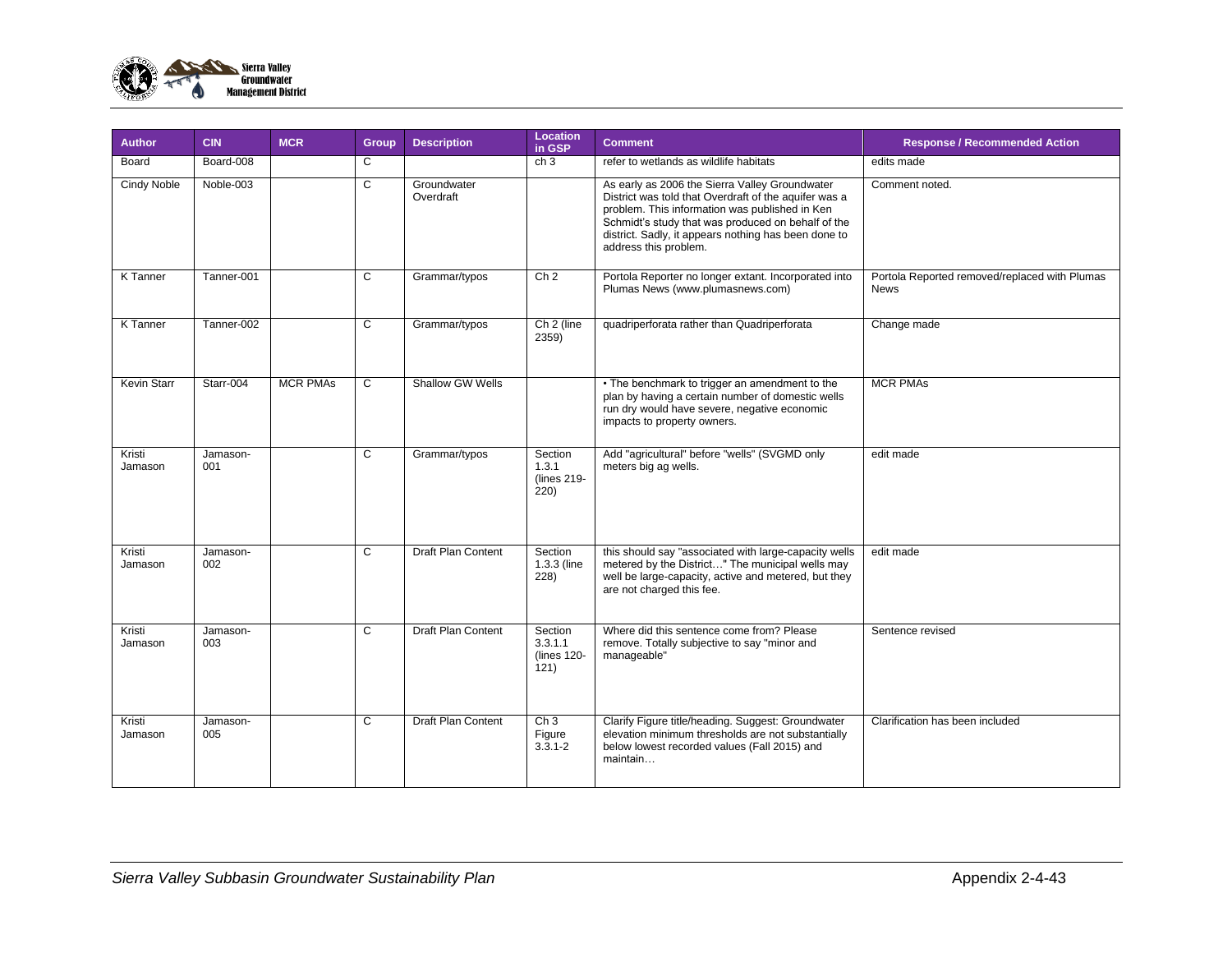| Author | CIN | MCR | Group | Description | Location in GSP | Comment | Response / Recommended Action |
|---|---|---|---|---|---|---|---|
| Board | Board-008 | | C | | ch 3 | refer to wetlands as wildlife habitats | edits made |
| Cindy Noble | Noble-003 | | C | Groundwater Overdraft | | As early as 2006 the Sierra Valley Groundwater District was told that Overdraft of the aquifer was a problem. This information was published in Ken Schmidt's study that was produced on behalf of the district. Sadly, it appears nothing has been done to address this problem. | Comment noted. |
| K Tanner | Tanner-001 | | C | Grammar/typos | Ch 2 | Portola Reporter no longer extant. Incorporated into Plumas News (www.plumasnews.com) | Portola Reported removed/replaced with Plumas News |
| K Tanner | Tanner-002 | | C | Grammar/typos | Ch 2 (line 2359) | quadriperforata rather than Quadriperforata | Change made |
| Kevin Starr | Starr-004 | MCR PMAs | C | Shallow GW Wells | | • The benchmark to trigger an amendment to the plan by having a certain number of domestic wells run dry would have severe, negative economic impacts to property owners. | MCR PMAs |
| Kristi Jamason | Jamason-001 | | C | Grammar/typos | Section 1.3.1 (lines 219-220) | Add "agricultural" before "wells" (SVGMD only meters big ag wells. | edit made |
| Kristi Jamason | Jamason-002 | | C | Draft Plan Content | Section 1.3.3 (line 228) | this should say "associated with large-capacity wells metered by the District…" The municipal wells may well be large-capacity, active and metered, but they are not charged this fee. | edit made |
| Kristi Jamason | Jamason-003 | | C | Draft Plan Content | Section 3.3.1.1 (lines 120-121) | Where did this sentence come from? Please remove. Totally subjective to say "minor and manageable" | Sentence revised |
| Kristi Jamason | Jamason-005 | | C | Draft Plan Content | Ch 3 Figure 3.3.1-2 | Clarify Figure title/heading. Suggest: Groundwater elevation minimum thresholds are not substantially below lowest recorded values (Fall 2015) and maintain… | Clarification has been included |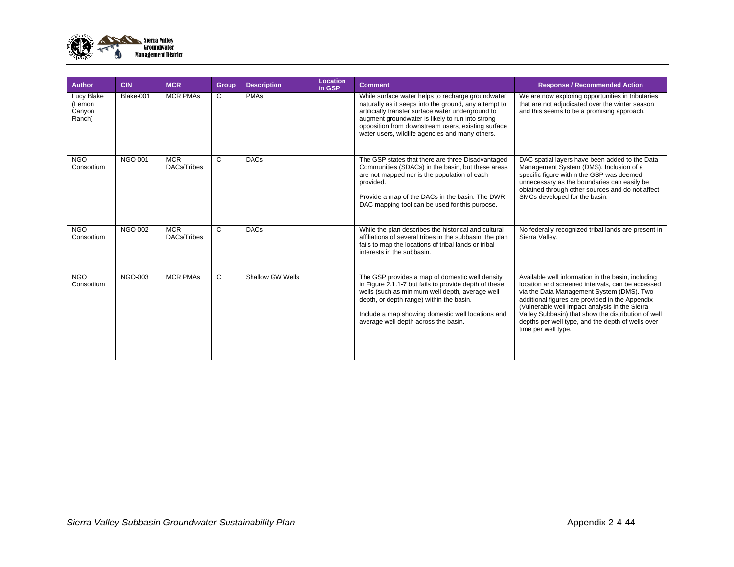| Author | CIN | MCR | Group | Description | Location in GSP | Comment | Response / Recommended Action |
|---|---|---|---|---|---|---|---|
| Lucy Blake (Lemon Canyon Ranch) | Blake-001 | MCR PMAs | C | PMAs | | While surface water helps to recharge groundwater naturally as it seeps into the ground, any attempt to artificially transfer surface water underground to augment groundwater is likely to run into strong opposition from downstream users, existing surface water users, wildlife agencies and many others. | We are now exploring opportunities in tributaries that are not adjudicated over the winter season and this seems to be a promising approach. |
| NGO Consortium | NGO-001 | MCR DACs/Tribes | C | DACs | | The GSP states that there are three Disadvantaged Communities (SDACs) in the basin, but these areas are not mapped nor is the population of each provided.<br><br>Provide a map of the DACs in the basin. The DWR DAC mapping tool can be used for this purpose. | DAC spatial layers have been added to the Data Management System (DMS). Inclusion of a specific figure within the GSP was deemed unnecessary as the boundaries can easily be obtained through other sources and do not affect SMCs developed for the basin. |
| NGO Consortium | NGO-002 | MCR DACs/Tribes | C | DACs | | While the plan describes the historical and cultural affiliations of several tribes in the subbasin, the plan fails to map the locations of tribal lands or tribal interests in the subbasin. | No federally recognized tribal lands are present in Sierra Valley. |
| NGO Consortium | NGO-003 | MCR PMAs | C | Shallow GW Wells | | The GSP provides a map of domestic well density in Figure 2.1.1-7 but fails to provide depth of these wells (such as minimum well depth, average well depth, or depth range) within the basin.<br><br>Include a map showing domestic well locations and average well depth across the basin. | Available well information in the basin, including location and screened intervals, can be accessed via the Data Management System (DMS). Two additional figures are provided in the Appendix (Vulnerable well impact analysis in the Sierra Valley Subbasin) that show the distribution of well depths per well type, and the depth of wells over time per well type. |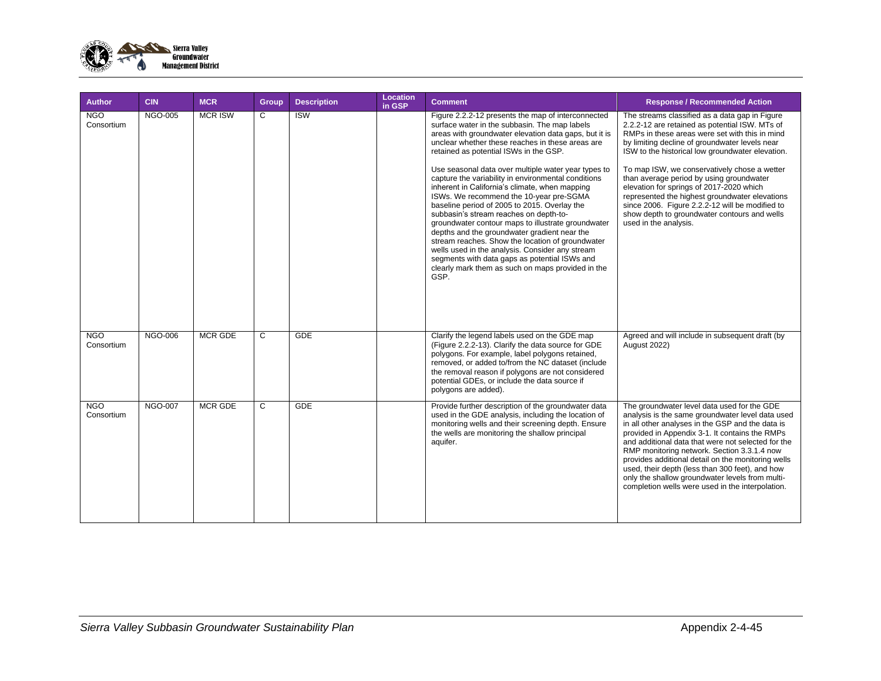| Author | CIN | MCR | Group | Description | Location in GSP | Comment | Response / Recommended Action |
|---|---|---|---|---|---|---|---|
| NGO Consortium | NGO-005 | MCR ISW | C | ISW | | Figure 2.2.2-12 presents the map of interconnected surface water in the subbasin. The map labels areas with groundwater elevation data gaps, but it is unclear whether these reaches in these areas are retained as potential ISWs in the GSP.<br><br>Use seasonal data over multiple water year types to capture the variability in environmental conditions inherent in California's climate, when mapping ISWs. We recommend the 10-year pre-SGMA baseline period of 2005 to 2015. Overlay the subbasin's stream reaches on depth-to-groundwater contour maps to illustrate groundwater depths and the groundwater gradient near the stream reaches. Show the location of groundwater wells used in the analysis. Consider any stream segments with data gaps as potential ISWs and clearly mark them as such on maps provided in the GSP. | The streams classified as a data gap in Figure 2.2.2-12 are retained as potential ISW. MTs of RMPs in these areas were set with this in mind by limiting decline of groundwater levels near ISW to the historical low groundwater elevation.<br><br>To map ISW, we conservatively chose a wetter than average period by using groundwater elevation for springs of 2017-2020 which represented the highest groundwater elevations since 2006. Figure 2.2.2-12 will be modified to show depth to groundwater contours and wells used in the analysis. |
| NGO Consortium | NGO-006 | MCR GDE | C | GDE | | Clarify the legend labels used on the GDE map (Figure 2.2.2-13). Clarify the data source for GDE polygons. For example, label polygons retained, removed, or added to/from the NC dataset (include the removal reason if polygons are not considered potential GDEs, or include the data source if polygons are added). | Agreed and will include in subsequent draft (by August 2022) |
| NGO Consortium | NGO-007 | MCR GDE | C | GDE | | Provide further description of the groundwater data used in the GDE analysis, including the location of monitoring wells and their screening depth. Ensure the wells are monitoring the shallow principal aquifer. | The groundwater level data used for the GDE analysis is the same groundwater level data used in all other analyses in the GSP and the data is provided in Appendix 3-1. It contains the RMPs and additional data that were not selected for the RMP monitoring network. Section 3.3.1.4 now provides additional detail on the monitoring wells used, their depth (less than 300 feet), and how only the shallow groundwater levels from multi-completion wells were used in the interpolation. |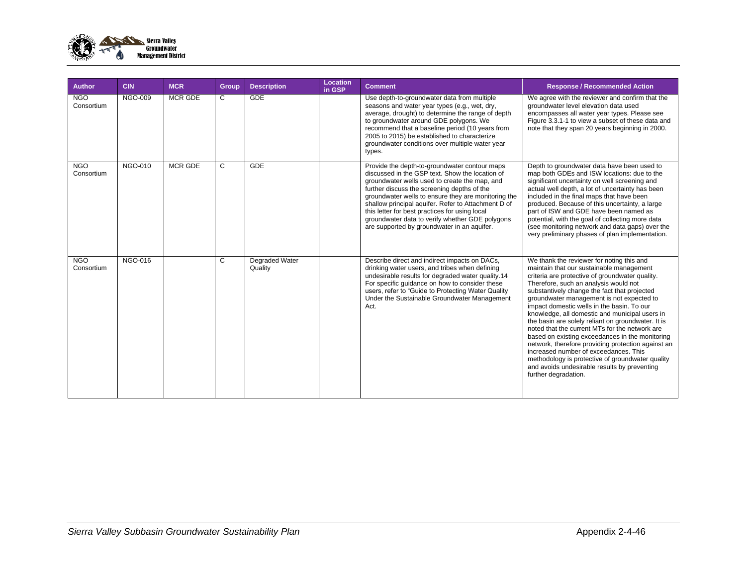| Author | CIN | MCR | Group | Description | Location in GSP | Comment | Response / Recommended Action |
|---|---|---|---|---|---|---|---|
| NGO Consortium | NGO-009 | MCR GDE | C | GDE | | Use depth-to-groundwater data from multiple seasons and water year types (e.g., wet, dry, average, drought) to determine the range of depth to groundwater around GDE polygons. We recommend that a baseline period (10 years from 2005 to 2015) be established to characterize groundwater conditions over multiple water year types. | We agree with the reviewer and confirm that the groundwater level elevation data used encompasses all water year types. Please see Figure 3.3.1-1 to view a subset of these data and note that they span 20 years beginning in 2000. |
| NGO Consortium | NGO-010 | MCR GDE | C | GDE | | Provide the depth-to-groundwater contour maps discussed in the GSP text. Show the location of groundwater wells used to create the map, and further discuss the screening depths of the groundwater wells to ensure they are monitoring the shallow principal aquifer. Refer to Attachment D of this letter for best practices for using local groundwater data to verify whether GDE polygons are supported by groundwater in an aquifer. | Depth to groundwater data have been used to map both GDEs and ISW locations: due to the significant uncertainty on well screening and actual well depth, a lot of uncertainty has been included in the final maps that have been produced. Because of this uncertainty, a large part of ISW and GDE have been named as potential, with the goal of collecting more data (see monitoring network and data gaps) over the very preliminary phases of plan implementation. |
| NGO Consortium | NGO-016 | | C | Degraded Water Quality | | Describe direct and indirect impacts on DACs, drinking water users, and tribes when defining undesirable results for degraded water quality.14 For specific guidance on how to consider these users, refer to "Guide to Protecting Water Quality Under the Sustainable Groundwater Management Act. | We thank the reviewer for noting this and maintain that our sustainable management criteria are protective of groundwater quality. Therefore, such an analysis would not substantively change the fact that projected groundwater management is not expected to impact domestic wells in the basin. To our knowledge, all domestic and municipal users in the basin are solely reliant on groundwater. It is noted that the current MTs for the network are based on existing exceedances in the monitoring network, therefore providing protection against an increased number of exceedances. This methodology is protective of groundwater quality and avoids undesirable results by preventing further degradation. |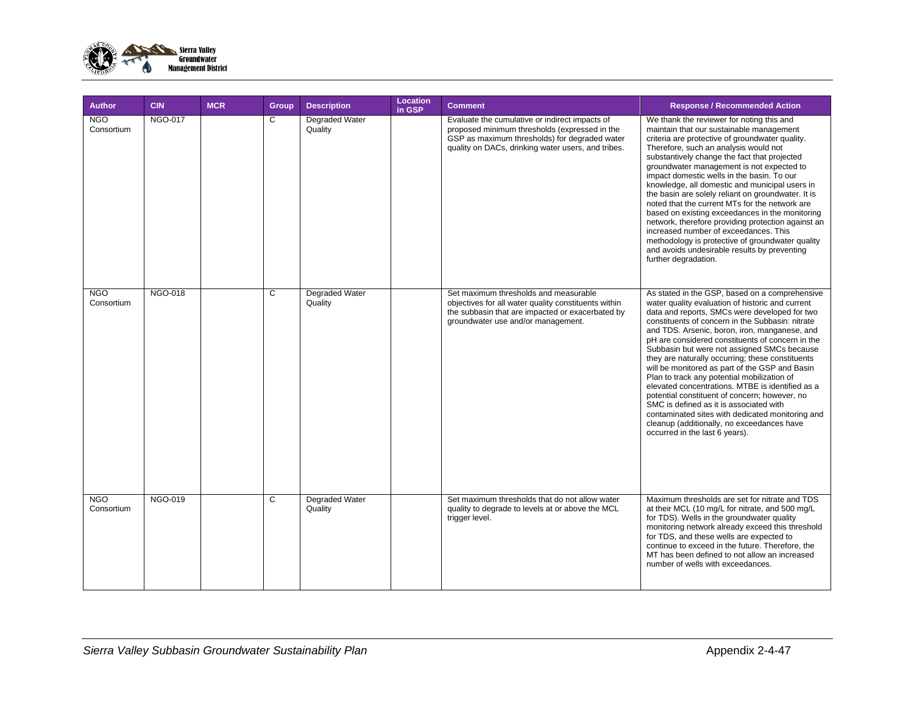| Author | CIN | MCR | Group | Description | Location in GSP | Comment | Response / Recommended Action |
|---|---|---|---|---|---|---|---|
| NGO Consortium | NGO-017 | | C | Degraded Water Quality | | Evaluate the cumulative or indirect impacts of proposed minimum thresholds (expressed in the GSP as maximum thresholds) for degraded water quality on DACs, drinking water users, and tribes. | We thank the reviewer for noting this and maintain that our sustainable management criteria are protective of groundwater quality. Therefore, such an analysis would not substantively change the fact that projected groundwater management is not expected to impact domestic wells in the basin. To our knowledge, all domestic and municipal users in the basin are solely reliant on groundwater. It is noted that the current MTs for the network are based on existing exceedances in the monitoring network, therefore providing protection against an increased number of exceedances. This methodology is protective of groundwater quality and avoids undesirable results by preventing further degradation. |
| NGO Consortium | NGO-018 | | C | Degraded Water Quality | | Set maximum thresholds and measurable objectives for all water quality constituents within the subbasin that are impacted or exacerbated by groundwater use and/or management. | As stated in the GSP, based on a comprehensive water quality evaluation of historic and current data and reports, SMCs were developed for two constituents of concern in the Subbasin: nitrate and TDS. Arsenic, boron, iron, manganese, and pH are considered constituents of concern in the Subbasin but were not assigned SMCs because they are naturally occurring; these constituents will be monitored as part of the GSP and Basin Plan to track any potential mobilization of elevated concentrations. MTBE is identified as a potential constituent of concern; however, no SMC is defined as it is associated with contaminated sites with dedicated monitoring and cleanup (additionally, no exceedances have occurred in the last 6 years). |
| NGO Consortium | NGO-019 | | C | Degraded Water Quality | | Set maximum thresholds that do not allow water quality to degrade to levels at or above the MCL trigger level. | Maximum thresholds are set for nitrate and TDS at their MCL (10 mg/L for nitrate, and 500 mg/L for TDS). Wells in the groundwater quality monitoring network already exceed this threshold for TDS, and these wells are expected to continue to exceed in the future. Therefore, the MT has been defined to not allow an increased number of wells with exceedances. |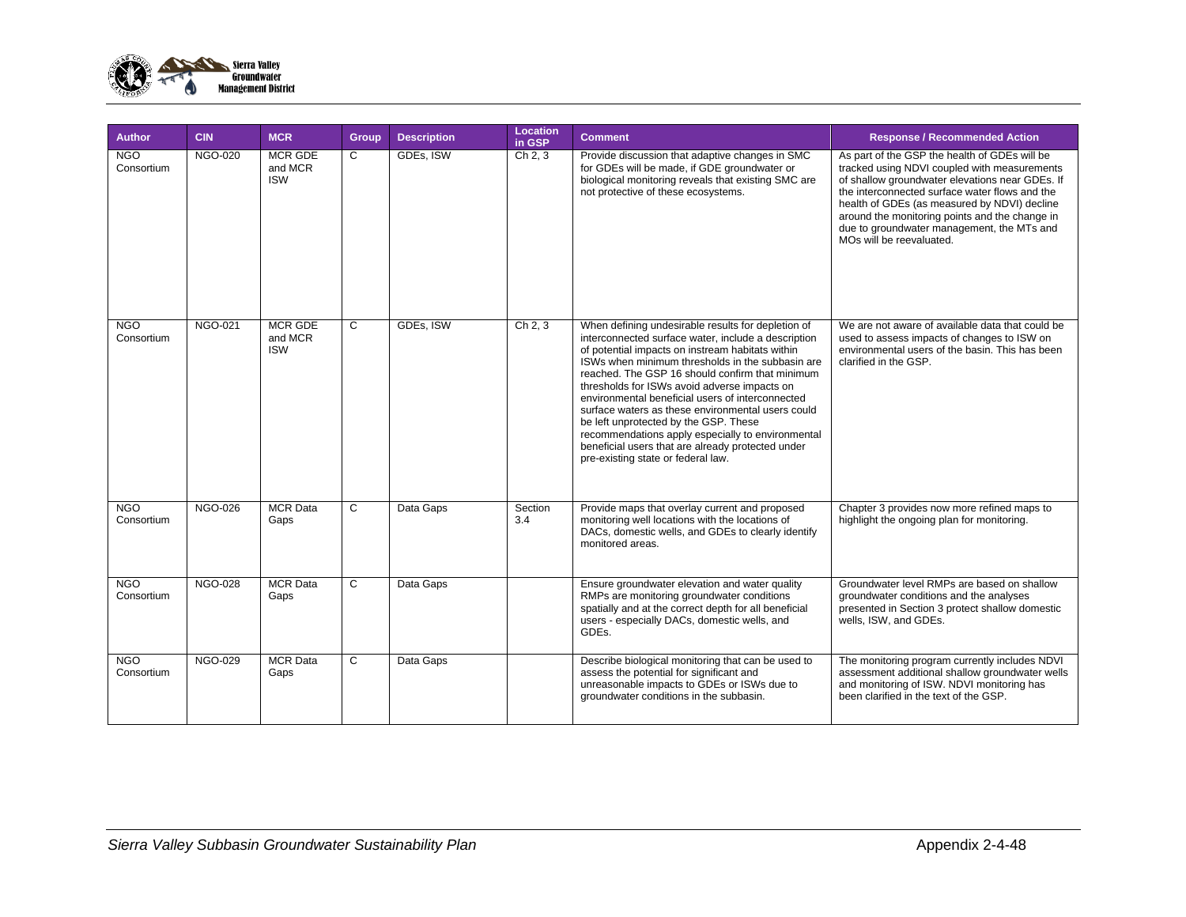| Author | CIN | MCR | Group | Description | Location in GSP | Comment | Response / Recommended Action |
|---|---|---|---|---|---|---|---|
| NGO Consortium | NGO-020 | MCR GDE and MCR ISW | C | GDEs, ISW | Ch 2, 3 | Provide discussion that adaptive changes in SMC for GDEs will be made, if GDE groundwater or biological monitoring reveals that existing SMC are not protective of these ecosystems. | As part of the GSP the health of GDEs will be tracked using NDVI coupled with measurements of shallow groundwater elevations near GDEs. If the interconnected surface water flows and the health of GDEs (as measured by NDVI) decline around the monitoring points and the change in due to groundwater management, the MTs and MOs will be reevaluated. |
| NGO Consortium | NGO-021 | MCR GDE and MCR ISW | C | GDEs, ISW | Ch 2, 3 | When defining undesirable results for depletion of interconnected surface water, include a description of potential impacts on instream habitats within ISWs when minimum thresholds in the subbasin are reached. The GSP 16 should confirm that minimum thresholds for ISWs avoid adverse impacts on environmental beneficial users of interconnected surface waters as these environmental users could be left unprotected by the GSP. These recommendations apply especially to environmental beneficial users that are already protected under pre-existing state or federal law. | We are not aware of available data that could be used to assess impacts of changes to ISW on environmental users of the basin. This has been clarified in the GSP. |
| NGO Consortium | NGO-026 | MCR Data Gaps | C | Data Gaps | Section 3.4 | Provide maps that overlay current and proposed monitoring well locations with the locations of DACs, domestic wells, and GDEs to clearly identify monitored areas. | Chapter 3 provides now more refined maps to highlight the ongoing plan for monitoring. |
| NGO Consortium | NGO-028 | MCR Data Gaps | C | Data Gaps | | Ensure groundwater elevation and water quality RMPs are monitoring groundwater conditions spatially and at the correct depth for all beneficial users - especially DACs, domestic wells, and GDEs. | Groundwater level RMPs are based on shallow groundwater conditions and the analyses presented in Section 3 protect shallow domestic wells, ISW, and GDEs. |
| NGO Consortium | NGO-029 | MCR Data Gaps | C | Data Gaps | | Describe biological monitoring that can be used to assess the potential for significant and unreasonable impacts to GDEs or ISWs due to groundwater conditions in the subbasin. | The monitoring program currently includes NDVI assessment additional shallow groundwater wells and monitoring of ISW. NDVI monitoring has been clarified in the text of the GSP. |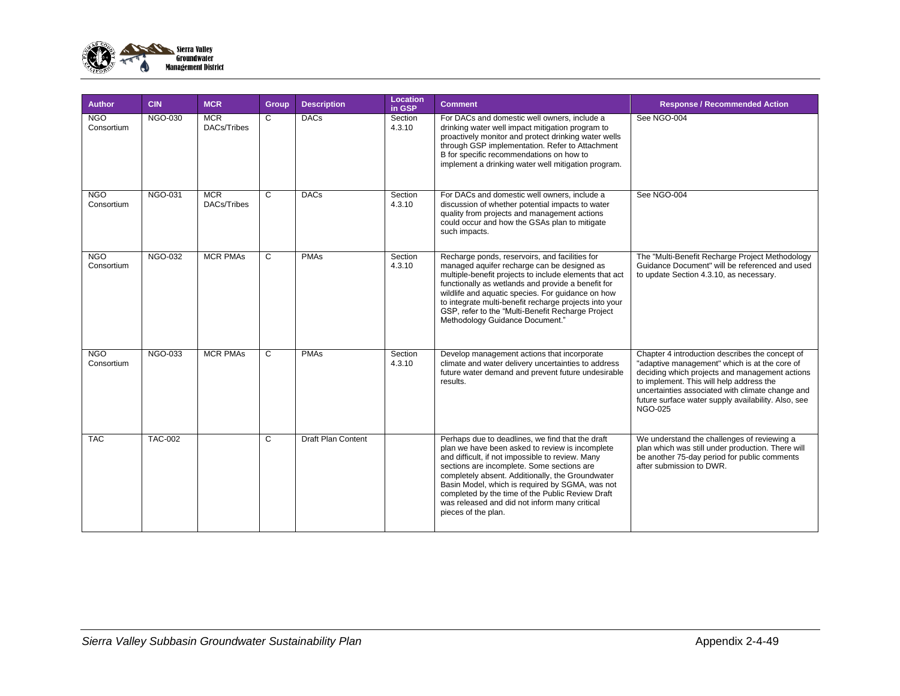| Author | CIN | MCR | Group | Description | Location in GSP | Comment | Response / Recommended Action |
|---|---|---|---|---|---|---|---|
| NGO Consortium | NGO-030 | MCR DACs/Tribes | C | DACs | Section 4.3.10 | For DACs and domestic well owners, include a drinking water well impact mitigation program to proactively monitor and protect drinking water wells through GSP implementation. Refer to Attachment B for specific recommendations on how to implement a drinking water well mitigation program. | See NGO-004 |
| NGO Consortium | NGO-031 | MCR DACs/Tribes | C | DACs | Section 4.3.10 | For DACs and domestic well owners, include a discussion of whether potential impacts to water quality from projects and management actions could occur and how the GSAs plan to mitigate such impacts. | See NGO-004 |
| NGO Consortium | NGO-032 | MCR PMAs | C | PMAs | Section 4.3.10 | Recharge ponds, reservoirs, and facilities for managed aquifer recharge can be designed as multiple-benefit projects to include elements that act functionally as wetlands and provide a benefit for wildlife and aquatic species. For guidance on how to integrate multi-benefit recharge projects into your GSP, refer to the "Multi-Benefit Recharge Project Methodology Guidance Document." | The "Multi-Benefit Recharge Project Methodology Guidance Document" will be referenced and used to update Section 4.3.10, as necessary. |
| NGO Consortium | NGO-033 | MCR PMAs | C | PMAs | Section 4.3.10 | Develop management actions that incorporate climate and water delivery uncertainties to address future water demand and prevent future undesirable results. | Chapter 4 introduction describes the concept of "adaptive management" which is at the core of deciding which projects and management actions to implement. This will help address the uncertainties associated with climate change and future surface water supply availability. Also, see NGO-025 |
| TAC | TAC-002 | | C | Draft Plan Content | | Perhaps due to deadlines, we find that the draft plan we have been asked to review is incomplete and difficult, if not impossible to review. Many sections are incomplete. Some sections are completely absent. Additionally, the Groundwater Basin Model, which is required by SGMA, was not completed by the time of the Public Review Draft was released and did not inform many critical pieces of the plan. | We understand the challenges of reviewing a plan which was still under production. There will be another 75-day period for public comments after submission to DWR. |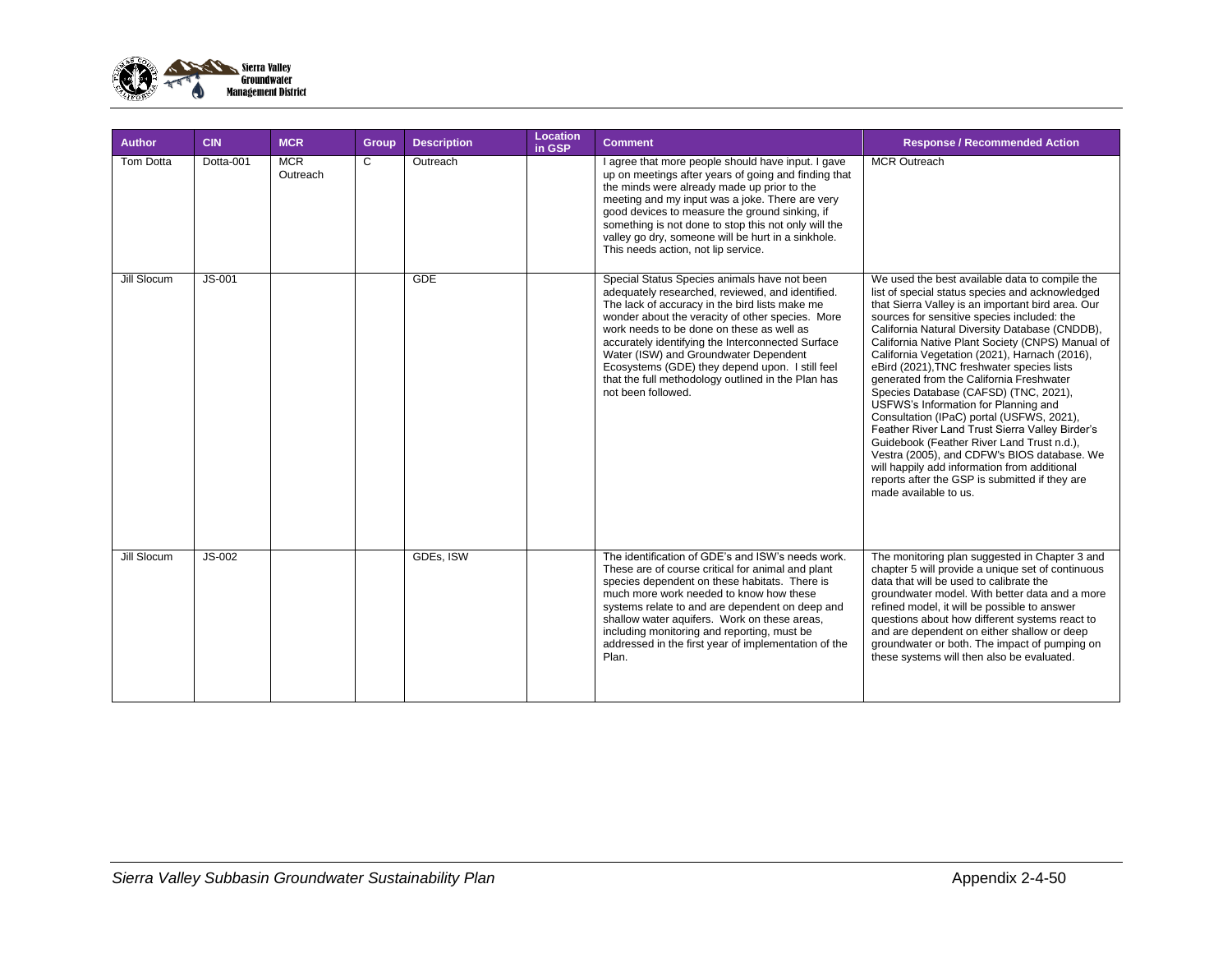| Author | CIN | MCR | Group | Description | Location in GSP | Comment | Response / Recommended Action |
|---|---|---|---|---|---|---|---|
| Tom Dotta | Dotta-001 | MCR Outreach | C | Outreach | | I agree that more people should have input. I gave up on meetings after years of going and finding that the minds were already made up prior to the meeting and my input was a joke. There are very good devices to measure the ground sinking, if something is not done to stop this not only will the valley go dry, someone will be hurt in a sinkhole. This needs action, not lip service. | MCR Outreach |
| Jill Slocum | JS-001 | | | GDE | | Special Status Species animals have not been adequately researched, reviewed, and identified. The lack of accuracy in the bird lists make me wonder about the veracity of other species. More work needs to be done on these as well as accurately identifying the Interconnected Surface Water (ISW) and Groundwater Dependent Ecosystems (GDE) they depend upon. I still feel that the full methodology outlined in the Plan has not been followed. | We used the best available data to compile the list of special status species and acknowledged that Sierra Valley is an important bird area. Our sources for sensitive species included: the California Natural Diversity Database (CNDDB), California Native Plant Society (CNPS) Manual of California Vegetation (2021), Harnach (2016), eBird (2021),TNC freshwater species lists generated from the California Freshwater Species Database (CAFSD) (TNC, 2021), USFWS's Information for Planning and Consultation (IPaC) portal (USFWS, 2021), Feather River Land Trust Sierra Valley Birder's Guidebook (Feather River Land Trust n.d.), Vestra (2005), and CDFW's BIOS database. We will happily add information from additional reports after the GSP is submitted if they are made available to us. |
| Jill Slocum | JS-002 | | | GDEs, ISW | | The identification of GDE's and ISW's needs work. These are of course critical for animal and plant species dependent on these habitats. There is much more work needed to know how these systems relate to and are dependent on deep and shallow water aquifers. Work on these areas, including monitoring and reporting, must be addressed in the first year of implementation of the Plan. | The monitoring plan suggested in Chapter 3 and chapter 5 will provide a unique set of continuous data that will be used to calibrate the groundwater model. With better data and a more refined model, it will be possible to answer questions about how different systems react to and are dependent on either shallow or deep groundwater or both. The impact of pumping on these systems will then also be evaluated. |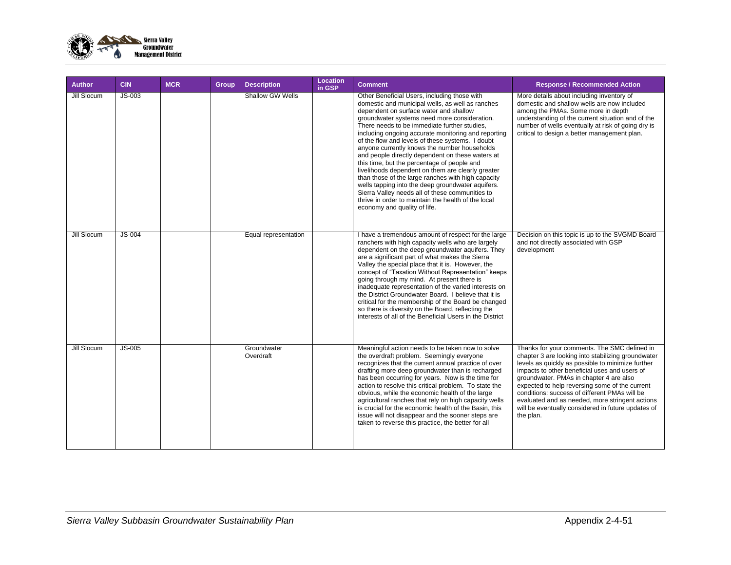| Author | CIN | MCR | Group | Description | Location in GSP | Comment | Response / Recommended Action |
|---|---|---|---|---|---|---|---|
| Jill Slocum | JS-003 | | | Shallow GW Wells | | Other Beneficial Users, including those with domestic and municipal wells, as well as ranches dependent on surface water and shallow groundwater systems need more consideration. There needs to be immediate further studies, including ongoing accurate monitoring and reporting of the flow and levels of these systems. I doubt anyone currently knows the number households and people directly dependent on these waters at this time, but the percentage of people and livelihoods dependent on them are clearly greater than those of the large ranches with high capacity wells tapping into the deep groundwater aquifers. Sierra Valley needs all of these communities to thrive in order to maintain the health of the local economy and quality of life. | More details about including inventory of domestic and shallow wells are now included among the PMAs. Some more in depth understanding of the current situation and of the number of wells eventually at risk of going dry is critical to design a better management plan. |
| Jill Slocum | JS-004 | | | Equal representation | | I have a tremendous amount of respect for the large ranchers with high capacity wells who are largely dependent on the deep groundwater aquifers. They are a significant part of what makes the Sierra Valley the special place that it is. However, the concept of "Taxation Without Representation" keeps going through my mind. At present there is inadequate representation of the varied interests on the District Groundwater Board. I believe that it is critical for the membership of the Board be changed so there is diversity on the Board, reflecting the interests of all of the Beneficial Users in the District | Decision on this topic is up to the SVGMD Board and not directly associated with GSP development |
| Jill Slocum | JS-005 | | | Groundwater Overdraft | | Meaningful action needs to be taken now to solve the overdraft problem. Seemingly everyone recognizes that the current annual practice of over drafting more deep groundwater than is recharged has been occurring for years. Now is the time for action to resolve this critical problem. To state the obvious, while the economic health of the large agricultural ranches that rely on high capacity wells is crucial for the economic health of the Basin, this issue will not disappear and the sooner steps are taken to reverse this practice, the better for all | Thanks for your comments. The SMC defined in chapter 3 are looking into stabilizing groundwater levels as quickly as possible to minimize further impacts to other beneficial uses and users of groundwater. PMAs in chapter 4 are also expected to help reversing some of the current conditions: success of different PMAs will be evaluated and as needed, more stringent actions will be eventually considered in future updates of the plan. |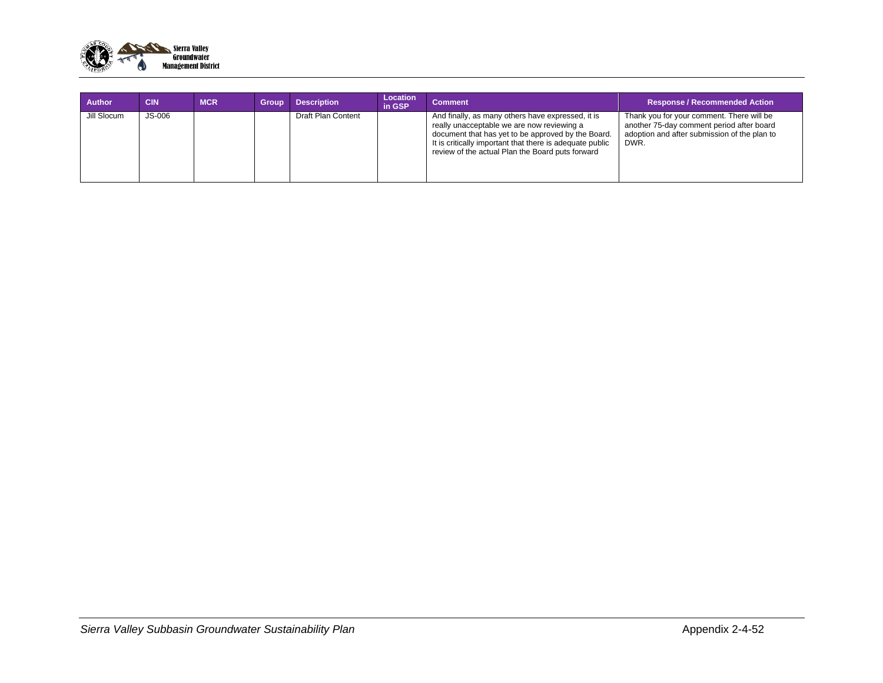| Author | CIN | MCR | Group | Description | Location in GSP | Comment | Response / Recommended Action |
|---|---|---|---|---|---|---|---|
| Jill Slocum | JS-006 | | | Draft Plan Content | | And finally, as many others have expressed, it is really unacceptable we are now reviewing a document that has yet to be approved by the Board. It is critically important that there is adequate public review of the actual Plan the Board puts forward | Thank you for your comment. There will be another 75-day comment period after board adoption and after submission of the plan to DWR. |